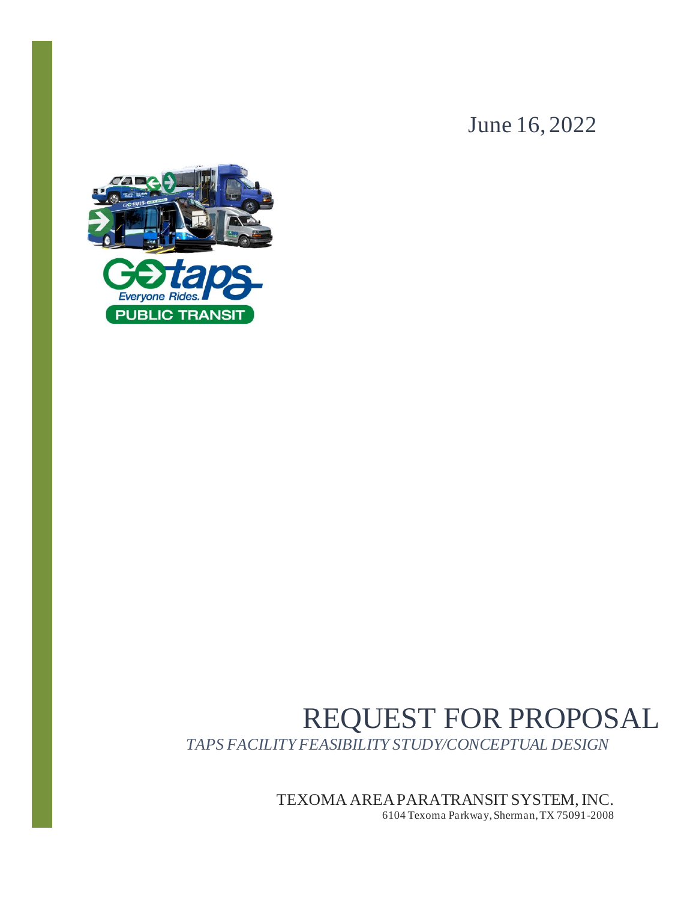June 16, 2022

# REQUEST FOR PROPOSAL

*TAPS FACILITY FEASIBILITY STUDY/CONCEPTUAL DESIGN*

TEXOMA AREA PARATRANSIT SYSTEM, INC.
6104 Texoma Parkway, Sherman, TX 75091-2008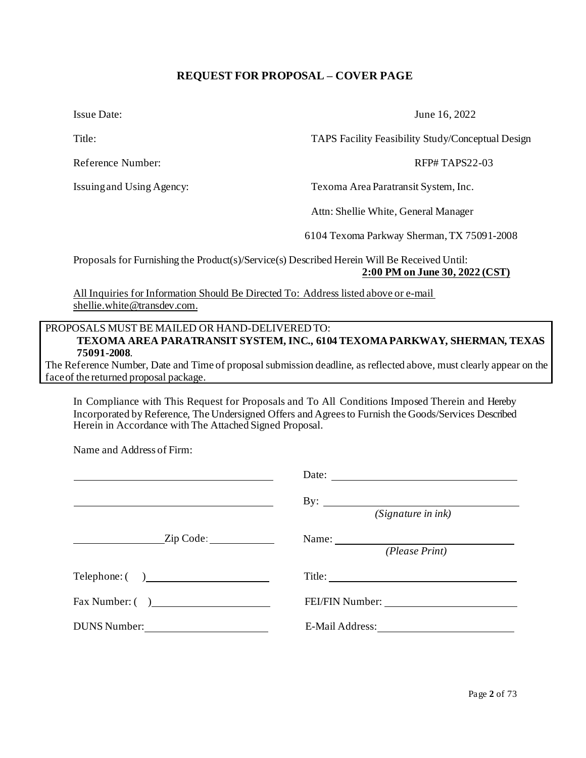## REQUEST FOR PROPOSAL – COVER PAGE

| | |
|---|---|
| Issue Date: | June 16, 2022 |
| Title: | TAPS Facility Feasibility Study/Conceptual Design |
| Reference Number: | RFP# TAPS22-03 |
| Issuing and Using Agency: | Texoma Area Paratransit System, Inc. |
| | Attn: Shellie White, General Manager |
| | 6104 Texoma Parkway Sherman, TX 75091-2008 |

Proposals for Furnishing the Product(s)/Service(s) Described Herein Will Be Received Until: **2:00 PM on June 30, 2022 (CST)**

All Inquiries for Information Should Be Directed To: Address listed above or e-mail shellie.white@transdev.com.

PROPOSALS MUST BE MAILED OR HAND-DELIVERED TO:
**TEXOMA AREA PARATRANSIT SYSTEM, INC., 6104 TEXOMA PARKWAY, SHERMAN, TEXAS 75091-2008**.
The Reference Number, Date and Time of proposal submission deadline, as reflected above, must clearly appear on the face of the returned proposal package.

In Compliance with This Request for Proposals and To All Conditions Imposed Therein and Hereby Incorporated by Reference, The Undersigned Offers and Agrees to Furnish the Goods/Services Described Herein in Accordance with The Attached Signed Proposal.

Name and Address of Firm:

| | |
|---|---|
| ____________________ | Date: ____________________ |
| ____________________ | By: ____________________ *(Signature in ink)* |
| __________ Zip Code: __________ | Name: ____________________ *(Please Print)* |
| Telephone: ( ) ____________________ | Title: ____________________ |
| Fax Number: ( ) ____________________ | FEI/FIN Number: ____________________ |
| DUNS Number: ____________________ | E-Mail Address: ____________________ |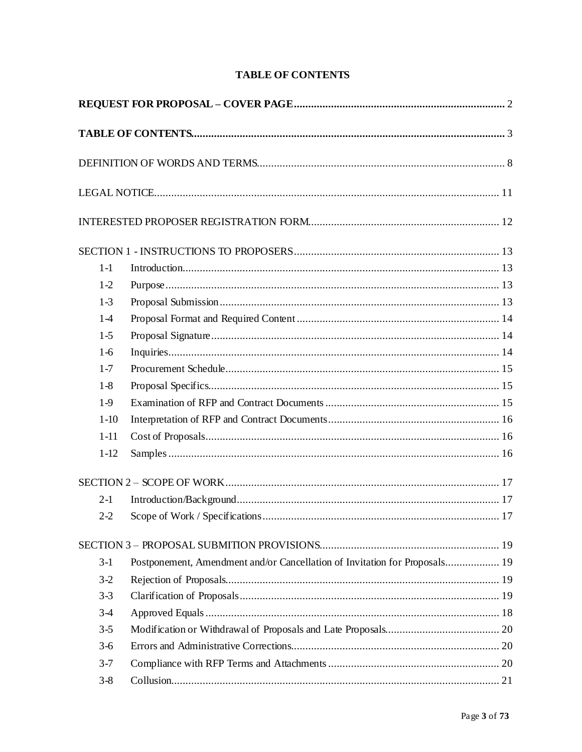# TABLE OF CONTENTS

**REQUEST FOR PROPOSAL – COVER PAGE** .......... 2

**TABLE OF CONTENTS** .......... 3

DEFINITION OF WORDS AND TERMS .......... 8

LEGAL NOTICE .......... 11

INTERESTED PROPOSER REGISTRATION FORM .......... 12

SECTION 1 - INSTRUCTIONS TO PROPOSERS .......... 13

- 1-1 Introduction .......... 13
- 1-2 Purpose .......... 13
- 1-3 Proposal Submission .......... 13
- 1-4 Proposal Format and Required Content .......... 14
- 1-5 Proposal Signature .......... 14
- 1-6 Inquiries .......... 14
- 1-7 Procurement Schedule .......... 15
- 1-8 Proposal Specifics .......... 15
- 1-9 Examination of RFP and Contract Documents .......... 15
- 1-10 Interpretation of RFP and Contract Documents .......... 16
- 1-11 Cost of Proposals .......... 16
- 1-12 Samples .......... 16

SECTION 2 – SCOPE OF WORK .......... 17

- 2-1 Introduction/Background .......... 17
- 2-2 Scope of Work / Specifications .......... 17

SECTION 3 – PROPOSAL SUBMITION PROVISIONS .......... 19

- 3-1 Postponement, Amendment and/or Cancellation of Invitation for Proposals .......... 19
- 3-2 Rejection of Proposals .......... 19
- 3-3 Clarification of Proposals .......... 19
- 3-4 Approved Equals .......... 18
- 3-5 Modification or Withdrawal of Proposals and Late Proposals .......... 20
- 3-6 Errors and Administrative Corrections .......... 20
- 3-7 Compliance with RFP Terms and Attachments .......... 20
- 3-8 Collusion .......... 21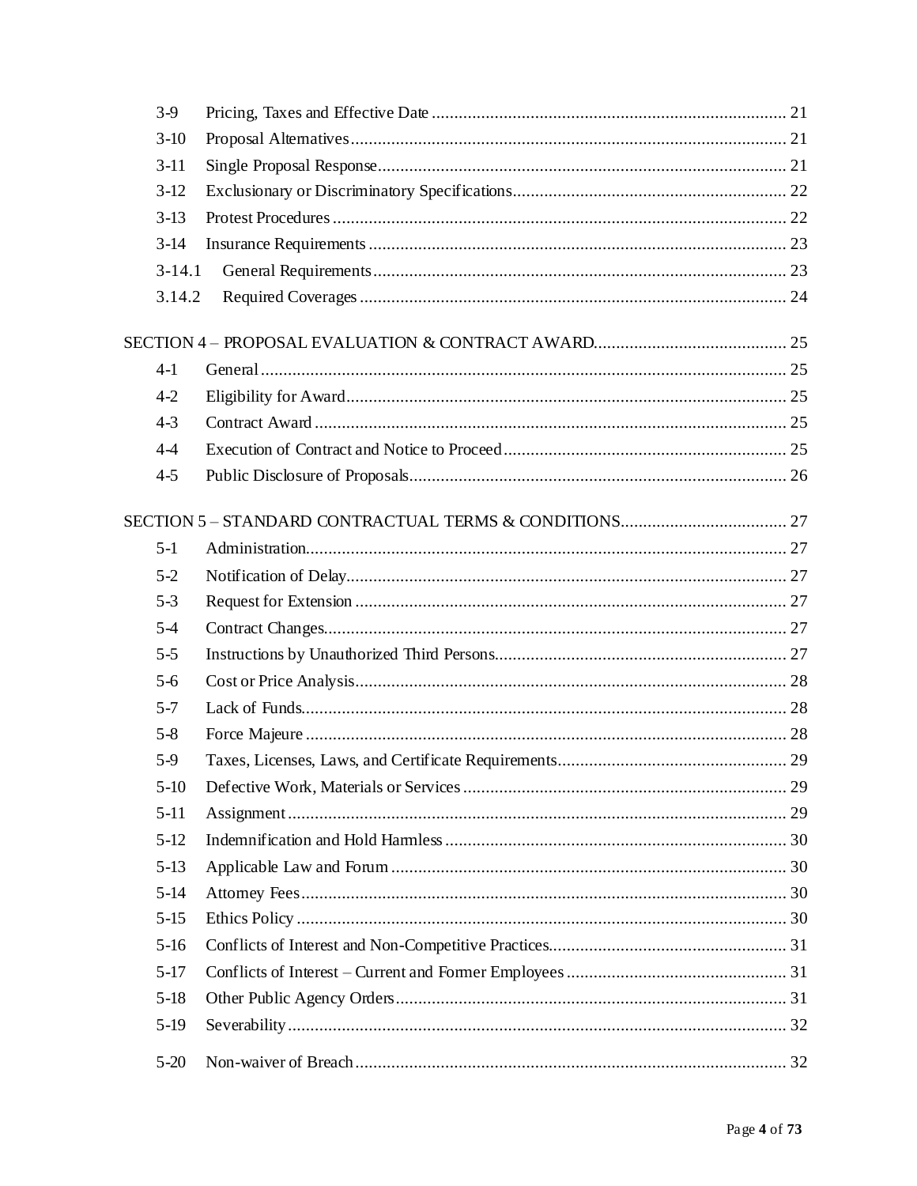3-9 Pricing, Taxes and Effective Date ........ 21
3-10 Proposal Alternatives ........ 21
3-11 Single Proposal Response ........ 21
3-12 Exclusionary or Discriminatory Specifications ........ 22
3-13 Protest Procedures ........ 22
3-14 Insurance Requirements ........ 23
3-14.1 General Requirements ........ 23
3.14.2 Required Coverages ........ 24

SECTION 4 – PROPOSAL EVALUATION & CONTRACT AWARD ........ 25
4-1 General ........ 25
4-2 Eligibility for Award ........ 25
4-3 Contract Award ........ 25
4-4 Execution of Contract and Notice to Proceed ........ 25
4-5 Public Disclosure of Proposals ........ 26

SECTION 5 – STANDARD CONTRACTUAL TERMS & CONDITIONS ........ 27
5-1 Administration ........ 27
5-2 Notification of Delay ........ 27
5-3 Request for Extension ........ 27
5-4 Contract Changes ........ 27
5-5 Instructions by Unauthorized Third Persons ........ 27
5-6 Cost or Price Analysis ........ 28
5-7 Lack of Funds ........ 28
5-8 Force Majeure ........ 28
5-9 Taxes, Licenses, Laws, and Certificate Requirements ........ 29
5-10 Defective Work, Materials or Services ........ 29
5-11 Assignment ........ 29
5-12 Indemnification and Hold Harmless ........ 30
5-13 Applicable Law and Forum ........ 30
5-14 Attorney Fees ........ 30
5-15 Ethics Policy ........ 30
5-16 Conflicts of Interest and Non-Competitive Practices ........ 31
5-17 Conflicts of Interest – Current and Former Employees ........ 31
5-18 Other Public Agency Orders ........ 31
5-19 Severability ........ 32
5-20 Non-waiver of Breach ........ 32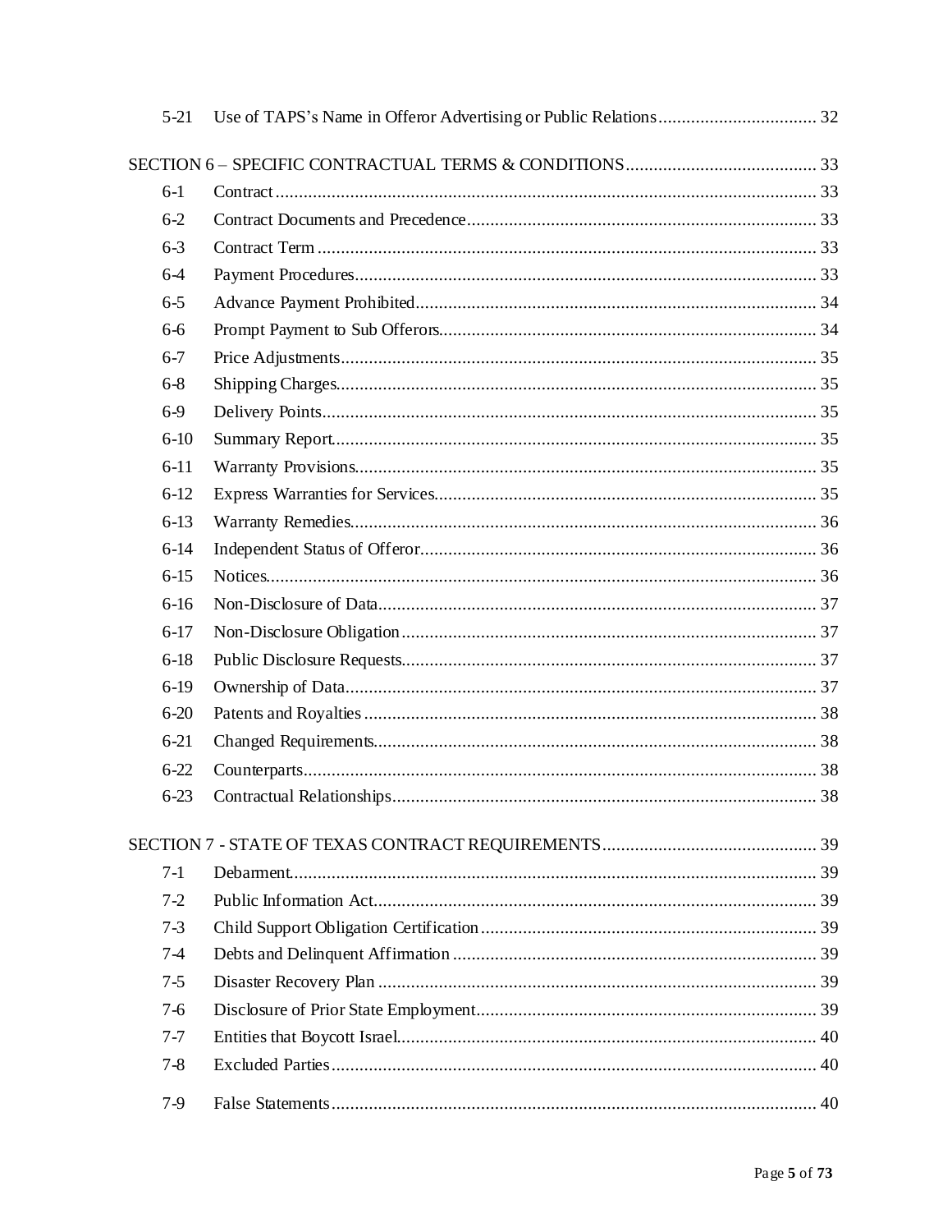5-21 Use of TAPS's Name in Offeror Advertising or Public Relations .................................. 32

SECTION 6 – SPECIFIC CONTRACTUAL TERMS & CONDITIONS ......................................... 33

6-1 Contract ..................................................................................................................... 33

6-2 Contract Documents and Precedence .......................................................................... 33

6-3 Contract Term ........................................................................................................... 33

6-4 Payment Procedures ................................................................................................... 33

6-5 Advance Payment Prohibited ..................................................................................... 34

6-6 Prompt Payment to Sub Offerors ................................................................................ 34

6-7 Price Adjustments ...................................................................................................... 35

6-8 Shipping Charges ....................................................................................................... 35

6-9 Delivery Points .......................................................................................................... 35

6-10 Summary Report ....................................................................................................... 35

6-11 Warranty Provisions ................................................................................................... 35

6-12 Express Warranties for Services ................................................................................. 35

6-13 Warranty Remedies .................................................................................................... 36

6-14 Independent Status of Offeror ..................................................................................... 36

6-15 Notices ...................................................................................................................... 36

6-16 Non-Disclosure of Data .............................................................................................. 37

6-17 Non-Disclosure Obligation ......................................................................................... 37

6-18 Public Disclosure Requests ......................................................................................... 37

6-19 Ownership of Data ..................................................................................................... 37

6-20 Patents and Royalties ................................................................................................. 38

6-21 Changed Requirements ............................................................................................... 38

6-22 Counterparts .............................................................................................................. 38

6-23 Contractual Relationships ........................................................................................... 38

SECTION 7 - STATE OF TEXAS CONTRACT REQUIREMENTS ............................................. 39

7-1 Debarment ................................................................................................................. 39

7-2 Public Information Act ............................................................................................... 39

7-3 Child Support Obligation Certification ........................................................................ 39

7-4 Debts and Delinquent Affirmation .............................................................................. 39

7-5 Disaster Recovery Plan .............................................................................................. 39

7-6 Disclosure of Prior State Employment ......................................................................... 39

7-7 Entities that Boycott Israel .......................................................................................... 40

7-8 Excluded Parties ........................................................................................................ 40

7-9 False Statements ........................................................................................................ 40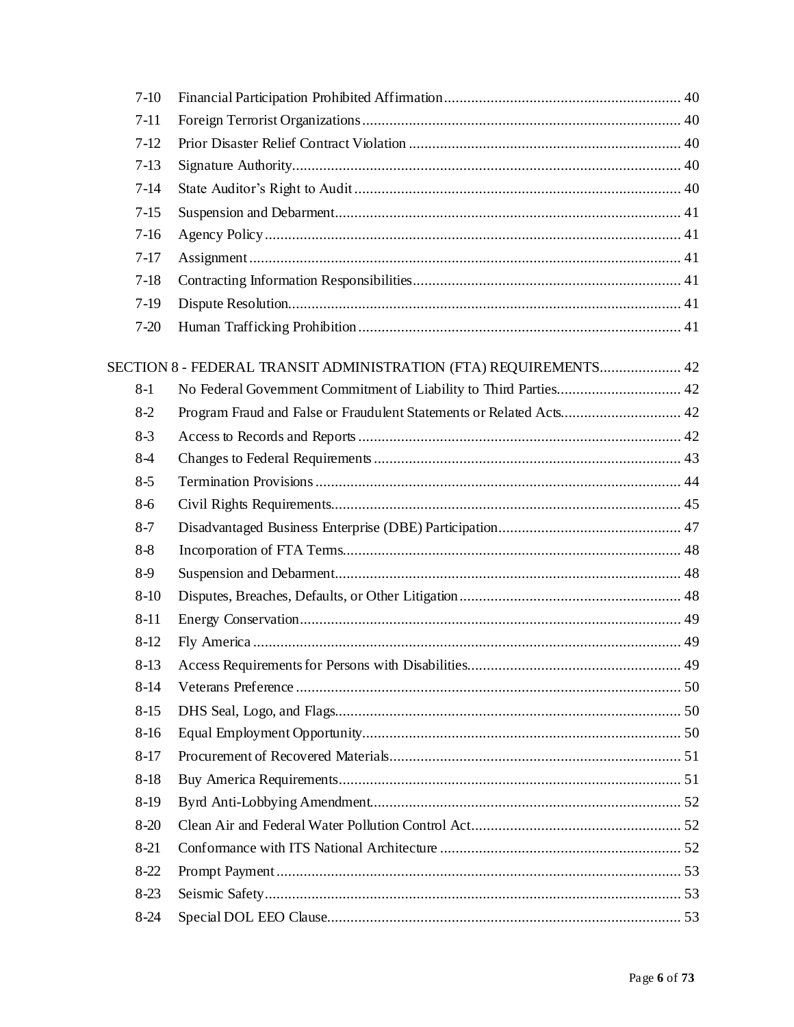| | | |
|---|---|---|
| 7-10 | Financial Participation Prohibited Affirmation | 40 |
| 7-11 | Foreign Terrorist Organizations | 40 |
| 7-12 | Prior Disaster Relief Contract Violation | 40 |
| 7-13 | Signature Authority | 40 |
| 7-14 | State Auditor's Right to Audit | 40 |
| 7-15 | Suspension and Debarment | 41 |
| 7-16 | Agency Policy | 41 |
| 7-17 | Assignment | 41 |
| 7-18 | Contracting Information Responsibilities | 41 |
| 7-19 | Dispute Resolution | 41 |
| 7-20 | Human Trafficking Prohibition | 41 |

SECTION 8 - FEDERAL TRANSIT ADMINISTRATION (FTA) REQUIREMENTS ..................... 42

| | | |
|---|---|---|
| 8-1 | No Federal Government Commitment of Liability to Third Parties | 42 |
| 8-2 | Program Fraud and False or Fraudulent Statements or Related Acts | 42 |
| 8-3 | Access to Records and Reports | 42 |
| 8-4 | Changes to Federal Requirements | 43 |
| 8-5 | Termination Provisions | 44 |
| 8-6 | Civil Rights Requirements | 45 |
| 8-7 | Disadvantaged Business Enterprise (DBE) Participation | 47 |
| 8-8 | Incorporation of FTA Terms | 48 |
| 8-9 | Suspension and Debarment | 48 |
| 8-10 | Disputes, Breaches, Defaults, or Other Litigation | 48 |
| 8-11 | Energy Conservation | 49 |
| 8-12 | Fly America | 49 |
| 8-13 | Access Requirements for Persons with Disabilities | 49 |
| 8-14 | Veterans Preference | 50 |
| 8-15 | DHS Seal, Logo, and Flags | 50 |
| 8-16 | Equal Employment Opportunity | 50 |
| 8-17 | Procurement of Recovered Materials | 51 |
| 8-18 | Buy America Requirements | 51 |
| 8-19 | Byrd Anti-Lobbying Amendment | 52 |
| 8-20 | Clean Air and Federal Water Pollution Control Act | 52 |
| 8-21 | Conformance with ITS National Architecture | 52 |
| 8-22 | Prompt Payment | 53 |
| 8-23 | Seismic Safety | 53 |
| 8-24 | Special DOL EEO Clause | 53 |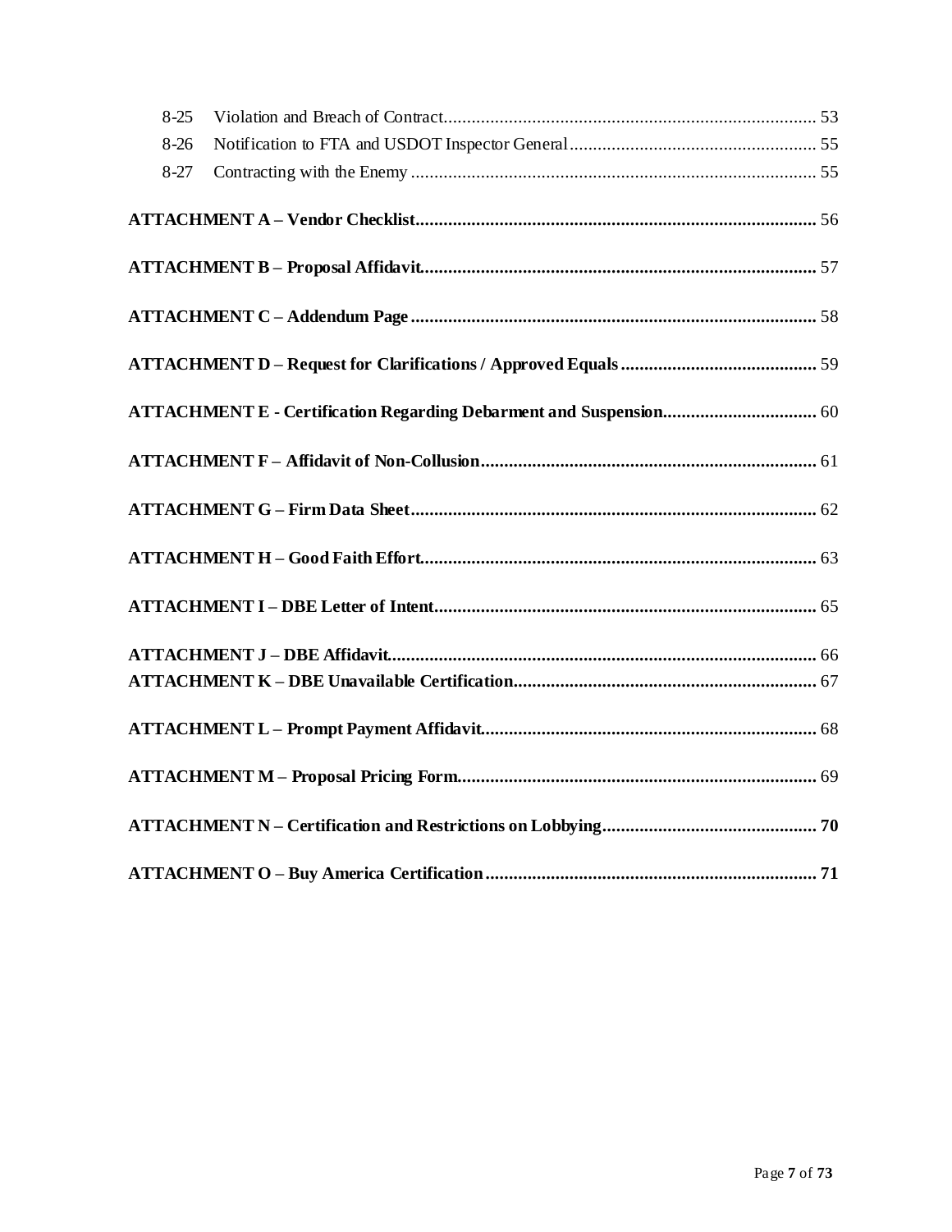8-25 Violation and Breach of Contract ............................................................................... 53
8-26 Notification to FTA and USDOT Inspector General ..................................................... 55
8-27 Contracting with the Enemy ....................................................................................... 55

**ATTACHMENT A – Vendor Checklist** ........................................................................................ 56

**ATTACHMENT B – Proposal Affidavit** ...................................................................................... 57

**ATTACHMENT C – Addendum Page** ......................................................................................... 58

**ATTACHMENT D – Request for Clarifications / Approved Equals** ........................................... 59

**ATTACHMENT E - Certification Regarding Debarment and Suspension** .................................. 60

**ATTACHMENT F – Affidavit of Non-Collusion** ......................................................................... 61

**ATTACHMENT G – Firm Data Sheet** ........................................................................................ 62

**ATTACHMENT H – Good Faith Effort** ...................................................................................... 63

**ATTACHMENT I – DBE Letter of Intent** ................................................................................... 65

**ATTACHMENT J – DBE Affidavit** ............................................................................................. 66
**ATTACHMENT K – DBE Unavailable Certification** .................................................................. 67

**ATTACHMENT L – Prompt Payment Affidavit** ......................................................................... 68

**ATTACHMENT M – Proposal Pricing Form** .............................................................................. 69

**ATTACHMENT N – Certification and Restrictions on Lobbying** ............................................... 70

**ATTACHMENT O – Buy America Certification** ........................................................................ 71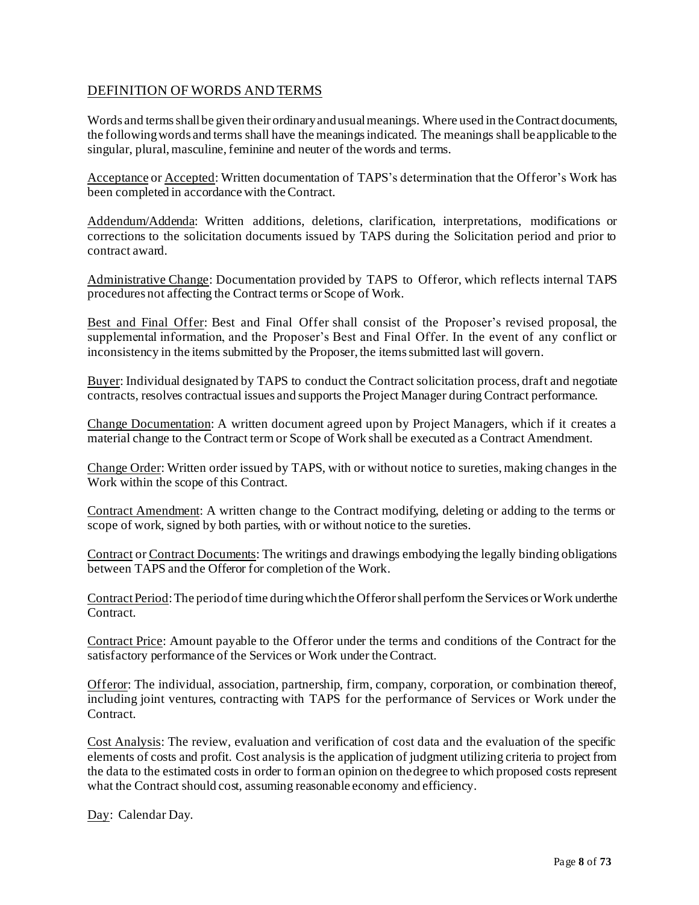## DEFINITION OF WORDS AND TERMS

Words and terms shall be given their ordinary and usual meanings. Where used in the Contract documents, the following words and terms shall have the meanings indicated. The meanings shall be applicable to the singular, plural, masculine, feminine and neuter of the words and terms.

Acceptance or Accepted: Written documentation of TAPS's determination that the Offeror's Work has been completed in accordance with the Contract.

Addendum/Addenda: Written additions, deletions, clarification, interpretations, modifications or corrections to the solicitation documents issued by TAPS during the Solicitation period and prior to contract award.

Administrative Change: Documentation provided by TAPS to Offeror, which reflects internal TAPS procedures not affecting the Contract terms or Scope of Work.

Best and Final Offer: Best and Final Offer shall consist of the Proposer's revised proposal, the supplemental information, and the Proposer's Best and Final Offer. In the event of any conflict or inconsistency in the items submitted by the Proposer, the items submitted last will govern.

Buyer: Individual designated by TAPS to conduct the Contract solicitation process, draft and negotiate contracts, resolves contractual issues and supports the Project Manager during Contract performance.

Change Documentation: A written document agreed upon by Project Managers, which if it creates a material change to the Contract term or Scope of Work shall be executed as a Contract Amendment.

Change Order: Written order issued by TAPS, with or without notice to sureties, making changes in the Work within the scope of this Contract.

Contract Amendment: A written change to the Contract modifying, deleting or adding to the terms or scope of work, signed by both parties, with or without notice to the sureties.

Contract or Contract Documents: The writings and drawings embodying the legally binding obligations between TAPS and the Offeror for completion of the Work.

Contract Period: The period of time during which the Offeror shall perform the Services or Work under the Contract.

Contract Price: Amount payable to the Offeror under the terms and conditions of the Contract for the satisfactory performance of the Services or Work under the Contract.

Offeror: The individual, association, partnership, firm, company, corporation, or combination thereof, including joint ventures, contracting with TAPS for the performance of Services or Work under the Contract.

Cost Analysis: The review, evaluation and verification of cost data and the evaluation of the specific elements of costs and profit. Cost analysis is the application of judgment utilizing criteria to project from the data to the estimated costs in order to form an opinion on the degree to which proposed costs represent what the Contract should cost, assuming reasonable economy and efficiency.

Day: Calendar Day.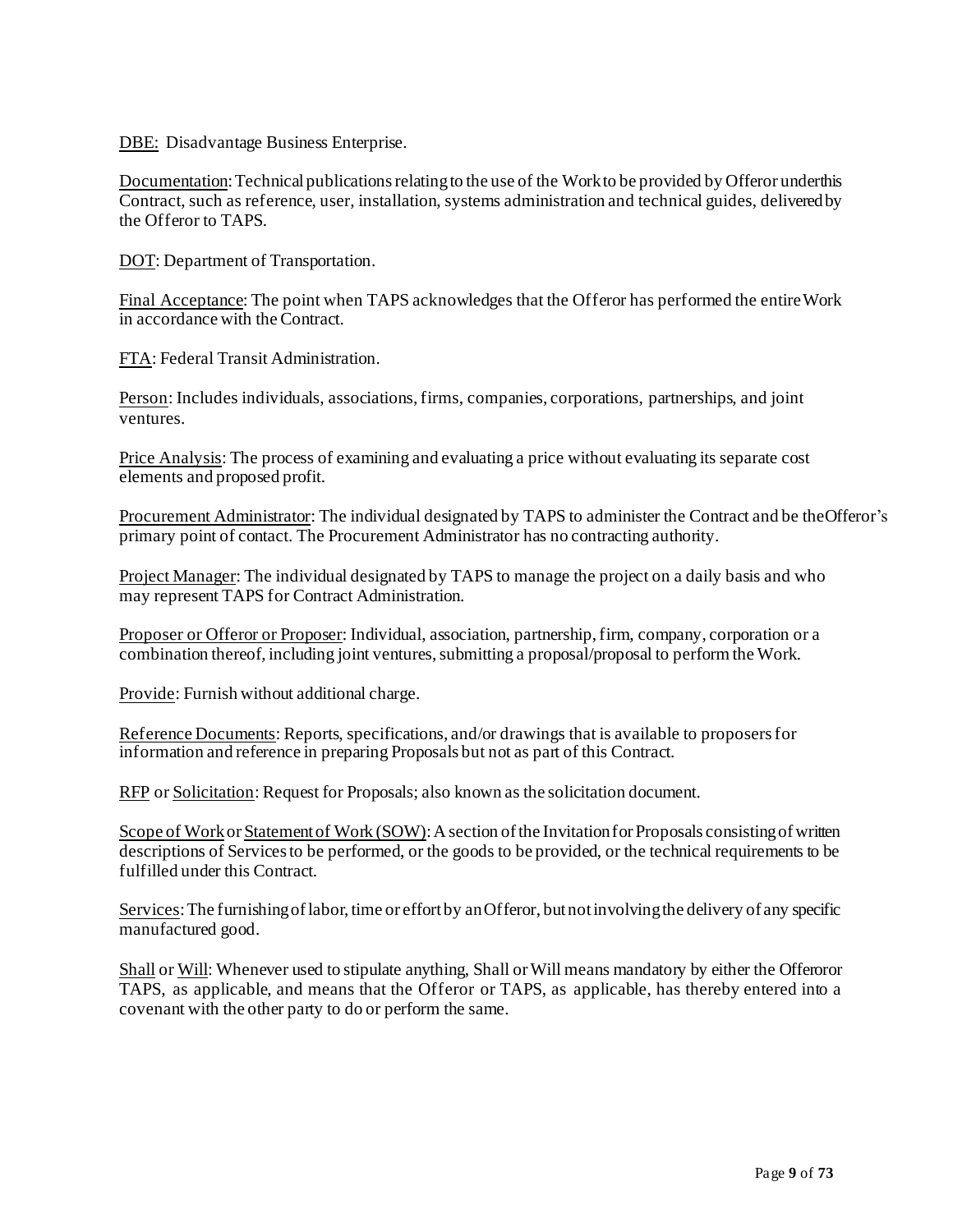DBE: Disadvantage Business Enterprise.

Documentation: Technical publications relating to the use of the Work to be provided by Offeror under this Contract, such as reference, user, installation, systems administration and technical guides, delivered by the Offeror to TAPS.

DOT: Department of Transportation.

Final Acceptance: The point when TAPS acknowledges that the Offeror has performed the entire Work in accordance with the Contract.

FTA: Federal Transit Administration.

Person: Includes individuals, associations, firms, companies, corporations, partnerships, and joint ventures.

Price Analysis: The process of examining and evaluating a price without evaluating its separate cost elements and proposed profit.

Procurement Administrator: The individual designated by TAPS to administer the Contract and be the Offeror's primary point of contact. The Procurement Administrator has no contracting authority.

Project Manager: The individual designated by TAPS to manage the project on a daily basis and who may represent TAPS for Contract Administration.

Proposer or Offeror or Proposer: Individual, association, partnership, firm, company, corporation or a combination thereof, including joint ventures, submitting a proposal/proposal to perform the Work.

Provide: Furnish without additional charge.

Reference Documents: Reports, specifications, and/or drawings that is available to proposers for information and reference in preparing Proposals but not as part of this Contract.

RFP or Solicitation: Request for Proposals; also known as the solicitation document.

Scope of Work or Statement of Work (SOW): A section of the Invitation for Proposals consisting of written descriptions of Services to be performed, or the goods to be provided, or the technical requirements to be fulfilled under this Contract.

Services: The furnishing of labor, time or effort by an Offeror, but not involving the delivery of any specific manufactured good.

Shall or Will: Whenever used to stipulate anything, Shall or Will means mandatory by either the Offeror or TAPS, as applicable, and means that the Offeror or TAPS, as applicable, has thereby entered into a covenant with the other party to do or perform the same.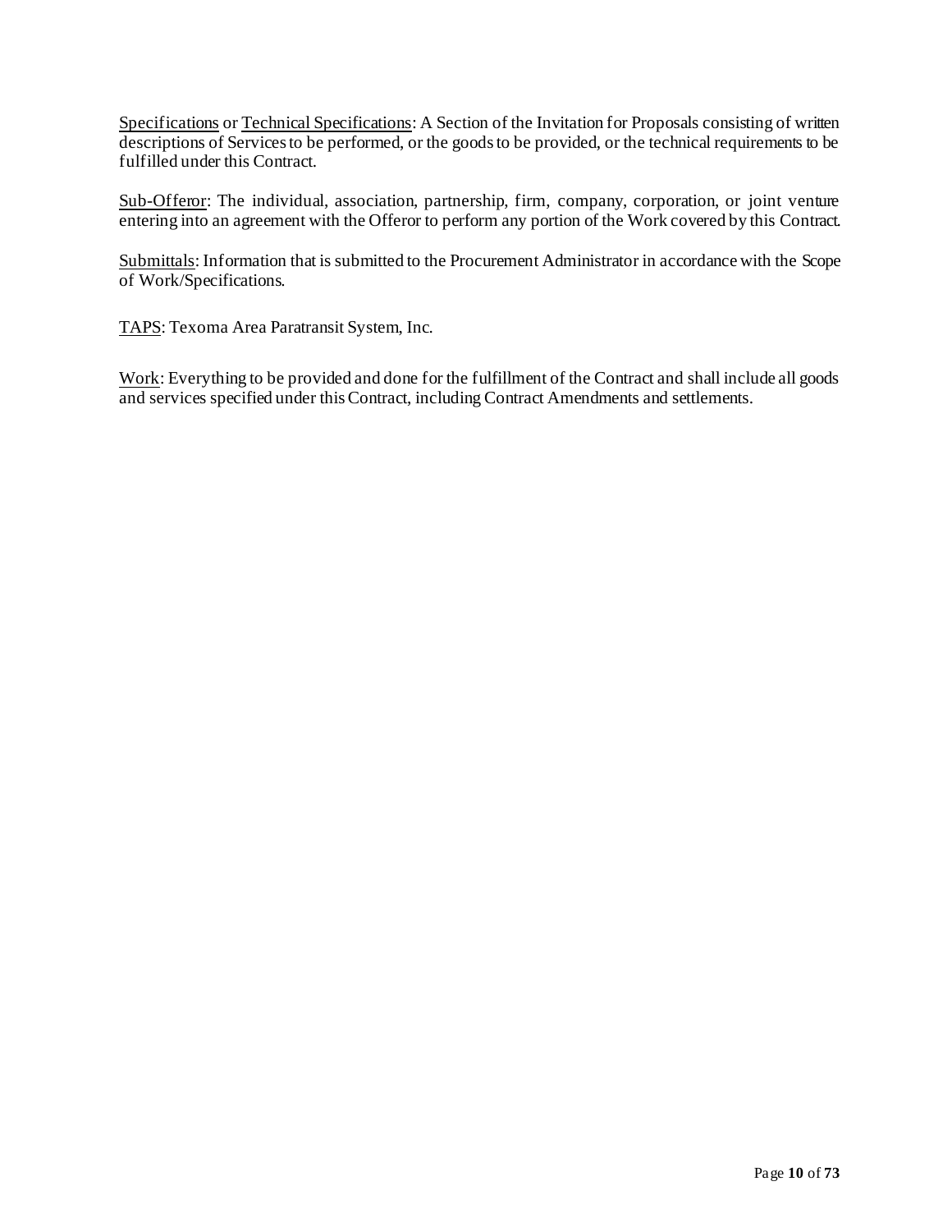Specifications or Technical Specifications: A Section of the Invitation for Proposals consisting of written descriptions of Services to be performed, or the goods to be provided, or the technical requirements to be fulfilled under this Contract.

Sub-Offeror: The individual, association, partnership, firm, company, corporation, or joint venture entering into an agreement with the Offeror to perform any portion of the Work covered by this Contract.

Submittals: Information that is submitted to the Procurement Administrator in accordance with the Scope of Work/Specifications.

TAPS: Texoma Area Paratransit System, Inc.

Work: Everything to be provided and done for the fulfillment of the Contract and shall include all goods and services specified under this Contract, including Contract Amendments and settlements.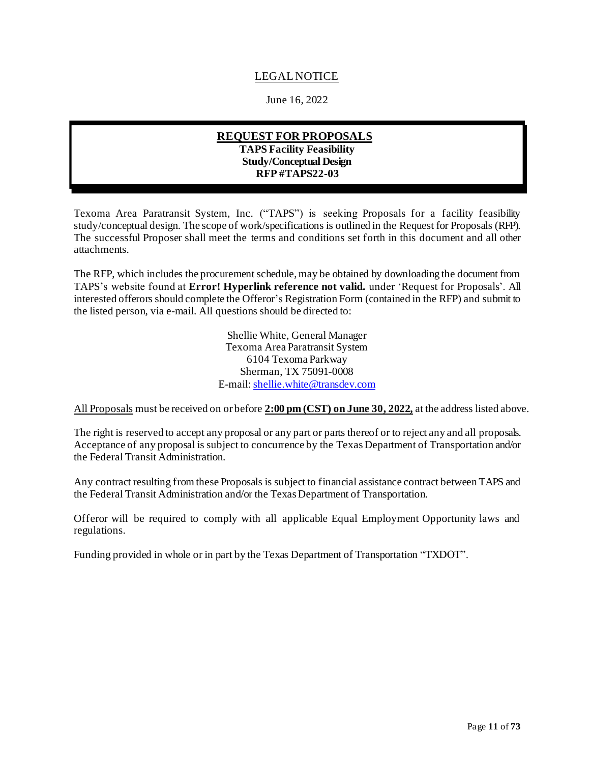# LEGAL NOTICE

June 16, 2022

## REQUEST FOR PROPOSALS

**TAPS Facility Feasibility Study/Conceptual Design**
**RFP #TAPS22-03**

Texoma Area Paratransit System, Inc. ("TAPS") is seeking Proposals for a facility feasibility study/conceptual design. The scope of work/specifications is outlined in the Request for Proposals (RFP). The successful Proposer shall meet the terms and conditions set forth in this document and all other attachments.

The RFP, which includes the procurement schedule, may be obtained by downloading the document from TAPS's website found at **Error! Hyperlink reference not valid.** under 'Request for Proposals'. All interested offerors should complete the Offeror's Registration Form (contained in the RFP) and submit to the listed person, via e-mail. All questions should be directed to:

Shellie White, General Manager
Texoma Area Paratransit System
6104 Texoma Parkway
Sherman, TX 75091-0008
E-mail: shellie.white@transdev.com

All Proposals must be received on or before **2:00 pm (CST) on June 30, 2022,** at the address listed above.

The right is reserved to accept any proposal or any part or parts thereof or to reject any and all proposals. Acceptance of any proposal is subject to concurrence by the Texas Department of Transportation and/or the Federal Transit Administration.

Any contract resulting from these Proposals is subject to financial assistance contract between TAPS and the Federal Transit Administration and/or the Texas Department of Transportation.

Offeror will be required to comply with all applicable Equal Employment Opportunity laws and regulations.

Funding provided in whole or in part by the Texas Department of Transportation "TXDOT".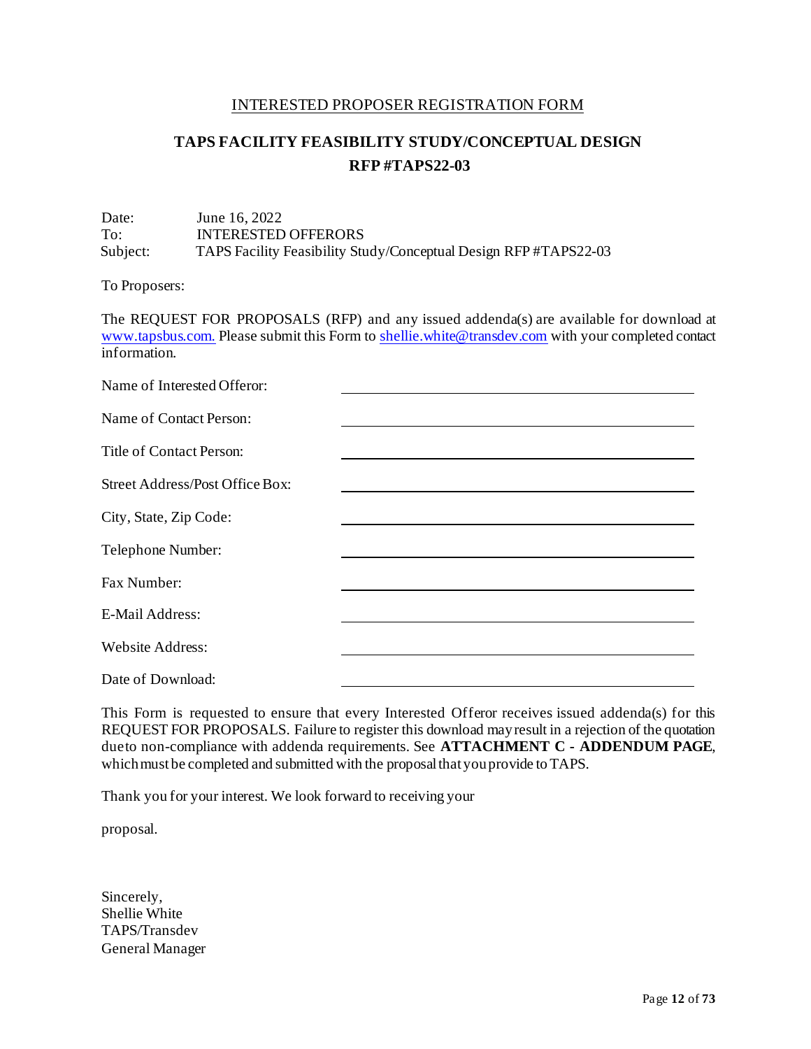INTERESTED PROPOSER REGISTRATION FORM

## TAPS FACILITY FEASIBILITY STUDY/CONCEPTUAL DESIGN
## RFP #TAPS22-03

Date: June 16, 2022
To: INTERESTED OFFERORS
Subject: TAPS Facility Feasibility Study/Conceptual Design RFP #TAPS22-03

To Proposers:

The REQUEST FOR PROPOSALS (RFP) and any issued addenda(s) are available for download at www.tapsbus.com. Please submit this Form to shellie.white@transdev.com with your completed contact information.

Name of Interested Offeror: ______________________________

Name of Contact Person: ______________________________

Title of Contact Person: ______________________________

Street Address/Post Office Box: ______________________________

City, State, Zip Code: ______________________________

Telephone Number: ______________________________

Fax Number: ______________________________

E-Mail Address: ______________________________

Website Address: ______________________________

Date of Download: ______________________________

This Form is requested to ensure that every Interested Offeror receives issued addenda(s) for this REQUEST FOR PROPOSALS. Failure to register this download may result in a rejection of the quotation due to non-compliance with addenda requirements. See **ATTACHMENT C - ADDENDUM PAGE**, which must be completed and submitted with the proposal that you provide to TAPS.

Thank you for your interest. We look forward to receiving your

proposal.

Sincerely,
Shellie White
TAPS/Transdev
General Manager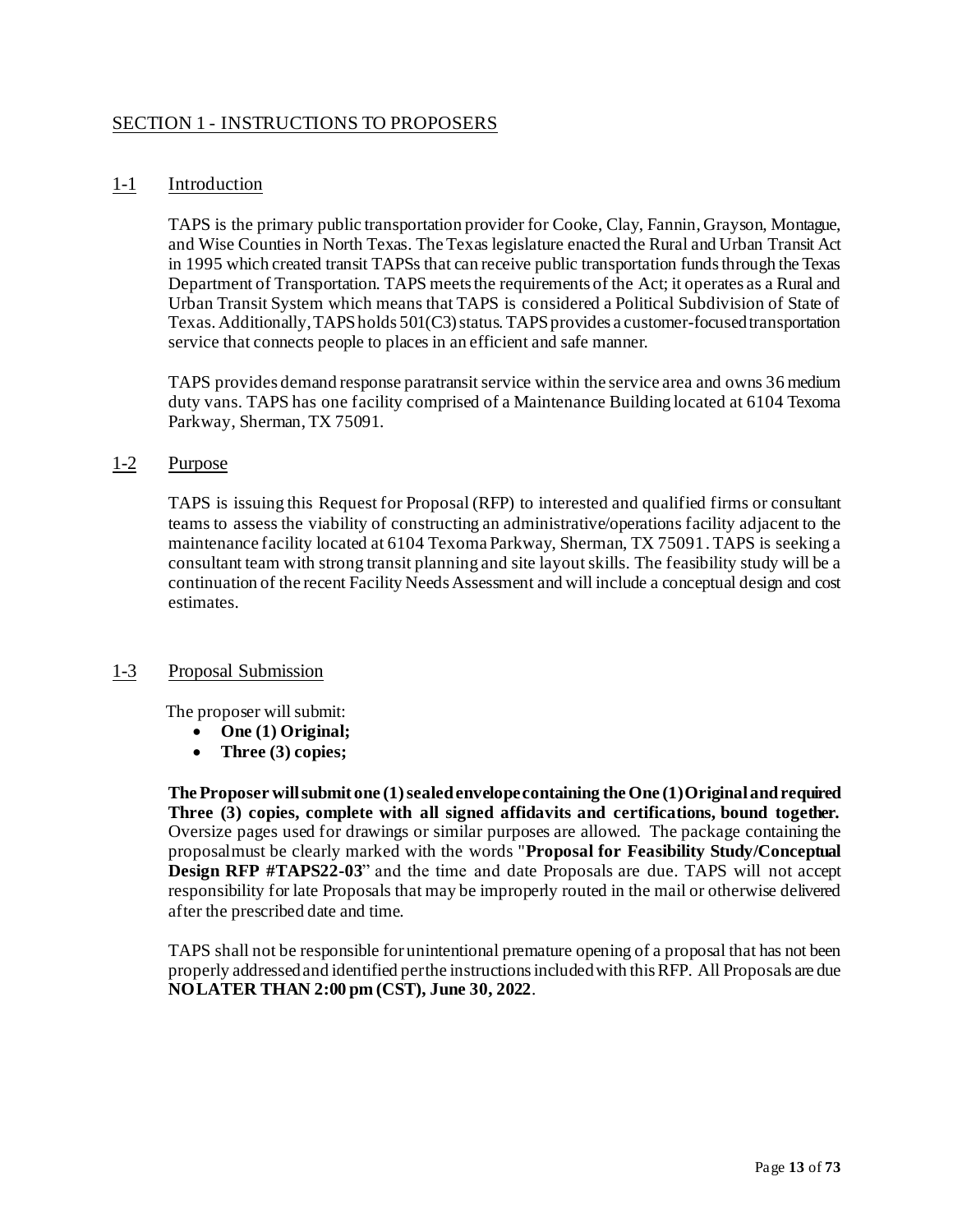## SECTION 1 - INSTRUCTIONS TO PROPOSERS

### 1-1 Introduction

TAPS is the primary public transportation provider for Cooke, Clay, Fannin, Grayson, Montague, and Wise Counties in North Texas. The Texas legislature enacted the Rural and Urban Transit Act in 1995 which created transit TAPSs that can receive public transportation funds through the Texas Department of Transportation. TAPS meets the requirements of the Act; it operates as a Rural and Urban Transit System which means that TAPS is considered a Political Subdivision of State of Texas. Additionally, TAPS holds 501(C3) status. TAPS provides a customer-focused transportation service that connects people to places in an efficient and safe manner.

TAPS provides demand response paratransit service within the service area and owns 36 medium duty vans. TAPS has one facility comprised of a Maintenance Building located at 6104 Texoma Parkway, Sherman, TX 75091.

### 1-2 Purpose

TAPS is issuing this Request for Proposal (RFP) to interested and qualified firms or consultant teams to assess the viability of constructing an administrative/operations facility adjacent to the maintenance facility located at 6104 Texoma Parkway, Sherman, TX 75091. TAPS is seeking a consultant team with strong transit planning and site layout skills. The feasibility study will be a continuation of the recent Facility Needs Assessment and will include a conceptual design and cost estimates.

### 1-3 Proposal Submission

The proposer will submit:

- **One (1) Original;**
- **Three (3) copies;**

**The Proposer will submit one (1) sealed envelope containing the One (1) Original and required Three (3) copies, complete with all signed affidavits and certifications, bound together.** Oversize pages used for drawings or similar purposes are allowed. The package containing the proposal must be clearly marked with the words "**Proposal for Feasibility Study/Conceptual Design RFP #TAPS22-03**" and the time and date Proposals are due. TAPS will not accept responsibility for late Proposals that may be improperly routed in the mail or otherwise delivered after the prescribed date and time.

TAPS shall not be responsible for unintentional premature opening of a proposal that has not been properly addressed and identified per the instructions included with this RFP. All Proposals are due **NO LATER THAN 2:00 pm (CST), June 30, 2022**.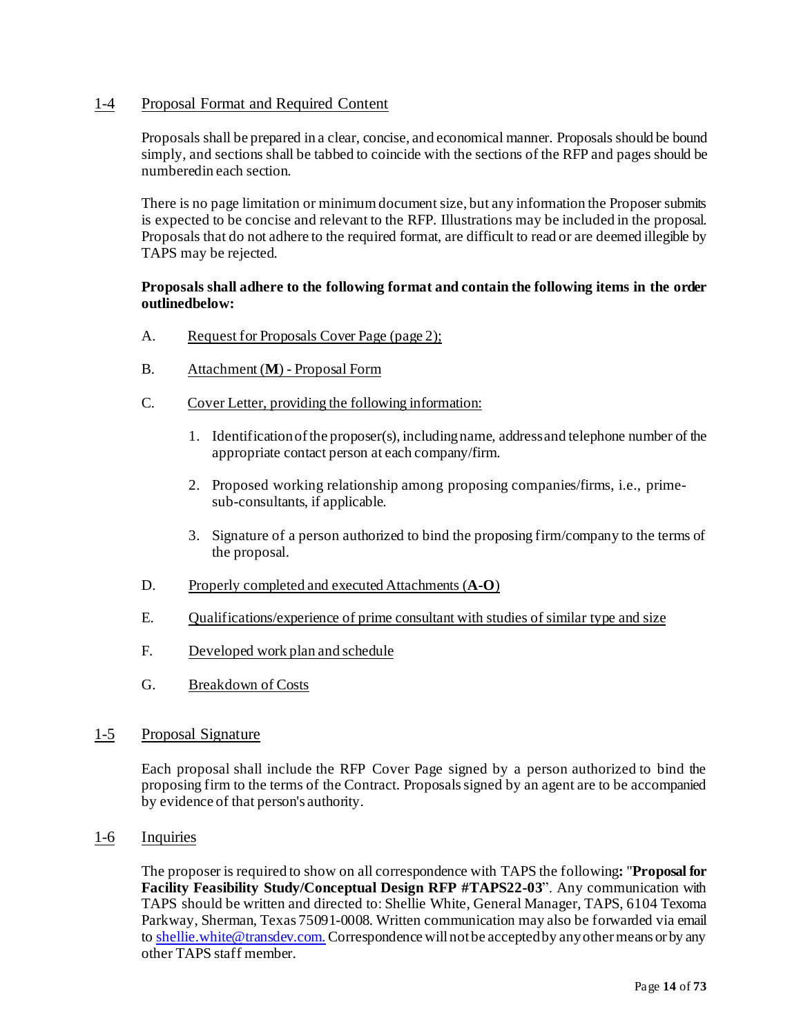## 1-4 Proposal Format and Required Content

Proposals shall be prepared in a clear, concise, and economical manner. Proposals should be bound simply, and sections shall be tabbed to coincide with the sections of the RFP and pages should be numberedin each section.

There is no page limitation or minimum document size, but any information the Proposer submits is expected to be concise and relevant to the RFP. Illustrations may be included in the proposal. Proposals that do not adhere to the required format, are difficult to read or are deemed illegible by TAPS may be rejected.

**Proposals shall adhere to the following format and contain the following items in the order outlinedbelow:**

A. Request for Proposals Cover Page (page 2);

B. Attachment (**M**) - Proposal Form

C. Cover Letter, providing the following information:

1. Identification of the proposer(s), including name, address and telephone number of the appropriate contact person at each company/firm.
2. Proposed working relationship among proposing companies/firms, i.e., prime-sub-consultants, if applicable.
3. Signature of a person authorized to bind the proposing firm/company to the terms of the proposal.

D. Properly completed and executed Attachments (**A-O**)

E. Qualifications/experience of prime consultant with studies of similar type and size

F. Developed work plan and schedule

G. Breakdown of Costs

## 1-5 Proposal Signature

Each proposal shall include the RFP Cover Page signed by a person authorized to bind the proposing firm to the terms of the Contract. Proposals signed by an agent are to be accompanied by evidence of that person's authority.

## 1-6 Inquiries

The proposer is required to show on all correspondence with TAPS the following**:** "**Proposal for Facility Feasibility Study/Conceptual Design RFP #TAPS22-03**". Any communication with TAPS should be written and directed to: Shellie White, General Manager, TAPS, 6104 Texoma Parkway, Sherman, Texas 75091-0008. Written communication may also be forwarded via email to shellie.white@transdev.com. Correspondence will not be accepted by any other means or by any other TAPS staff member.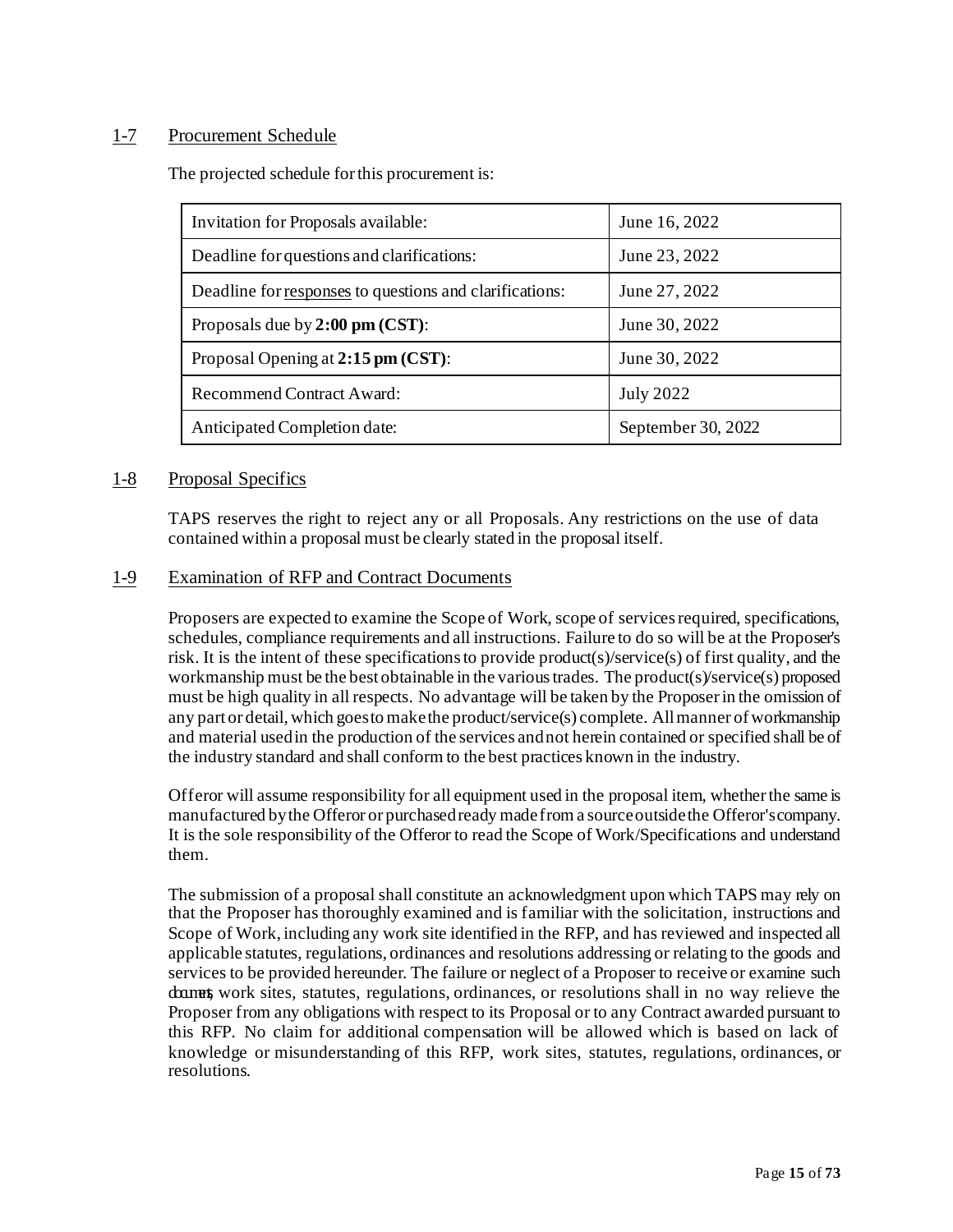## 1-7 Procurement Schedule

The projected schedule for this procurement is:

| Invitation for Proposals available: | June 16, 2022 |
|---|---|
| Deadline for questions and clarifications: | June 23, 2022 |
| Deadline for responses to questions and clarifications: | June 27, 2022 |
| Proposals due by **2:00 pm (CST)**: | June 30, 2022 |
| Proposal Opening at **2:15 pm (CST)**: | June 30, 2022 |
| Recommend Contract Award: | July 2022 |
| Anticipated Completion date: | September 30, 2022 |

## 1-8 Proposal Specifics

TAPS reserves the right to reject any or all Proposals. Any restrictions on the use of data contained within a proposal must be clearly stated in the proposal itself.

## 1-9 Examination of RFP and Contract Documents

Proposers are expected to examine the Scope of Work, scope of services required, specifications, schedules, compliance requirements and all instructions. Failure to do so will be at the Proposer's risk. It is the intent of these specifications to provide product(s)/service(s) of first quality, and the workmanship must be the best obtainable in the various trades. The product(s)/service(s) proposed must be high quality in all respects. No advantage will be taken by the Proposer in the omission of any part or detail, which goes to make the product/service(s) complete. All manner of workmanship and material used in the production of the services and not herein contained or specified shall be of the industry standard and shall conform to the best practices known in the industry.

Offeror will assume responsibility for all equipment used in the proposal item, whether the same is manufactured by the Offeror or purchased ready made from a source outside the Offeror's company. It is the sole responsibility of the Offeror to read the Scope of Work/Specifications and understand them.

The submission of a proposal shall constitute an acknowledgment upon which TAPS may rely on that the Proposer has thoroughly examined and is familiar with the solicitation, instructions and Scope of Work, including any work site identified in the RFP, and has reviewed and inspected all applicable statutes, regulations, ordinances and resolutions addressing or relating to the goods and services to be provided hereunder. The failure or neglect of a Proposer to receive or examine such documents, work sites, statutes, regulations, ordinances, or resolutions shall in no way relieve the Proposer from any obligations with respect to its Proposal or to any Contract awarded pursuant to this RFP. No claim for additional compensation will be allowed which is based on lack of knowledge or misunderstanding of this RFP, work sites, statutes, regulations, ordinances, or resolutions.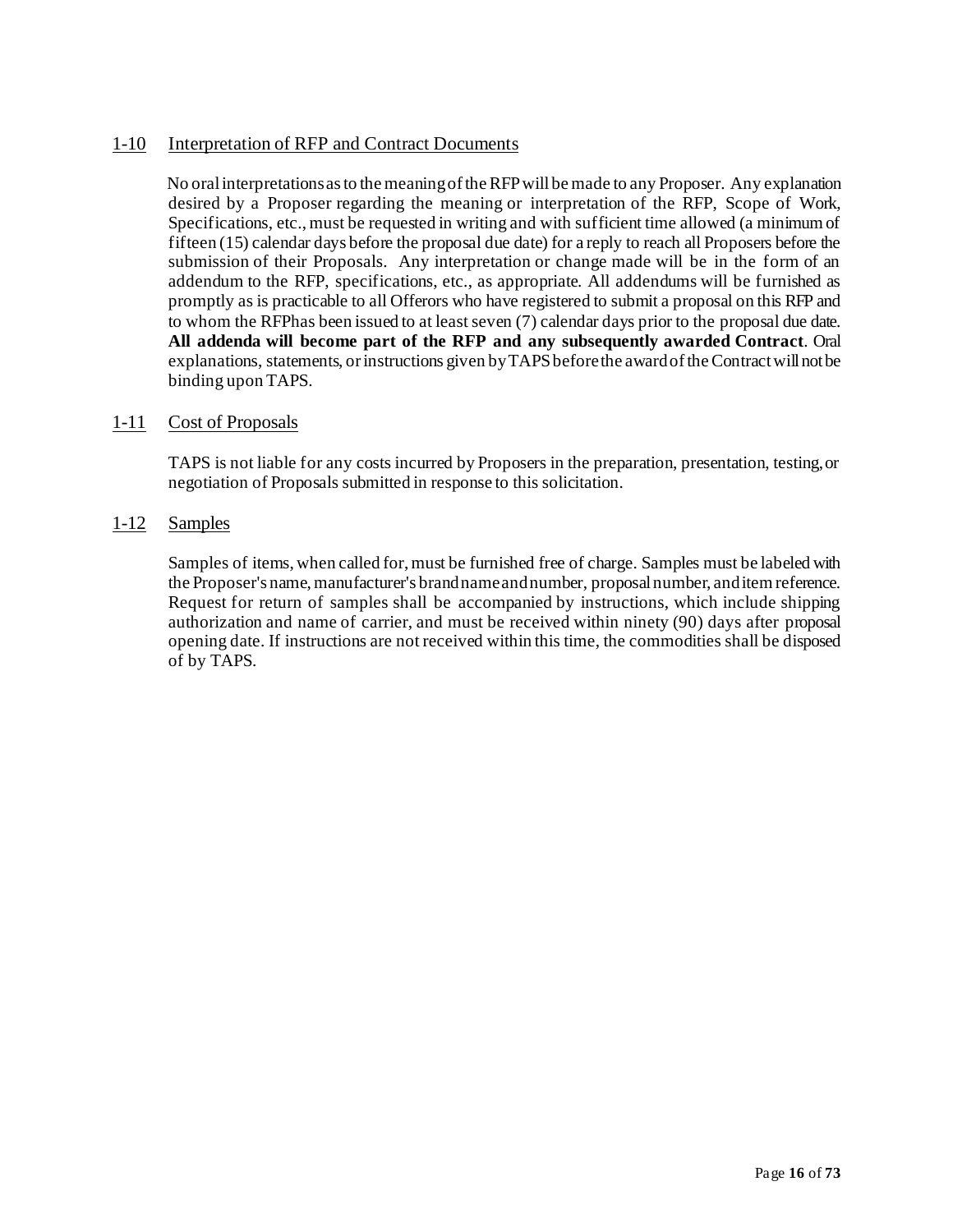## 1-10 Interpretation of RFP and Contract Documents

No oral interpretations as to the meaning of the RFP will be made to any Proposer. Any explanation desired by a Proposer regarding the meaning or interpretation of the RFP, Scope of Work, Specifications, etc., must be requested in writing and with sufficient time allowed (a minimum of fifteen (15) calendar days before the proposal due date) for a reply to reach all Proposers before the submission of their Proposals. Any interpretation or change made will be in the form of an addendum to the RFP, specifications, etc., as appropriate. All addendums will be furnished as promptly as is practicable to all Offerors who have registered to submit a proposal on this RFP and to whom the RFPhas been issued to at least seven (7) calendar days prior to the proposal due date. **All addenda will become part of the RFP and any subsequently awarded Contract**. Oral explanations, statements, or instructions given by TAPS before the award of the Contract will not be binding upon TAPS.

## 1-11 Cost of Proposals

TAPS is not liable for any costs incurred by Proposers in the preparation, presentation, testing, or negotiation of Proposals submitted in response to this solicitation.

## 1-12 Samples

Samples of items, when called for, must be furnished free of charge. Samples must be labeled with the Proposer's name, manufacturer's brand name and number, proposal number, and item reference. Request for return of samples shall be accompanied by instructions, which include shipping authorization and name of carrier, and must be received within ninety (90) days after proposal opening date. If instructions are not received within this time, the commodities shall be disposed of by TAPS.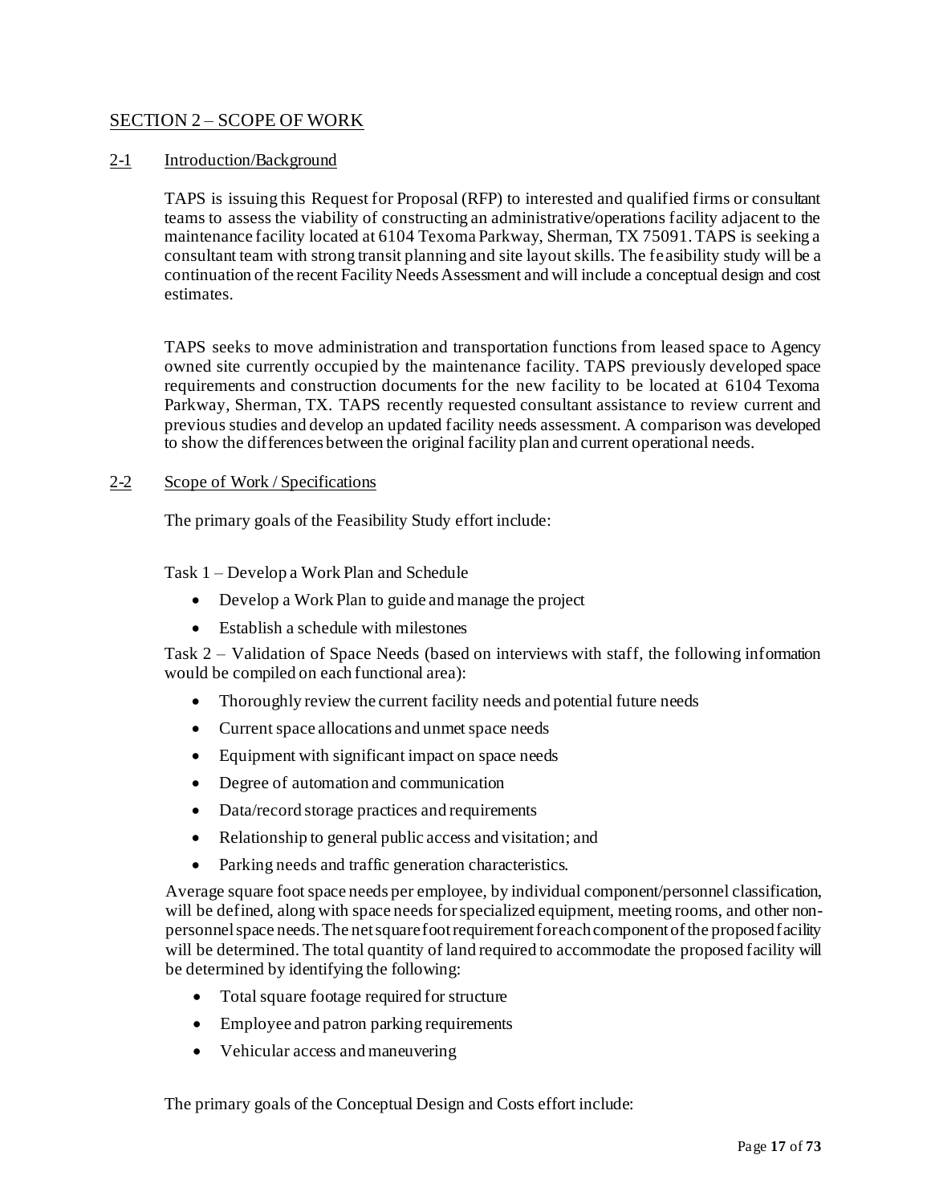## SECTION 2 – SCOPE OF WORK

### 2-1 Introduction/Background

TAPS is issuing this Request for Proposal (RFP) to interested and qualified firms or consultant teams to assess the viability of constructing an administrative/operations facility adjacent to the maintenance facility located at 6104 Texoma Parkway, Sherman, TX 75091. TAPS is seeking a consultant team with strong transit planning and site layout skills. The feasibility study will be a continuation of the recent Facility Needs Assessment and will include a conceptual design and cost estimates.

TAPS seeks to move administration and transportation functions from leased space to Agency owned site currently occupied by the maintenance facility. TAPS previously developed space requirements and construction documents for the new facility to be located at 6104 Texoma Parkway, Sherman, TX. TAPS recently requested consultant assistance to review current and previous studies and develop an updated facility needs assessment. A comparison was developed to show the differences between the original facility plan and current operational needs.

### 2-2 Scope of Work / Specifications

The primary goals of the Feasibility Study effort include:

Task 1 – Develop a Work Plan and Schedule

- Develop a Work Plan to guide and manage the project
- Establish a schedule with milestones

Task 2 – Validation of Space Needs (based on interviews with staff, the following information would be compiled on each functional area):

- Thoroughly review the current facility needs and potential future needs
- Current space allocations and unmet space needs
- Equipment with significant impact on space needs
- Degree of automation and communication
- Data/record storage practices and requirements
- Relationship to general public access and visitation; and
- Parking needs and traffic generation characteristics.

Average square foot space needs per employee, by individual component/personnel classification, will be defined, along with space needs for specialized equipment, meeting rooms, and other non-personnel space needs. The net square foot requirement for each component of the proposed facility will be determined. The total quantity of land required to accommodate the proposed facility will be determined by identifying the following:

- Total square footage required for structure
- Employee and patron parking requirements
- Vehicular access and maneuvering

The primary goals of the Conceptual Design and Costs effort include: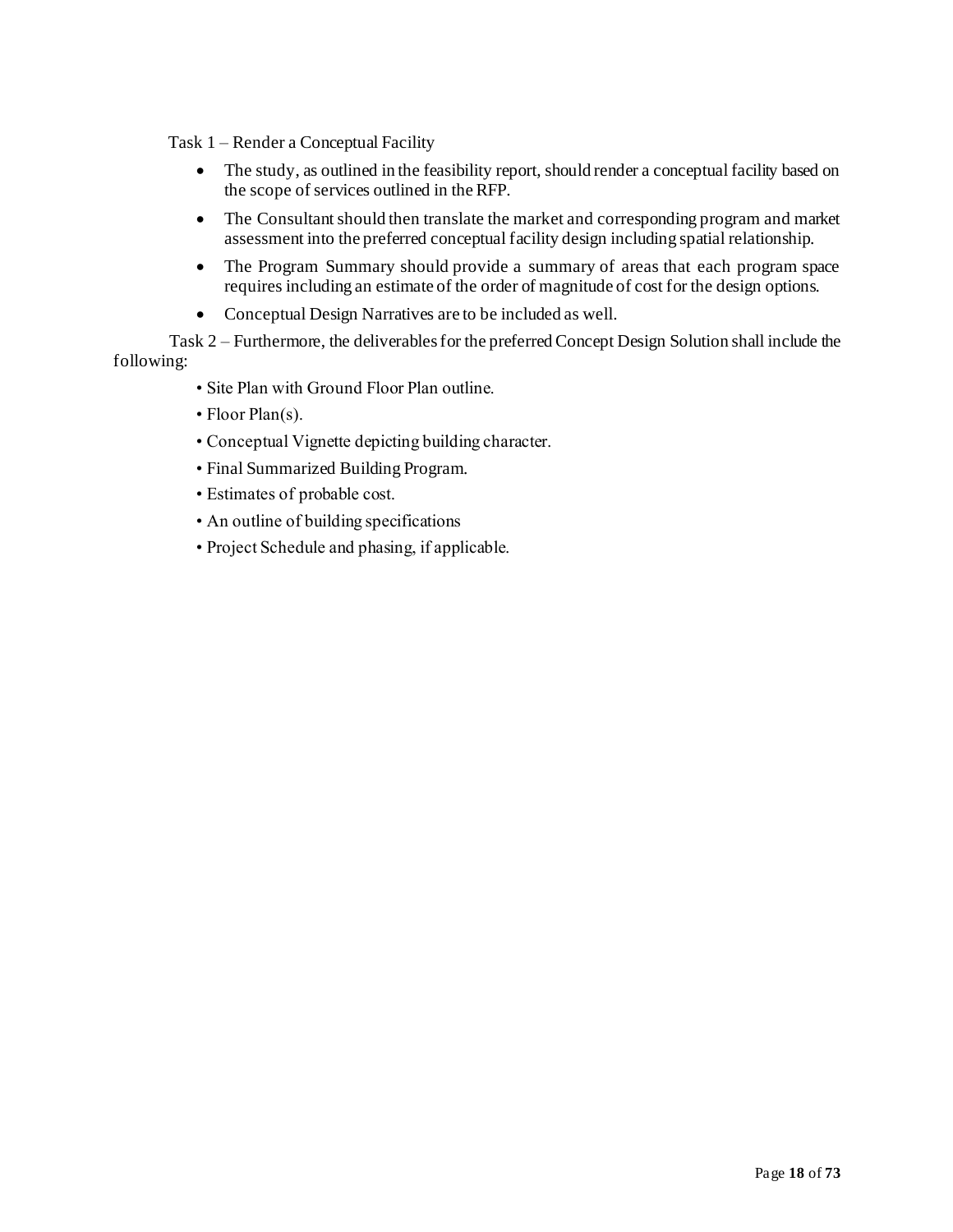Task 1 – Render a Conceptual Facility

- The study, as outlined in the feasibility report, should render a conceptual facility based on the scope of services outlined in the RFP.
- The Consultant should then translate the market and corresponding program and market assessment into the preferred conceptual facility design including spatial relationship.
- The Program Summary should provide a summary of areas that each program space requires including an estimate of the order of magnitude of cost for the design options.
- Conceptual Design Narratives are to be included as well.

Task 2 – Furthermore, the deliverables for the preferred Concept Design Solution shall include the following:

- Site Plan with Ground Floor Plan outline.
- Floor Plan(s).
- Conceptual Vignette depicting building character.
- Final Summarized Building Program.
- Estimates of probable cost.
- An outline of building specifications
- Project Schedule and phasing, if applicable.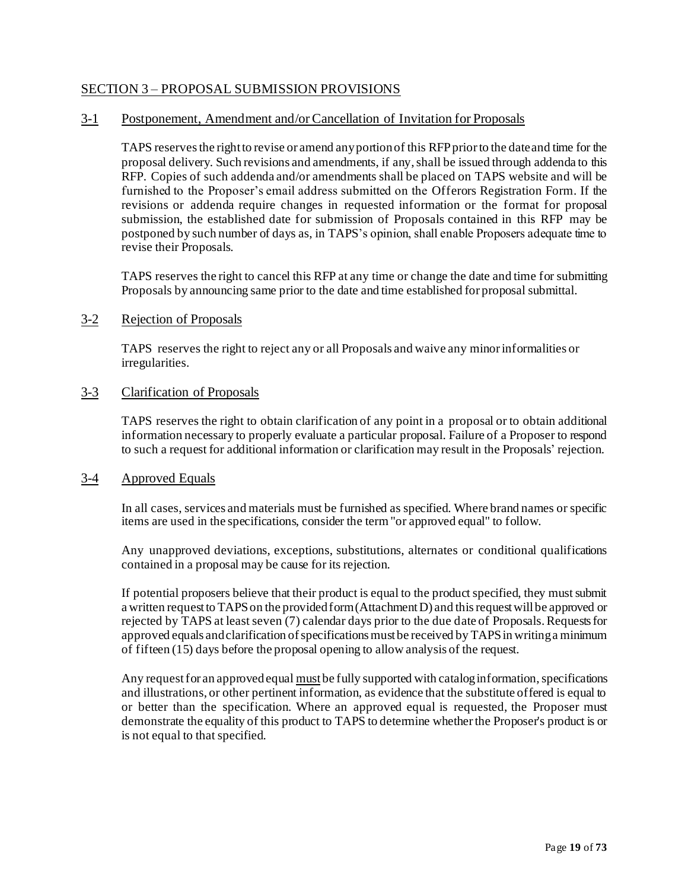## SECTION 3 – PROPOSAL SUBMISSION PROVISIONS

### 3-1 Postponement, Amendment and/or Cancellation of Invitation for Proposals

TAPS reserves the right to revise or amend any portion of this RFP prior to the date and time for the proposal delivery. Such revisions and amendments, if any, shall be issued through addenda to this RFP. Copies of such addenda and/or amendments shall be placed on TAPS website and will be furnished to the Proposer's email address submitted on the Offerors Registration Form. If the revisions or addenda require changes in requested information or the format for proposal submission, the established date for submission of Proposals contained in this RFP may be postponed by such number of days as, in TAPS's opinion, shall enable Proposers adequate time to revise their Proposals.

TAPS reserves the right to cancel this RFP at any time or change the date and time for submitting Proposals by announcing same prior to the date and time established for proposal submittal.

### 3-2 Rejection of Proposals

TAPS reserves the right to reject any or all Proposals and waive any minor informalities or irregularities.

### 3-3 Clarification of Proposals

TAPS reserves the right to obtain clarification of any point in a proposal or to obtain additional information necessary to properly evaluate a particular proposal. Failure of a Proposer to respond to such a request for additional information or clarification may result in the Proposals' rejection.

### 3-4 Approved Equals

In all cases, services and materials must be furnished as specified. Where brand names or specific items are used in the specifications, consider the term "or approved equal" to follow.

Any unapproved deviations, exceptions, substitutions, alternates or conditional qualifications contained in a proposal may be cause for its rejection.

If potential proposers believe that their product is equal to the product specified, they must submit a written request to TAPS on the provided form (Attachment D) and this request will be approved or rejected by TAPS at least seven (7) calendar days prior to the due date of Proposals. Requests for approved equals and clarification of specifications must be received by TAPS in writing a minimum of fifteen (15) days before the proposal opening to allow analysis of the request.

Any request for an approved equal must be fully supported with catalog information, specifications and illustrations, or other pertinent information, as evidence that the substitute offered is equal to or better than the specification. Where an approved equal is requested, the Proposer must demonstrate the equality of this product to TAPS to determine whether the Proposer's product is or is not equal to that specified.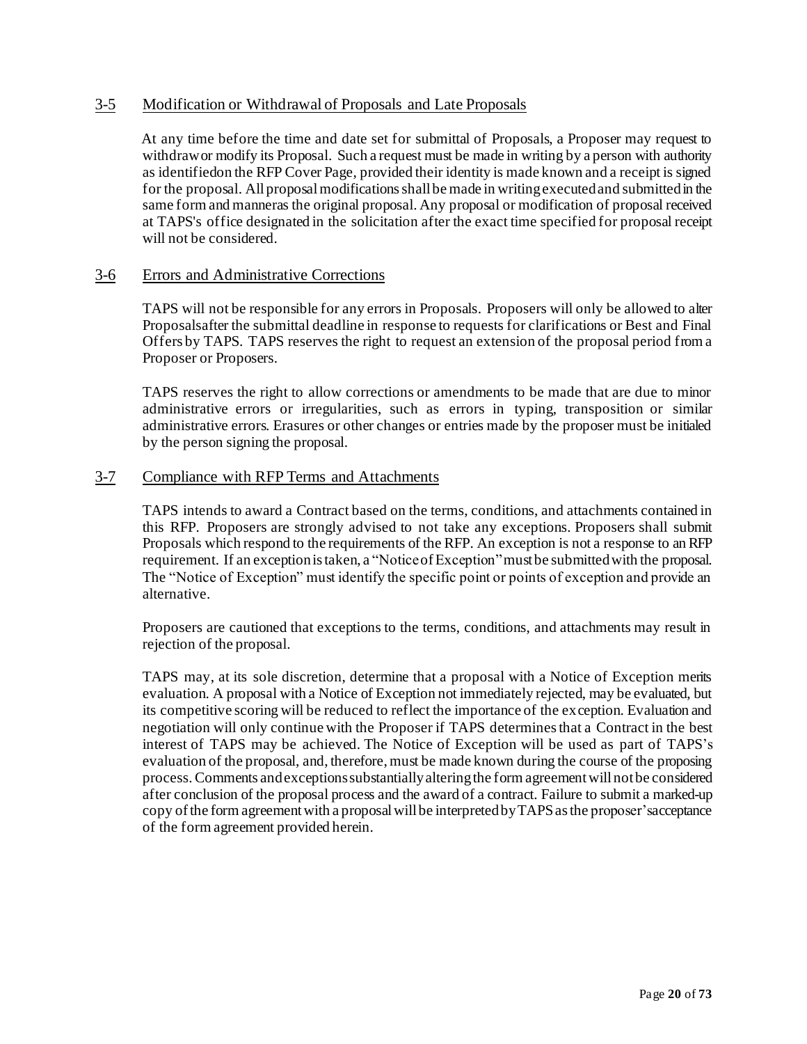## 3-5 Modification or Withdrawal of Proposals and Late Proposals

At any time before the time and date set for submittal of Proposals, a Proposer may request to withdraw or modify its Proposal. Such a request must be made in writing by a person with authority as identified on the RFP Cover Page, provided their identity is made known and a receipt is signed for the proposal. All proposal modifications shall be made in writing executed and submitted in the same form and manner as the original proposal. Any proposal or modification of proposal received at TAPS's office designated in the solicitation after the exact time specified for proposal receipt will not be considered.

## 3-6 Errors and Administrative Corrections

TAPS will not be responsible for any errors in Proposals. Proposers will only be allowed to alter Proposals after the submittal deadline in response to requests for clarifications or Best and Final Offers by TAPS. TAPS reserves the right to request an extension of the proposal period from a Proposer or Proposers.

TAPS reserves the right to allow corrections or amendments to be made that are due to minor administrative errors or irregularities, such as errors in typing, transposition or similar administrative errors. Erasures or other changes or entries made by the proposer must be initialed by the person signing the proposal.

## 3-7 Compliance with RFP Terms and Attachments

TAPS intends to award a Contract based on the terms, conditions, and attachments contained in this RFP. Proposers are strongly advised to not take any exceptions. Proposers shall submit Proposals which respond to the requirements of the RFP. An exception is not a response to an RFP requirement. If an exception is taken, a "Notice of Exception" must be submitted with the proposal. The "Notice of Exception" must identify the specific point or points of exception and provide an alternative.

Proposers are cautioned that exceptions to the terms, conditions, and attachments may result in rejection of the proposal.

TAPS may, at its sole discretion, determine that a proposal with a Notice of Exception merits evaluation. A proposal with a Notice of Exception not immediately rejected, may be evaluated, but its competitive scoring will be reduced to reflect the importance of the exception. Evaluation and negotiation will only continue with the Proposer if TAPS determines that a Contract in the best interest of TAPS may be achieved. The Notice of Exception will be used as part of TAPS's evaluation of the proposal, and, therefore, must be made known during the course of the proposing process. Comments and exceptions substantially altering the form agreement will not be considered after conclusion of the proposal process and the award of a contract. Failure to submit a marked-up copy of the form agreement with a proposal will be interpreted by TAPS as the proposer's acceptance of the form agreement provided herein.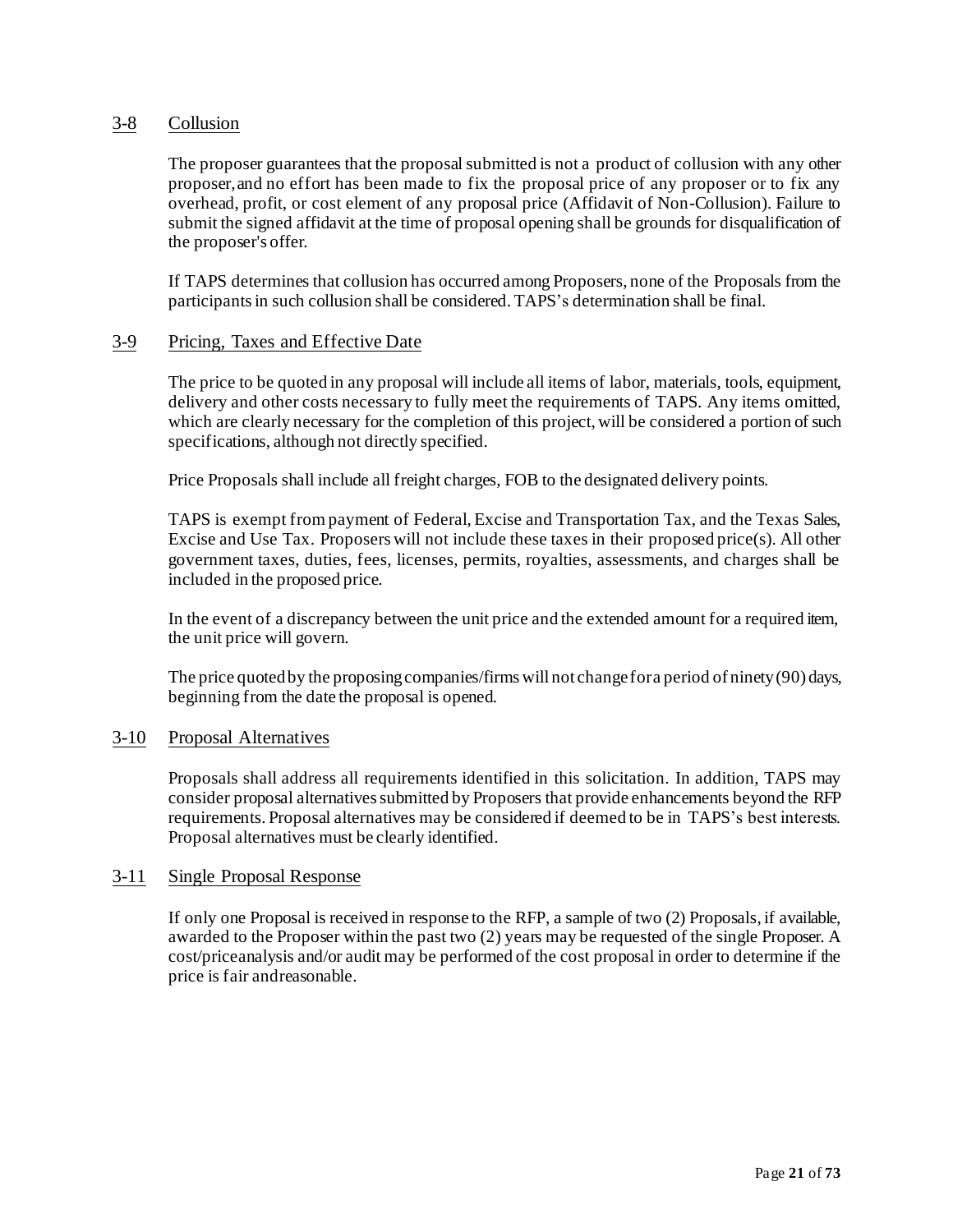## 3-8 Collusion

The proposer guarantees that the proposal submitted is not a product of collusion with any other proposer, and no effort has been made to fix the proposal price of any proposer or to fix any overhead, profit, or cost element of any proposal price (Affidavit of Non-Collusion). Failure to submit the signed affidavit at the time of proposal opening shall be grounds for disqualification of the proposer's offer.

If TAPS determines that collusion has occurred among Proposers, none of the Proposals from the participants in such collusion shall be considered. TAPS's determination shall be final.

## 3-9 Pricing, Taxes and Effective Date

The price to be quoted in any proposal will include all items of labor, materials, tools, equipment, delivery and other costs necessary to fully meet the requirements of TAPS. Any items omitted, which are clearly necessary for the completion of this project, will be considered a portion of such specifications, although not directly specified.

Price Proposals shall include all freight charges, FOB to the designated delivery points.

TAPS is exempt from payment of Federal, Excise and Transportation Tax, and the Texas Sales, Excise and Use Tax. Proposers will not include these taxes in their proposed price(s). All other government taxes, duties, fees, licenses, permits, royalties, assessments, and charges shall be included in the proposed price.

In the event of a discrepancy between the unit price and the extended amount for a required item, the unit price will govern.

The price quoted by the proposing companies/firms will not change for a period of ninety (90) days, beginning from the date the proposal is opened.

## 3-10 Proposal Alternatives

Proposals shall address all requirements identified in this solicitation. In addition, TAPS may consider proposal alternatives submitted by Proposers that provide enhancements beyond the RFP requirements. Proposal alternatives may be considered if deemed to be in TAPS's best interests. Proposal alternatives must be clearly identified.

## 3-11 Single Proposal Response

If only one Proposal is received in response to the RFP, a sample of two (2) Proposals, if available, awarded to the Proposer within the past two (2) years may be requested of the single Proposer. A cost/priceanalysis and/or audit may be performed of the cost proposal in order to determine if the price is fair andreasonable.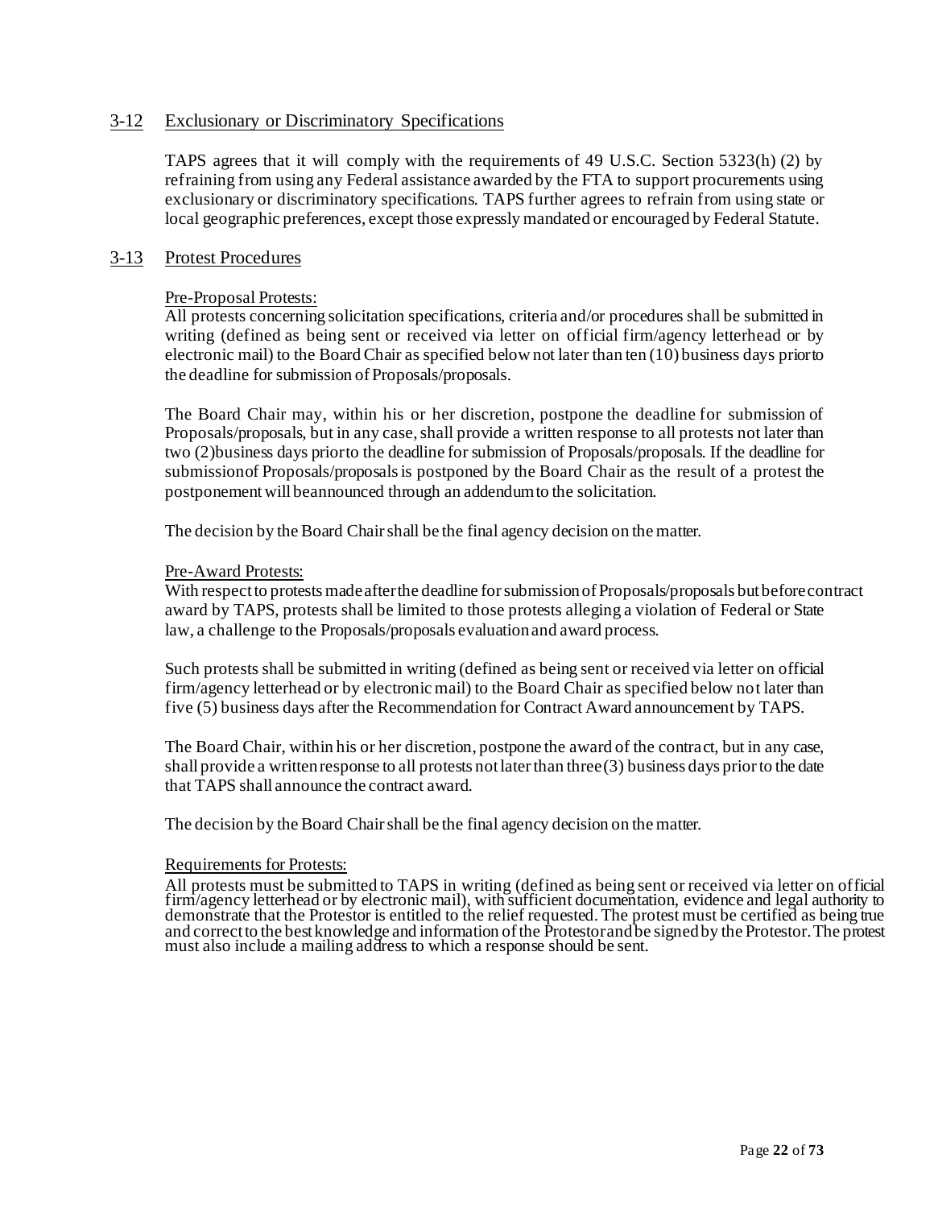## 3-12 Exclusionary or Discriminatory Specifications

TAPS agrees that it will comply with the requirements of 49 U.S.C. Section 5323(h) (2) by refraining from using any Federal assistance awarded by the FTA to support procurements using exclusionary or discriminatory specifications. TAPS further agrees to refrain from using state or local geographic preferences, except those expressly mandated or encouraged by Federal Statute.

## 3-13 Protest Procedures

Pre-Proposal Protests:
All protests concerning solicitation specifications, criteria and/or procedures shall be submitted in writing (defined as being sent or received via letter on official firm/agency letterhead or by electronic mail) to the Board Chair as specified below not later than ten (10) business days prior to the deadline for submission of Proposals/proposals.

The Board Chair may, within his or her discretion, postpone the deadline for submission of Proposals/proposals, but in any case, shall provide a written response to all protests not later than two (2)business days prior to the deadline for submission of Proposals/proposals. If the deadline for submission of Proposals/proposals is postponed by the Board Chair as the result of a protest the postponement will be announced through an addendum to the solicitation.

The decision by the Board Chair shall be the final agency decision on the matter.

Pre-Award Protests:
With respect to protests made after the deadline for submission of Proposals/proposals but before contract award by TAPS, protests shall be limited to those protests alleging a violation of Federal or State law, a challenge to the Proposals/proposals evaluation and award process.

Such protests shall be submitted in writing (defined as being sent or received via letter on official firm/agency letterhead or by electronic mail) to the Board Chair as specified below not later than five (5) business days after the Recommendation for Contract Award announcement by TAPS.

The Board Chair, within his or her discretion, postpone the award of the contract, but in any case, shall provide a written response to all protests not later than three (3) business days prior to the date that TAPS shall announce the contract award.

The decision by the Board Chair shall be the final agency decision on the matter.

Requirements for Protests:
All protests must be submitted to TAPS in writing (defined as being sent or received via letter on official firm/agency letterhead or by electronic mail), with sufficient documentation, evidence and legal authority to demonstrate that the Protestor is entitled to the relief requested. The protest must be certified as being true and correct to the best knowledge and information of the Protestor and be signed by the Protestor. The protest must also include a mailing address to which a response should be sent.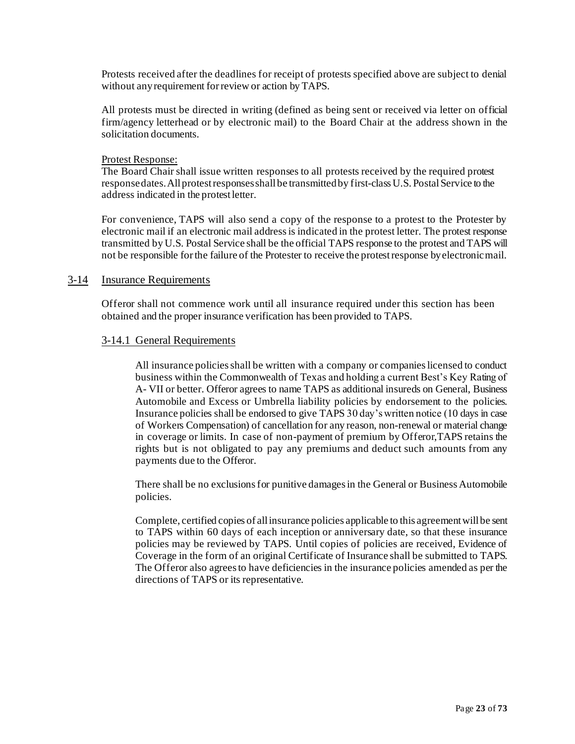Protests received after the deadlines for receipt of protests specified above are subject to denial without any requirement for review or action by TAPS.

All protests must be directed in writing (defined as being sent or received via letter on official firm/agency letterhead or by electronic mail) to the Board Chair at the address shown in the solicitation documents.

Protest Response:

The Board Chair shall issue written responses to all protests received by the required protest response dates. All protest responses shall be transmitted by first-class U.S. Postal Service to the address indicated in the protest letter.

For convenience, TAPS will also send a copy of the response to a protest to the Protester by electronic mail if an electronic mail address is indicated in the protest letter. The protest response transmitted by U.S. Postal Service shall be the official TAPS response to the protest and TAPS will not be responsible for the failure of the Protester to receive the protest response by electronic mail.

## 3-14 Insurance Requirements

Offeror shall not commence work until all insurance required under this section has been obtained and the proper insurance verification has been provided to TAPS.

### 3-14.1 General Requirements

All insurance policies shall be written with a company or companies licensed to conduct business within the Commonwealth of Texas and holding a current Best's Key Rating of A- VII or better. Offeror agrees to name TAPS as additional insureds on General, Business Automobile and Excess or Umbrella liability policies by endorsement to the policies. Insurance policies shall be endorsed to give TAPS 30 day's written notice (10 days in case of Workers Compensation) of cancellation for any reason, non-renewal or material change in coverage or limits. In case of non-payment of premium by Offeror,TAPS retains the rights but is not obligated to pay any premiums and deduct such amounts from any payments due to the Offeror.

There shall be no exclusions for punitive damages in the General or Business Automobile policies.

Complete, certified copies of all insurance policies applicable to this agreement will be sent to TAPS within 60 days of each inception or anniversary date, so that these insurance policies may be reviewed by TAPS. Until copies of policies are received, Evidence of Coverage in the form of an original Certificate of Insurance shall be submitted to TAPS. The Offeror also agrees to have deficiencies in the insurance policies amended as per the directions of TAPS or its representative.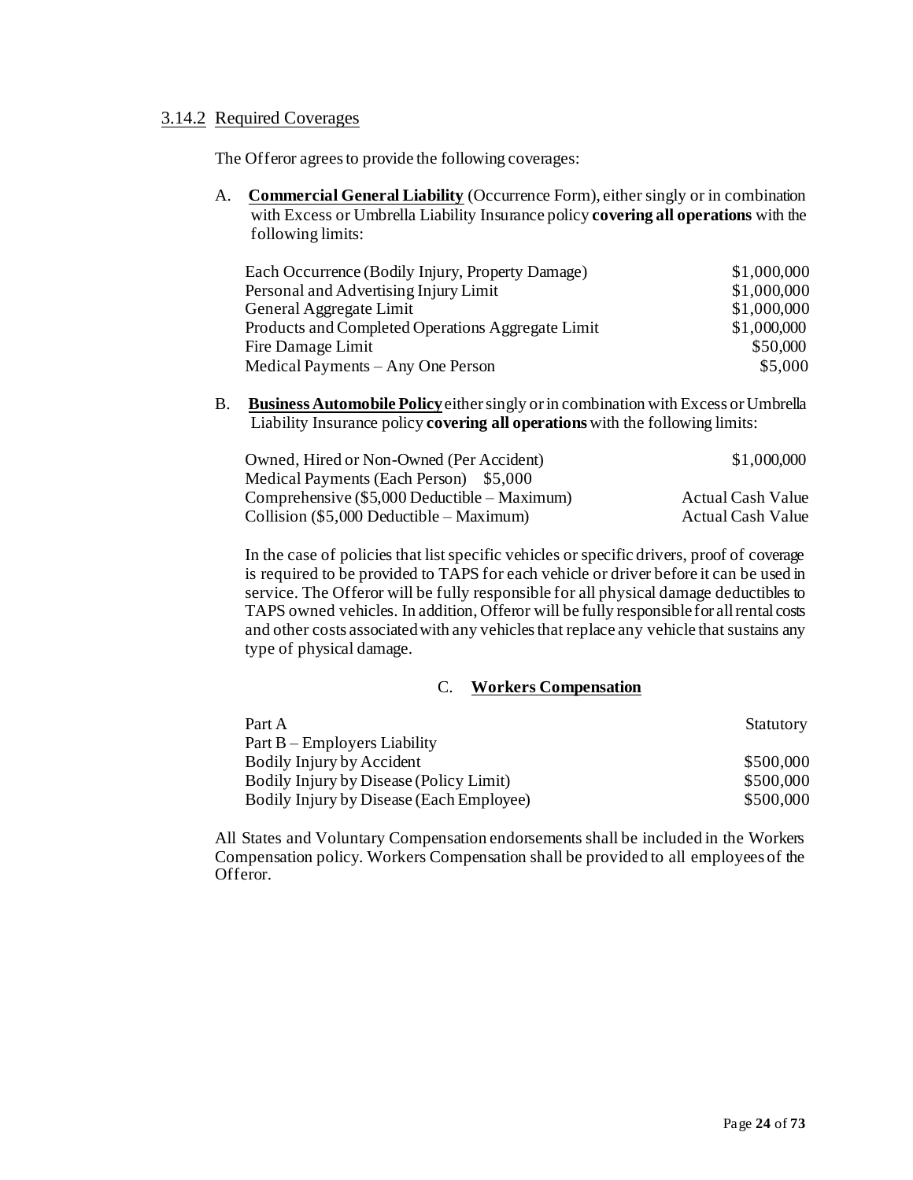### 3.14.2 Required Coverages

The Offeror agrees to provide the following coverages:

A. **Commercial General Liability** (Occurrence Form), either singly or in combination with Excess or Umbrella Liability Insurance policy **covering all operations** with the following limits:

| | |
|---|---|
| Each Occurrence (Bodily Injury, Property Damage) | $1,000,000 |
| Personal and Advertising Injury Limit | $1,000,000 |
| General Aggregate Limit | $1,000,000 |
| Products and Completed Operations Aggregate Limit | $1,000,000 |
| Fire Damage Limit | $50,000 |
| Medical Payments – Any One Person | $5,000 |

B. **Business Automobile Policy** either singly or in combination with Excess or Umbrella Liability Insurance policy **covering all operations** with the following limits:

| | |
|---|---|
| Owned, Hired or Non-Owned (Per Accident) | $1,000,000 |
| Medical Payments (Each Person) $5,000 | |
| Comprehensive ($5,000 Deductible – Maximum) | Actual Cash Value |
| Collision ($5,000 Deductible – Maximum) | Actual Cash Value |

In the case of policies that list specific vehicles or specific drivers, proof of coverage is required to be provided to TAPS for each vehicle or driver before it can be used in service. The Offeror will be fully responsible for all physical damage deductibles to TAPS owned vehicles. In addition, Offeror will be fully responsible for all rental costs and other costs associated with any vehicles that replace any vehicle that sustains any type of physical damage.

C. **Workers Compensation**

| | |
|---|---|
| Part A | Statutory |
| Part B – Employers Liability | |
| Bodily Injury by Accident | $500,000 |
| Bodily Injury by Disease (Policy Limit) | $500,000 |
| Bodily Injury by Disease (Each Employee) | $500,000 |

All States and Voluntary Compensation endorsements shall be included in the Workers Compensation policy. Workers Compensation shall be provided to all employees of the Offeror.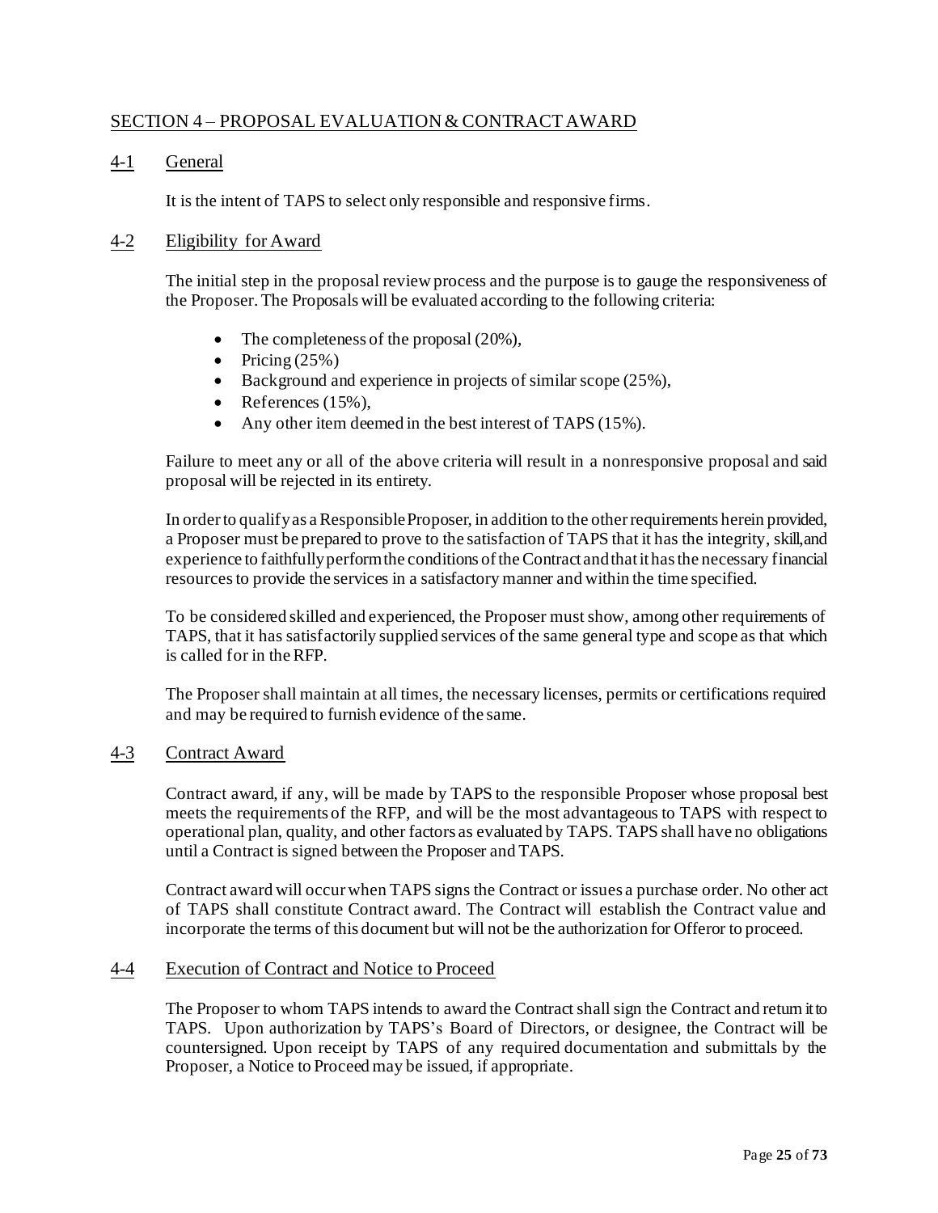## SECTION 4 – PROPOSAL EVALUATION & CONTRACT AWARD

### 4-1 General

It is the intent of TAPS to select only responsible and responsive firms.

### 4-2 Eligibility for Award

The initial step in the proposal review process and the purpose is to gauge the responsiveness of the Proposer. The Proposals will be evaluated according to the following criteria:

- The completeness of the proposal (20%),
- Pricing (25%)
- Background and experience in projects of similar scope (25%),
- References (15%),
- Any other item deemed in the best interest of TAPS (15%).

Failure to meet any or all of the above criteria will result in a nonresponsive proposal and said proposal will be rejected in its entirety.

In order to qualify as a Responsible Proposer, in addition to the other requirements herein provided, a Proposer must be prepared to prove to the satisfaction of TAPS that it has the integrity, skill, and experience to faithfully perform the conditions of the Contract and that it has the necessary financial resources to provide the services in a satisfactory manner and within the time specified.

To be considered skilled and experienced, the Proposer must show, among other requirements of TAPS, that it has satisfactorily supplied services of the same general type and scope as that which is called for in the RFP.

The Proposer shall maintain at all times, the necessary licenses, permits or certifications required and may be required to furnish evidence of the same.

### 4-3 Contract Award

Contract award, if any, will be made by TAPS to the responsible Proposer whose proposal best meets the requirements of the RFP, and will be the most advantageous to TAPS with respect to operational plan, quality, and other factors as evaluated by TAPS. TAPS shall have no obligations until a Contract is signed between the Proposer and TAPS.

Contract award will occur when TAPS signs the Contract or issues a purchase order. No other act of TAPS shall constitute Contract award. The Contract will establish the Contract value and incorporate the terms of this document but will not be the authorization for Offeror to proceed.

### 4-4 Execution of Contract and Notice to Proceed

The Proposer to whom TAPS intends to award the Contract shall sign the Contract and return it to TAPS. Upon authorization by TAPS's Board of Directors, or designee, the Contract will be countersigned. Upon receipt by TAPS of any required documentation and submittals by the Proposer, a Notice to Proceed may be issued, if appropriate.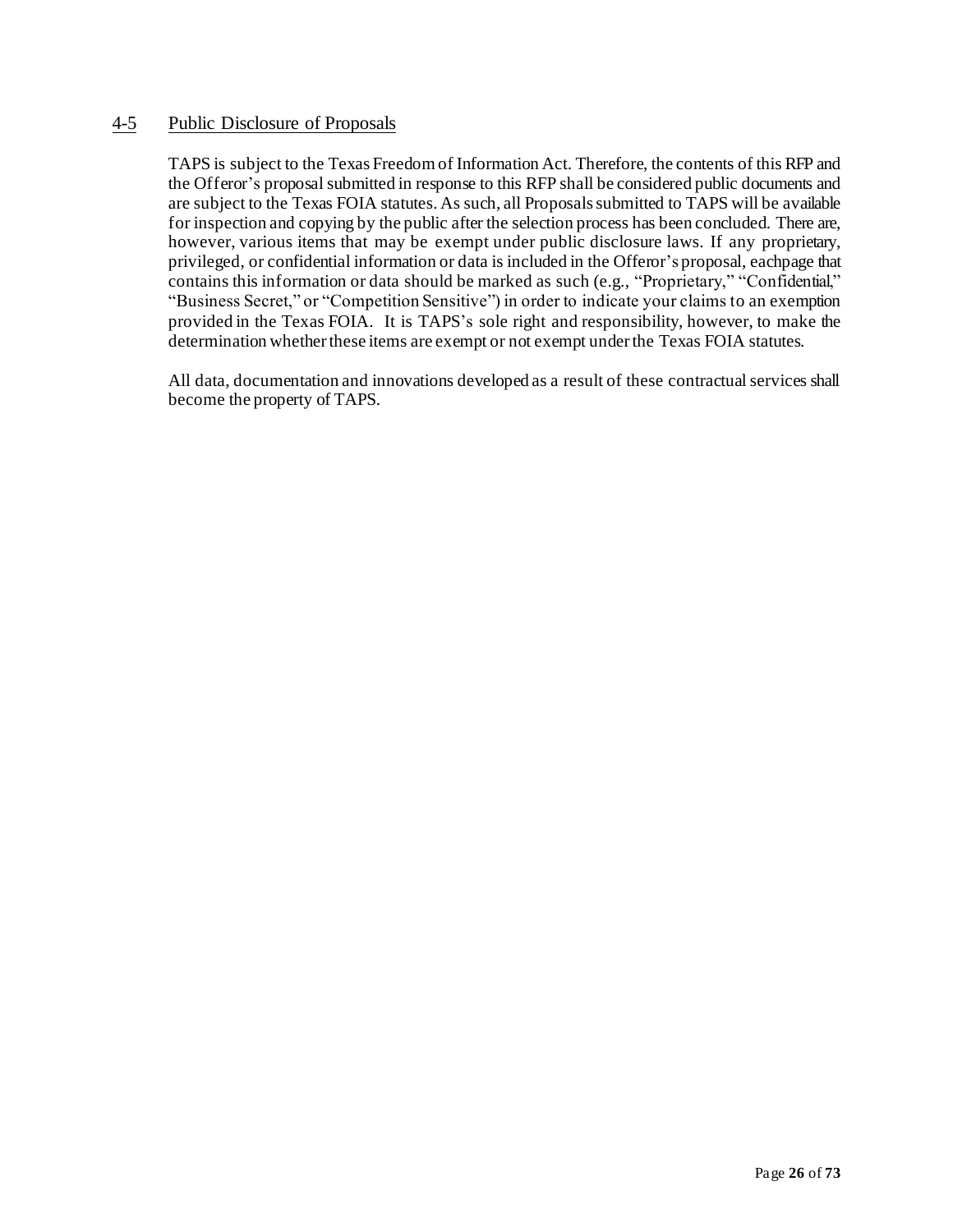## 4-5 Public Disclosure of Proposals

TAPS is subject to the Texas Freedom of Information Act. Therefore, the contents of this RFP and the Offeror's proposal submitted in response to this RFP shall be considered public documents and are subject to the Texas FOIA statutes. As such, all Proposals submitted to TAPS will be available for inspection and copying by the public after the selection process has been concluded. There are, however, various items that may be exempt under public disclosure laws. If any proprietary, privileged, or confidential information or data is included in the Offeror's proposal, eachpage that contains this information or data should be marked as such (e.g., "Proprietary," "Confidential," "Business Secret," or "Competition Sensitive") in order to indicate your claims to an exemption provided in the Texas FOIA. It is TAPS's sole right and responsibility, however, to make the determination whether these items are exempt or not exempt under the Texas FOIA statutes.

All data, documentation and innovations developed as a result of these contractual services shall become the property of TAPS.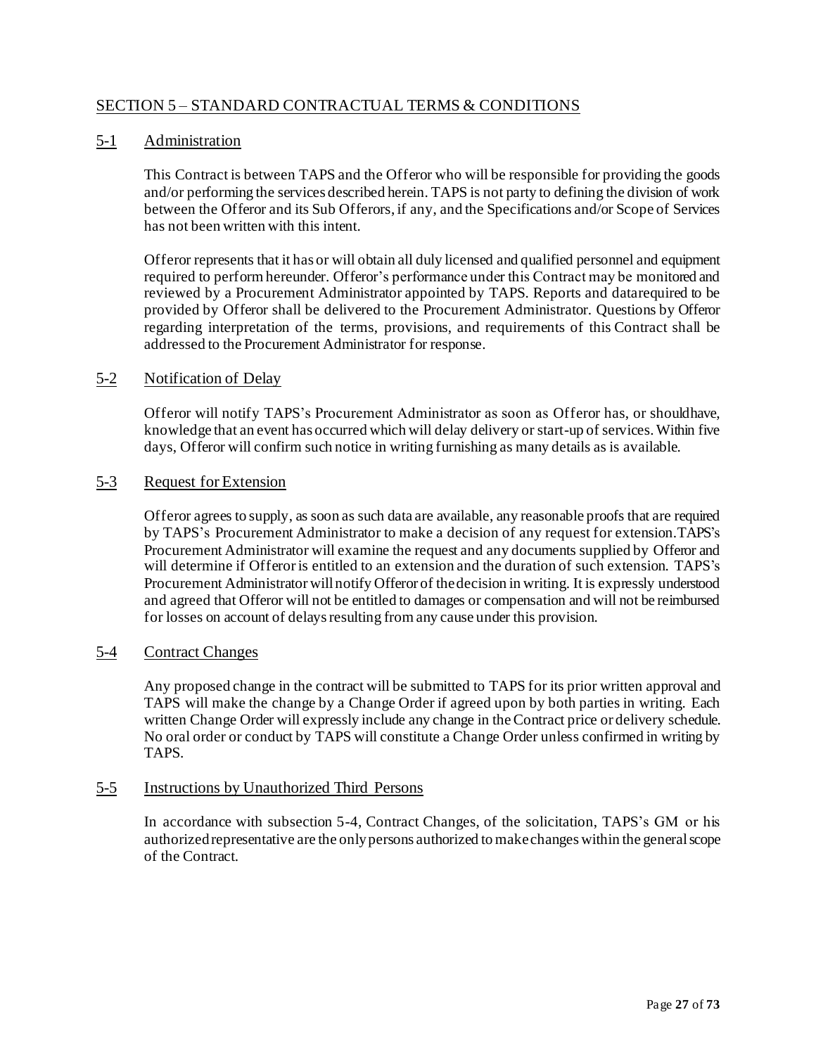## SECTION 5 – STANDARD CONTRACTUAL TERMS & CONDITIONS

### 5-1 Administration

This Contract is between TAPS and the Offeror who will be responsible for providing the goods and/or performing the services described herein. TAPS is not party to defining the division of work between the Offeror and its Sub Offerors, if any, and the Specifications and/or Scope of Services has not been written with this intent.

Offeror represents that it has or will obtain all duly licensed and qualified personnel and equipment required to perform hereunder. Offeror's performance under this Contract may be monitored and reviewed by a Procurement Administrator appointed by TAPS. Reports and datarequired to be provided by Offeror shall be delivered to the Procurement Administrator. Questions by Offeror regarding interpretation of the terms, provisions, and requirements of this Contract shall be addressed to the Procurement Administrator for response.

### 5-2 Notification of Delay

Offeror will notify TAPS's Procurement Administrator as soon as Offeror has, or shouldhave, knowledge that an event has occurred which will delay delivery or start-up of services. Within five days, Offeror will confirm such notice in writing furnishing as many details as is available.

### 5-3 Request for Extension

Offeror agrees to supply, as soon as such data are available, any reasonable proofs that are required by TAPS's Procurement Administrator to make a decision of any request for extension.TAPS's Procurement Administrator will examine the request and any documents supplied by Offeror and will determine if Offeror is entitled to an extension and the duration of such extension. TAPS's Procurement Administrator will notify Offeror of the decision in writing. It is expressly understood and agreed that Offeror will not be entitled to damages or compensation and will not be reimbursed for losses on account of delays resulting from any cause under this provision.

### 5-4 Contract Changes

Any proposed change in the contract will be submitted to TAPS for its prior written approval and TAPS will make the change by a Change Order if agreed upon by both parties in writing. Each written Change Order will expressly include any change in the Contract price or delivery schedule. No oral order or conduct by TAPS will constitute a Change Order unless confirmed in writing by TAPS.

### 5-5 Instructions by Unauthorized Third Persons

In accordance with subsection 5-4, Contract Changes, of the solicitation, TAPS's GM or his authorized representative are the only persons authorized to make changes within the general scope of the Contract.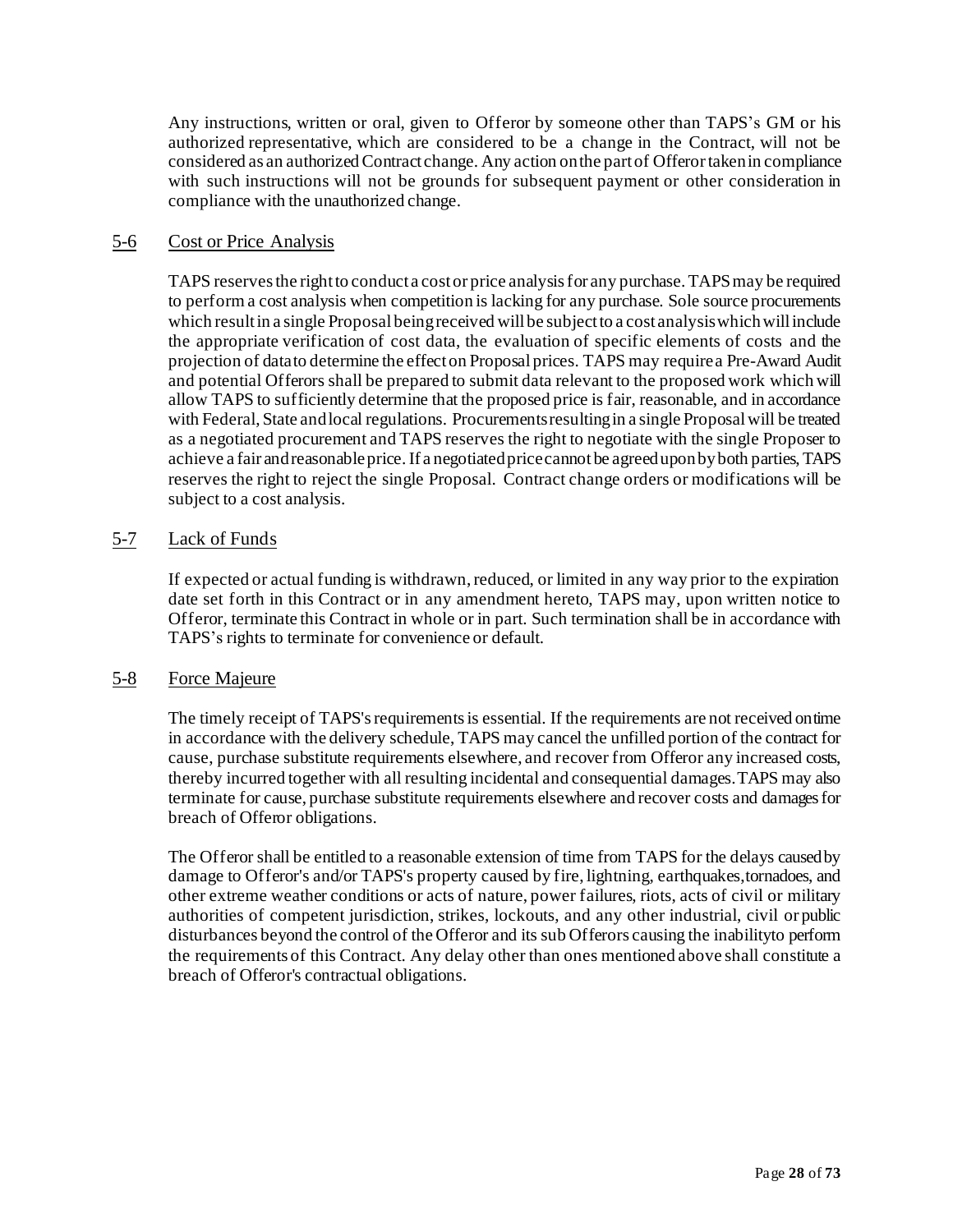Any instructions, written or oral, given to Offeror by someone other than TAPS's GM or his authorized representative, which are considered to be a change in the Contract, will not be considered as an authorized Contract change. Any action on the part of Offeror taken in compliance with such instructions will not be grounds for subsequent payment or other consideration in compliance with the unauthorized change.

## 5-6 Cost or Price Analysis

TAPS reserves the right to conduct a cost or price analysis for any purchase. TAPS may be required to perform a cost analysis when competition is lacking for any purchase. Sole source procurements which result in a single Proposal being received will be subject to a cost analysis which will include the appropriate verification of cost data, the evaluation of specific elements of costs and the projection of data to determine the effect on Proposal prices. TAPS may require a Pre-Award Audit and potential Offerors shall be prepared to submit data relevant to the proposed work which will allow TAPS to sufficiently determine that the proposed price is fair, reasonable, and in accordance with Federal, State and local regulations. Procurements resulting in a single Proposal will be treated as a negotiated procurement and TAPS reserves the right to negotiate with the single Proposer to achieve a fair and reasonable price. If a negotiated price cannot be agreed upon by both parties, TAPS reserves the right to reject the single Proposal. Contract change orders or modifications will be subject to a cost analysis.

## 5-7 Lack of Funds

If expected or actual funding is withdrawn, reduced, or limited in any way prior to the expiration date set forth in this Contract or in any amendment hereto, TAPS may, upon written notice to Offeror, terminate this Contract in whole or in part. Such termination shall be in accordance with TAPS's rights to terminate for convenience or default.

## 5-8 Force Majeure

The timely receipt of TAPS's requirements is essential. If the requirements are not received on time in accordance with the delivery schedule, TAPS may cancel the unfilled portion of the contract for cause, purchase substitute requirements elsewhere, and recover from Offeror any increased costs, thereby incurred together with all resulting incidental and consequential damages. TAPS may also terminate for cause, purchase substitute requirements elsewhere and recover costs and damages for breach of Offeror obligations.

The Offeror shall be entitled to a reasonable extension of time from TAPS for the delays caused by damage to Offeror's and/or TAPS's property caused by fire, lightning, earthquakes, tornadoes, and other extreme weather conditions or acts of nature, power failures, riots, acts of civil or military authorities of competent jurisdiction, strikes, lockouts, and any other industrial, civil or public disturbances beyond the control of the Offeror and its sub Offerors causing the inability to perform the requirements of this Contract. Any delay other than ones mentioned above shall constitute a breach of Offeror's contractual obligations.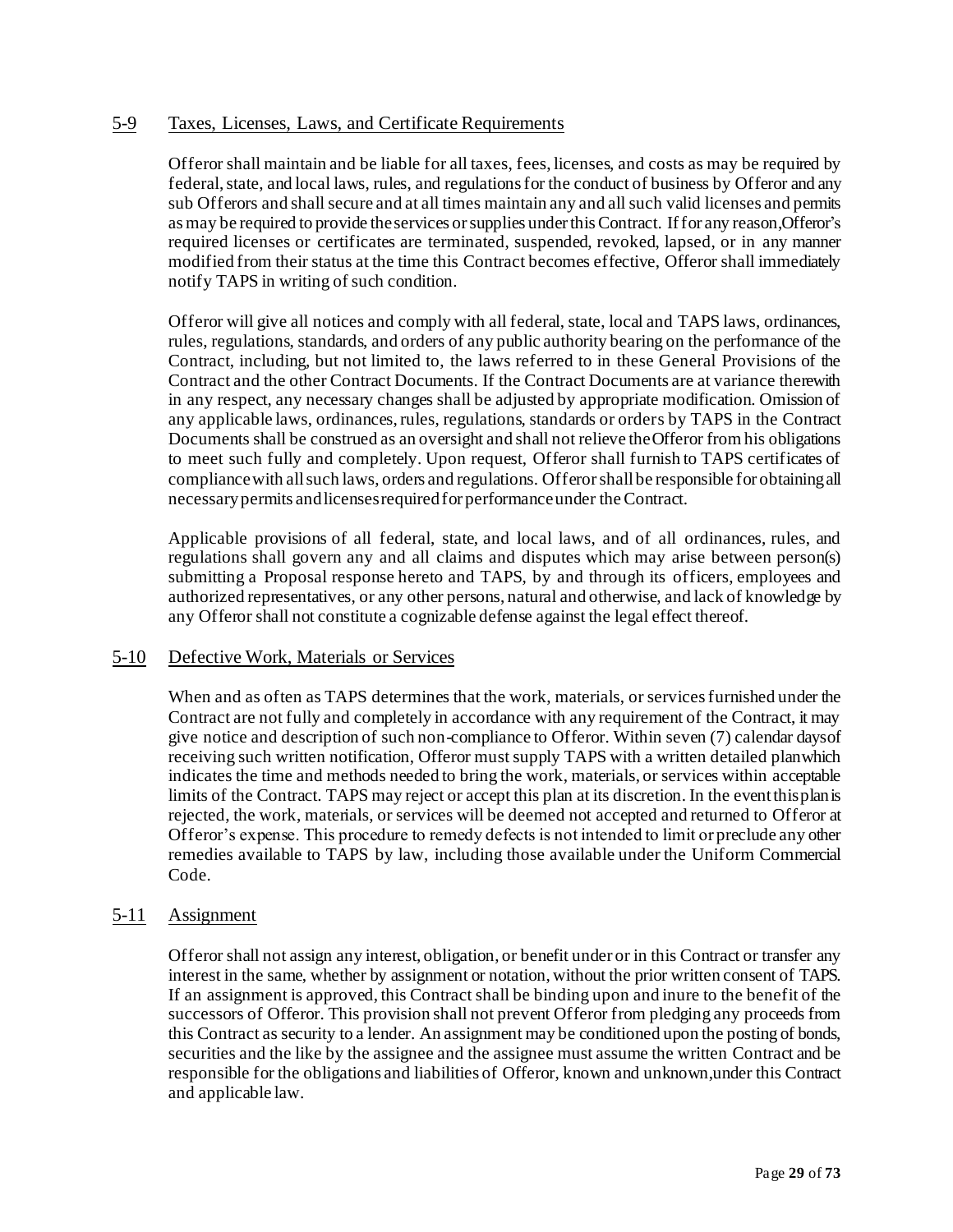## 5-9 Taxes, Licenses, Laws, and Certificate Requirements

Offeror shall maintain and be liable for all taxes, fees, licenses, and costs as may be required by federal, state, and local laws, rules, and regulations for the conduct of business by Offeror and any sub Offerors and shall secure and at all times maintain any and all such valid licenses and permits as may be required to provide the services or supplies under this Contract. If for any reason, Offeror's required licenses or certificates are terminated, suspended, revoked, lapsed, or in any manner modified from their status at the time this Contract becomes effective, Offeror shall immediately notify TAPS in writing of such condition.

Offeror will give all notices and comply with all federal, state, local and TAPS laws, ordinances, rules, regulations, standards, and orders of any public authority bearing on the performance of the Contract, including, but not limited to, the laws referred to in these General Provisions of the Contract and the other Contract Documents. If the Contract Documents are at variance therewith in any respect, any necessary changes shall be adjusted by appropriate modification. Omission of any applicable laws, ordinances, rules, regulations, standards or orders by TAPS in the Contract Documents shall be construed as an oversight and shall not relieve the Offeror from his obligations to meet such fully and completely. Upon request, Offeror shall furnish to TAPS certificates of compliance with all such laws, orders and regulations. Offeror shall be responsible for obtaining all necessary permits and licenses required for performance under the Contract.

Applicable provisions of all federal, state, and local laws, and of all ordinances, rules, and regulations shall govern any and all claims and disputes which may arise between person(s) submitting a Proposal response hereto and TAPS, by and through its officers, employees and authorized representatives, or any other persons, natural and otherwise, and lack of knowledge by any Offeror shall not constitute a cognizable defense against the legal effect thereof.

## 5-10 Defective Work, Materials or Services

When and as often as TAPS determines that the work, materials, or services furnished under the Contract are not fully and completely in accordance with any requirement of the Contract, it may give notice and description of such non-compliance to Offeror. Within seven (7) calendar days of receiving such written notification, Offeror must supply TAPS with a written detailed plan which indicates the time and methods needed to bring the work, materials, or services within acceptable limits of the Contract. TAPS may reject or accept this plan at its discretion. In the event this plan is rejected, the work, materials, or services will be deemed not accepted and returned to Offeror at Offeror's expense. This procedure to remedy defects is not intended to limit or preclude any other remedies available to TAPS by law, including those available under the Uniform Commercial Code.

## 5-11 Assignment

Offeror shall not assign any interest, obligation, or benefit under or in this Contract or transfer any interest in the same, whether by assignment or notation, without the prior written consent of TAPS. If an assignment is approved, this Contract shall be binding upon and inure to the benefit of the successors of Offeror. This provision shall not prevent Offeror from pledging any proceeds from this Contract as security to a lender. An assignment may be conditioned upon the posting of bonds, securities and the like by the assignee and the assignee must assume the written Contract and be responsible for the obligations and liabilities of Offeror, known and unknown, under this Contract and applicable law.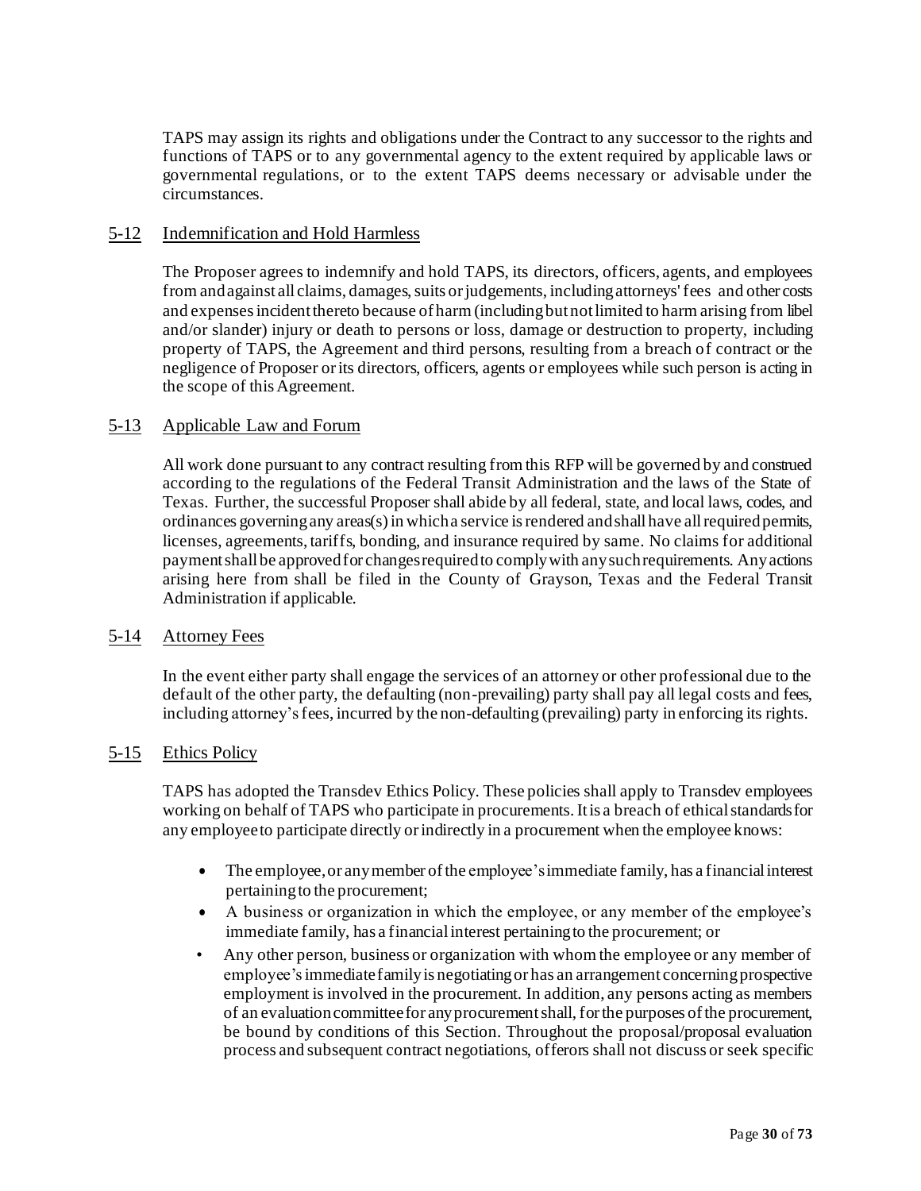TAPS may assign its rights and obligations under the Contract to any successor to the rights and functions of TAPS or to any governmental agency to the extent required by applicable laws or governmental regulations, or to the extent TAPS deems necessary or advisable under the circumstances.

## 5-12 Indemnification and Hold Harmless

The Proposer agrees to indemnify and hold TAPS, its directors, officers, agents, and employees from and against all claims, damages, suits or judgements, including attorneys' fees and other costs and expenses incident thereto because of harm (including but not limited to harm arising from libel and/or slander) injury or death to persons or loss, damage or destruction to property, including property of TAPS, the Agreement and third persons, resulting from a breach of contract or the negligence of Proposer or its directors, officers, agents or employees while such person is acting in the scope of this Agreement.

## 5-13 Applicable Law and Forum

All work done pursuant to any contract resulting from this RFP will be governed by and construed according to the regulations of the Federal Transit Administration and the laws of the State of Texas. Further, the successful Proposer shall abide by all federal, state, and local laws, codes, and ordinances governing any areas(s) in which a service is rendered and shall have all required permits, licenses, agreements, tariffs, bonding, and insurance required by same. No claims for additional payment shall be approved for changes required to comply with any such requirements. Any actions arising here from shall be filed in the County of Grayson, Texas and the Federal Transit Administration if applicable.

## 5-14 Attorney Fees

In the event either party shall engage the services of an attorney or other professional due to the default of the other party, the defaulting (non-prevailing) party shall pay all legal costs and fees, including attorney's fees, incurred by the non-defaulting (prevailing) party in enforcing its rights.

## 5-15 Ethics Policy

TAPS has adopted the Transdev Ethics Policy. These policies shall apply to Transdev employees working on behalf of TAPS who participate in procurements. It is a breach of ethical standards for any employee to participate directly or indirectly in a procurement when the employee knows:

- The employee, or any member of the employee's immediate family, has a financial interest pertaining to the procurement;
- A business or organization in which the employee, or any member of the employee's immediate family, has a financial interest pertaining to the procurement; or
- Any other person, business or organization with whom the employee or any member of employee's immediate family is negotiating or has an arrangement concerning prospective employment is involved in the procurement. In addition, any persons acting as members of an evaluation committee for any procurement shall, for the purposes of the procurement, be bound by conditions of this Section. Throughout the proposal/proposal evaluation process and subsequent contract negotiations, offerors shall not discuss or seek specific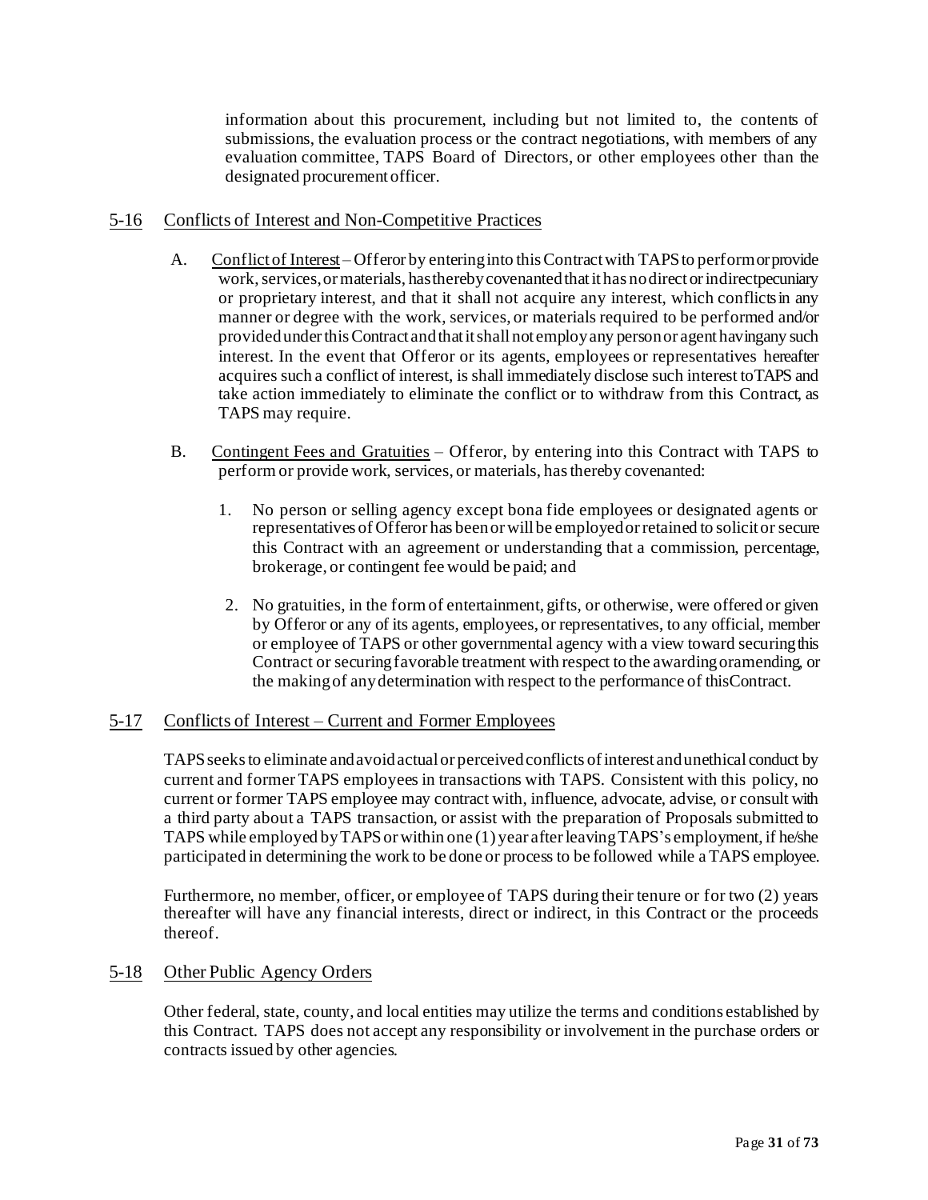information about this procurement, including but not limited to, the contents of submissions, the evaluation process or the contract negotiations, with members of any evaluation committee, TAPS Board of Directors, or other employees other than the designated procurement officer.

## 5-16 Conflicts of Interest and Non-Competitive Practices

A. Conflict of Interest – Offeror by entering into this Contract with TAPS to perform or provide work, services, or materials, has thereby covenanted that it has no direct or indirect pecuniary or proprietary interest, and that it shall not acquire any interest, which conflicts in any manner or degree with the work, services, or materials required to be performed and/or provided under this Contract and that it shall not employ any person or agent having any such interest. In the event that Offeror or its agents, employees or representatives hereafter acquires such a conflict of interest, is shall immediately disclose such interest to TAPS and take action immediately to eliminate the conflict or to withdraw from this Contract, as TAPS may require.

B. Contingent Fees and Gratuities – Offeror, by entering into this Contract with TAPS to perform or provide work, services, or materials, has thereby covenanted:

1. No person or selling agency except bona fide employees or designated agents or representatives of Offeror has been or will be employed or retained to solicit or secure this Contract with an agreement or understanding that a commission, percentage, brokerage, or contingent fee would be paid; and

2. No gratuities, in the form of entertainment, gifts, or otherwise, were offered or given by Offeror or any of its agents, employees, or representatives, to any official, member or employee of TAPS or other governmental agency with a view toward securing this Contract or securing favorable treatment with respect to the awarding or amending, or the making of any determination with respect to the performance of this Contract.

## 5-17 Conflicts of Interest – Current and Former Employees

TAPS seeks to eliminate and avoid actual or perceived conflicts of interest and unethical conduct by current and former TAPS employees in transactions with TAPS. Consistent with this policy, no current or former TAPS employee may contract with, influence, advocate, advise, or consult with a third party about a TAPS transaction, or assist with the preparation of Proposals submitted to TAPS while employed by TAPS or within one (1) year after leaving TAPS's employment, if he/she participated in determining the work to be done or process to be followed while a TAPS employee.

Furthermore, no member, officer, or employee of TAPS during their tenure or for two (2) years thereafter will have any financial interests, direct or indirect, in this Contract or the proceeds thereof.

## 5-18 Other Public Agency Orders

Other federal, state, county, and local entities may utilize the terms and conditions established by this Contract. TAPS does not accept any responsibility or involvement in the purchase orders or contracts issued by other agencies.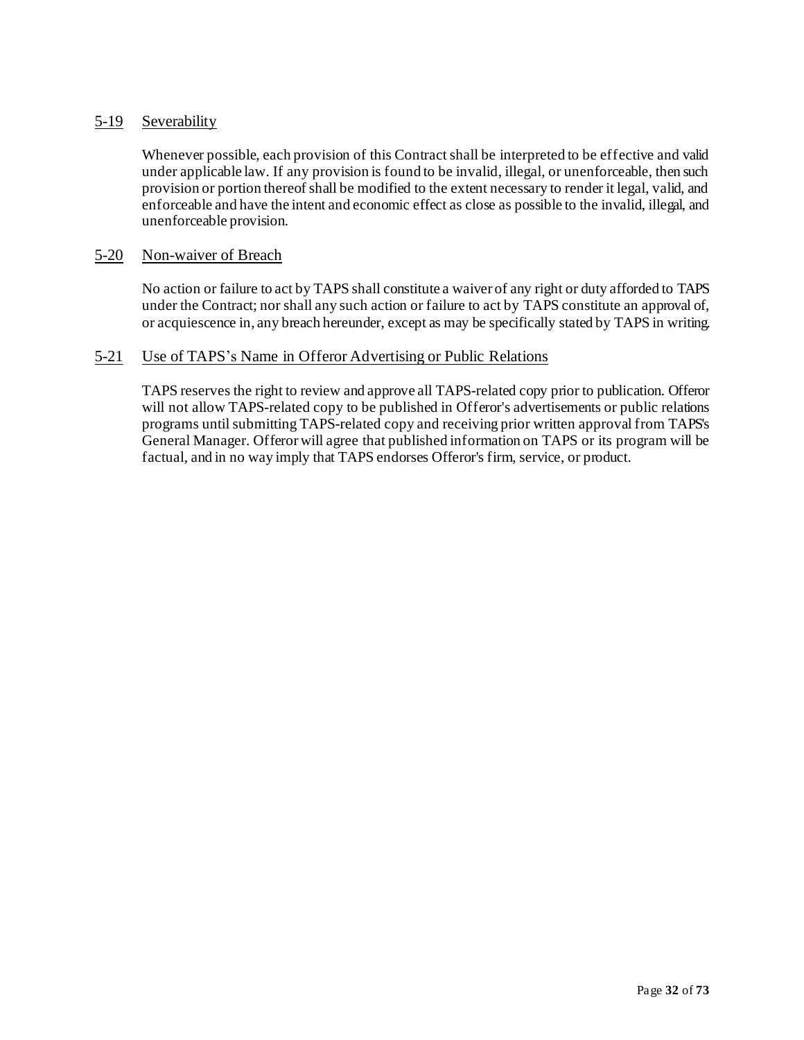### 5-19 Severability

Whenever possible, each provision of this Contract shall be interpreted to be effective and valid under applicable law. If any provision is found to be invalid, illegal, or unenforceable, then such provision or portion thereof shall be modified to the extent necessary to render it legal, valid, and enforceable and have the intent and economic effect as close as possible to the invalid, illegal, and unenforceable provision.

### 5-20 Non-waiver of Breach

No action or failure to act by TAPS shall constitute a waiver of any right or duty afforded to TAPS under the Contract; nor shall any such action or failure to act by TAPS constitute an approval of, or acquiescence in, any breach hereunder, except as may be specifically stated by TAPS in writing.

### 5-21 Use of TAPS's Name in Offeror Advertising or Public Relations

TAPS reserves the right to review and approve all TAPS-related copy prior to publication. Offeror will not allow TAPS-related copy to be published in Offeror's advertisements or public relations programs until submitting TAPS-related copy and receiving prior written approval from TAPS's General Manager. Offeror will agree that published information on TAPS or its program will be factual, and in no way imply that TAPS endorses Offeror's firm, service, or product.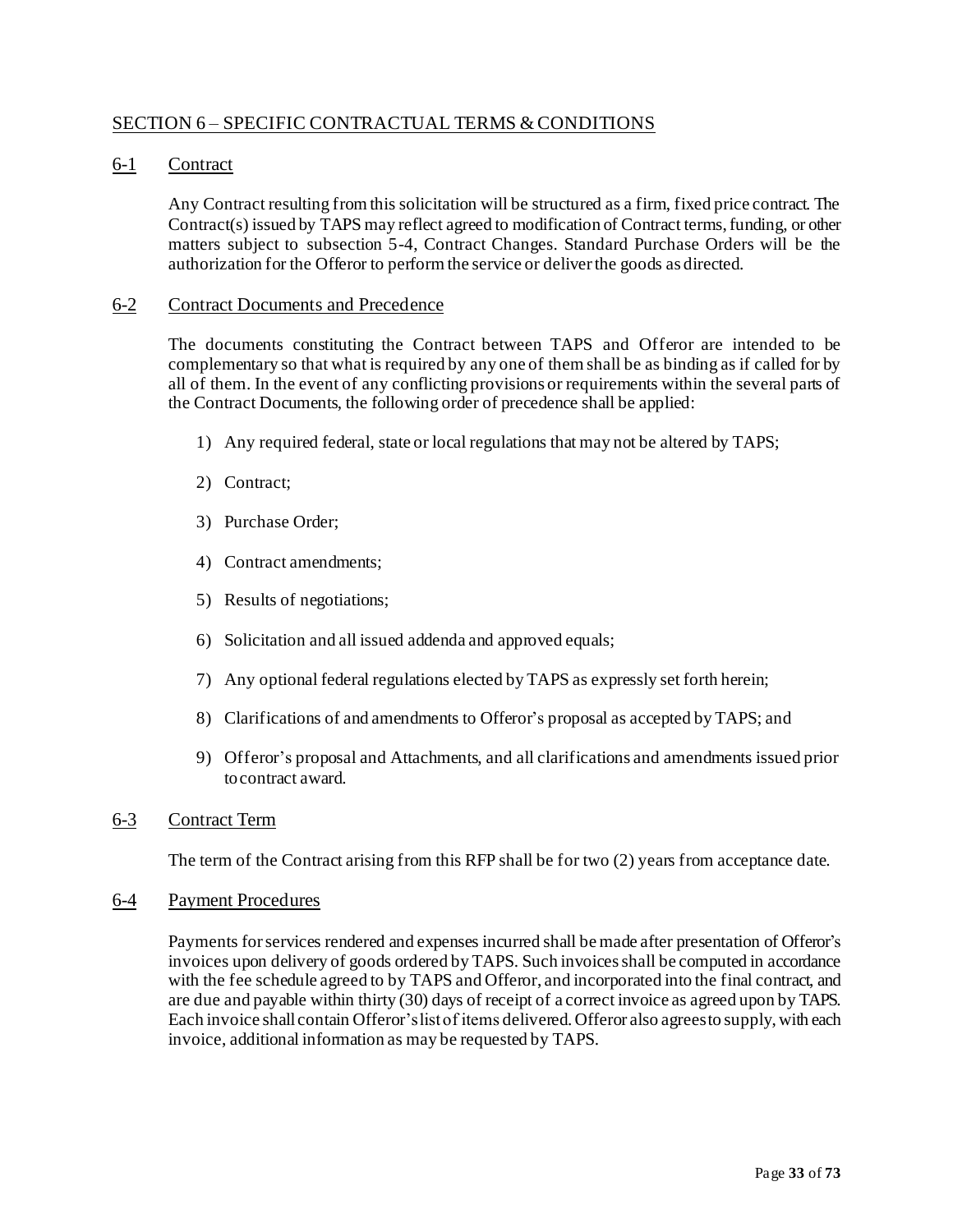## SECTION 6 – SPECIFIC CONTRACTUAL TERMS & CONDITIONS

### 6-1 Contract

Any Contract resulting from this solicitation will be structured as a firm, fixed price contract. The Contract(s) issued by TAPS may reflect agreed to modification of Contract terms, funding, or other matters subject to subsection 5-4, Contract Changes. Standard Purchase Orders will be the authorization for the Offeror to perform the service or deliver the goods as directed.

### 6-2 Contract Documents and Precedence

The documents constituting the Contract between TAPS and Offeror are intended to be complementary so that what is required by any one of them shall be as binding as if called for by all of them. In the event of any conflicting provisions or requirements within the several parts of the Contract Documents, the following order of precedence shall be applied:

1) Any required federal, state or local regulations that may not be altered by TAPS;
2) Contract;
3) Purchase Order;
4) Contract amendments;
5) Results of negotiations;
6) Solicitation and all issued addenda and approved equals;
7) Any optional federal regulations elected by TAPS as expressly set forth herein;
8) Clarifications of and amendments to Offeror's proposal as accepted by TAPS; and
9) Offeror's proposal and Attachments, and all clarifications and amendments issued prior to contract award.

### 6-3 Contract Term

The term of the Contract arising from this RFP shall be for two (2) years from acceptance date.

### 6-4 Payment Procedures

Payments for services rendered and expenses incurred shall be made after presentation of Offeror's invoices upon delivery of goods ordered by TAPS. Such invoices shall be computed in accordance with the fee schedule agreed to by TAPS and Offeror, and incorporated into the final contract, and are due and payable within thirty (30) days of receipt of a correct invoice as agreed upon by TAPS. Each invoice shall contain Offeror's list of items delivered. Offeror also agrees to supply, with each invoice, additional information as may be requested by TAPS.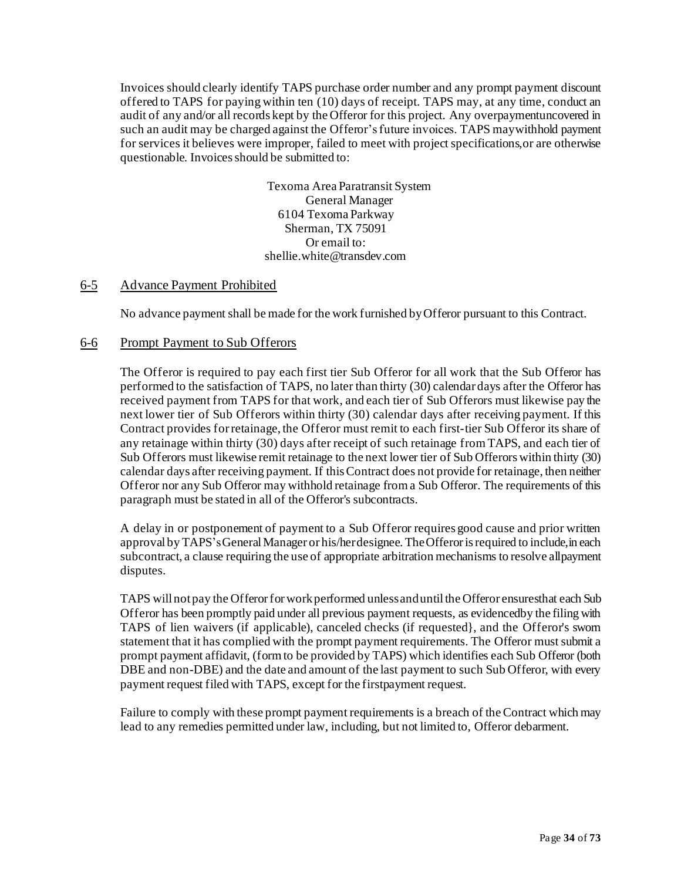Invoices should clearly identify TAPS purchase order number and any prompt payment discount offered to TAPS for paying within ten (10) days of receipt. TAPS may, at any time, conduct an audit of any and/or all records kept by the Offeror for this project. Any overpaymentuncovered in such an audit may be charged against the Offeror's future invoices. TAPS maywithhold payment for services it believes were improper, failed to meet with project specifications,or are otherwise questionable. Invoices should be submitted to:

Texoma Area Paratransit System
General Manager
6104 Texoma Parkway
Sherman, TX 75091
Or email to:
shellie.white@transdev.com

## 6-5 Advance Payment Prohibited

No advance payment shall be made for the work furnished by Offeror pursuant to this Contract.

## 6-6 Prompt Payment to Sub Offerors

The Offeror is required to pay each first tier Sub Offeror for all work that the Sub Offeror has performed to the satisfaction of TAPS, no later than thirty (30) calendar days after the Offeror has received payment from TAPS for that work, and each tier of Sub Offerors must likewise pay the next lower tier of Sub Offerors within thirty (30) calendar days after receiving payment. If this Contract provides for retainage, the Offeror must remit to each first-tier Sub Offeror its share of any retainage within thirty (30) days after receipt of such retainage from TAPS, and each tier of Sub Offerors must likewise remit retainage to the next lower tier of Sub Offerors within thirty (30) calendar days after receiving payment. If this Contract does not provide for retainage, then neither Offeror nor any Sub Offeror may withhold retainage from a Sub Offeror. The requirements of this paragraph must be stated in all of the Offeror's subcontracts.

A delay in or postponement of payment to a Sub Offeror requires good cause and prior written approval by TAPS's General Manager or his/her designee. The Offeror is required to include,in each subcontract, a clause requiring the use of appropriate arbitration mechanisms to resolve allpayment disputes.

TAPS will not pay the Offeror for work performed unless and until the Offeror ensuresthat each Sub Offeror has been promptly paid under all previous payment requests, as evidencedby the filing with TAPS of lien waivers (if applicable), canceled checks (if requested}, and the Offeror's sworn statement that it has complied with the prompt payment requirements. The Offeror must submit a prompt payment affidavit, (form to be provided by TAPS) which identifies each Sub Offeror (both DBE and non-DBE) and the date and amount of the last payment to such Sub Offeror, with every payment request filed with TAPS, except for the firstpayment request.

Failure to comply with these prompt payment requirements is a breach of the Contract which may lead to any remedies permitted under law, including, but not limited to, Offeror debarment.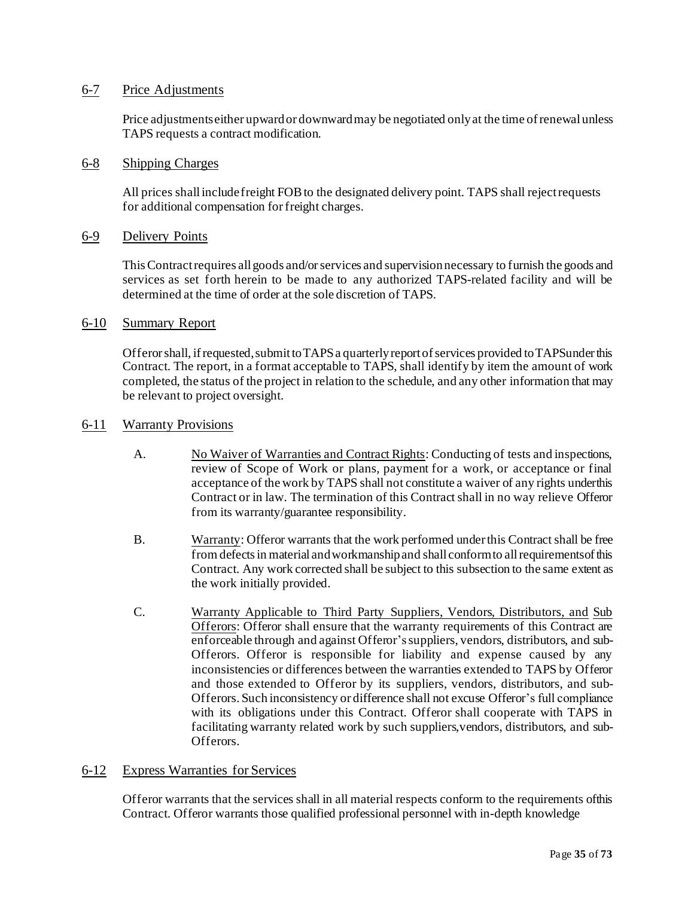## 6-7 Price Adjustments

Price adjustments either upward or downward may be negotiated only at the time of renewal unless TAPS requests a contract modification.

## 6-8 Shipping Charges

All prices shall include freight FOB to the designated delivery point. TAPS shall reject requests for additional compensation for freight charges.

## 6-9 Delivery Points

This Contract requires all goods and/or services and supervision necessary to furnish the goods and services as set forth herein to be made to any authorized TAPS-related facility and will be determined at the time of order at the sole discretion of TAPS.

## 6-10 Summary Report

Offeror shall, if requested, submit to TAPS a quarterly report of services provided to TAPS under this Contract. The report, in a format acceptable to TAPS, shall identify by item the amount of work completed, the status of the project in relation to the schedule, and any other information that may be relevant to project oversight.

## 6-11 Warranty Provisions

A. No Waiver of Warranties and Contract Rights: Conducting of tests and inspections, review of Scope of Work or plans, payment for a work, or acceptance or final acceptance of the work by TAPS shall not constitute a waiver of any rights under this Contract or in law. The termination of this Contract shall in no way relieve Offeror from its warranty/guarantee responsibility.

B. Warranty: Offeror warrants that the work performed under this Contract shall be free from defects in material and workmanship and shall conform to all requirements of this Contract. Any work corrected shall be subject to this subsection to the same extent as the work initially provided.

C. Warranty Applicable to Third Party Suppliers, Vendors, Distributors, and Sub Offerors: Offeror shall ensure that the warranty requirements of this Contract are enforceable through and against Offeror's suppliers, vendors, distributors, and sub-Offerors. Offeror is responsible for liability and expense caused by any inconsistencies or differences between the warranties extended to TAPS by Offeror and those extended to Offeror by its suppliers, vendors, distributors, and sub-Offerors. Such inconsistency or difference shall not excuse Offeror's full compliance with its obligations under this Contract. Offeror shall cooperate with TAPS in facilitating warranty related work by such suppliers, vendors, distributors, and sub-Offerors.

## 6-12 Express Warranties for Services

Offeror warrants that the services shall in all material respects conform to the requirements of this Contract. Offeror warrants those qualified professional personnel with in-depth knowledge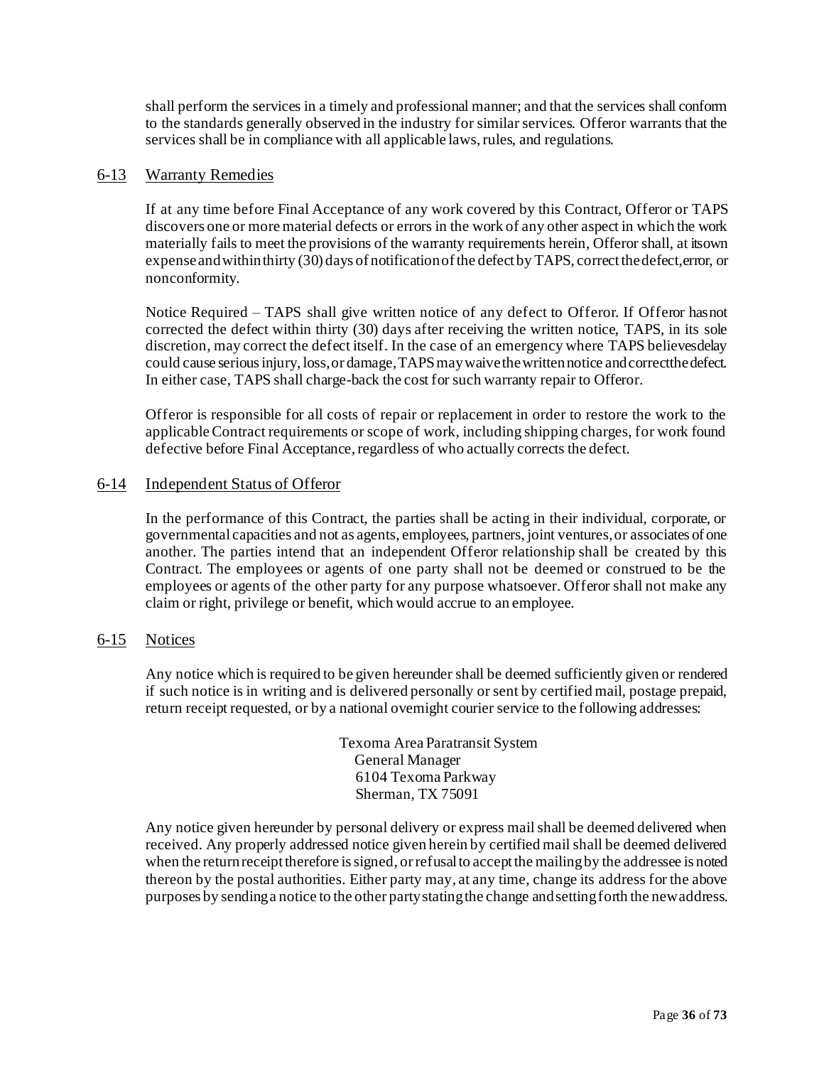shall perform the services in a timely and professional manner; and that the services shall conform to the standards generally observed in the industry for similar services. Offeror warrants that the services shall be in compliance with all applicable laws, rules, and regulations.

## 6-13 Warranty Remedies

If at any time before Final Acceptance of any work covered by this Contract, Offeror or TAPS discovers one or more material defects or errors in the work of any other aspect in which the work materially fails to meet the provisions of the warranty requirements herein, Offeror shall, at its own expense and within thirty (30) days of notification of the defect by TAPS, correct the defect, error, or nonconformity.

Notice Required – TAPS shall give written notice of any defect to Offeror. If Offeror has not corrected the defect within thirty (30) days after receiving the written notice, TAPS, in its sole discretion, may correct the defect itself. In the case of an emergency where TAPS believes delay could cause serious injury, loss, or damage, TAPS may waive the written notice and correct the defect. In either case, TAPS shall charge-back the cost for such warranty repair to Offeror.

Offeror is responsible for all costs of repair or replacement in order to restore the work to the applicable Contract requirements or scope of work, including shipping charges, for work found defective before Final Acceptance, regardless of who actually corrects the defect.

## 6-14 Independent Status of Offeror

In the performance of this Contract, the parties shall be acting in their individual, corporate, or governmental capacities and not as agents, employees, partners, joint ventures, or associates of one another. The parties intend that an independent Offeror relationship shall be created by this Contract. The employees or agents of one party shall not be deemed or construed to be the employees or agents of the other party for any purpose whatsoever. Offeror shall not make any claim or right, privilege or benefit, which would accrue to an employee.

## 6-15 Notices

Any notice which is required to be given hereunder shall be deemed sufficiently given or rendered if such notice is in writing and is delivered personally or sent by certified mail, postage prepaid, return receipt requested, or by a national overnight courier service to the following addresses:

Texoma Area Paratransit System
General Manager
6104 Texoma Parkway
Sherman, TX 75091

Any notice given hereunder by personal delivery or express mail shall be deemed delivered when received. Any properly addressed notice given herein by certified mail shall be deemed delivered when the return receipt therefore is signed, or refusal to accept the mailing by the addressee is noted thereon by the postal authorities. Either party may, at any time, change its address for the above purposes by sending a notice to the other party stating the change and setting forth the new address.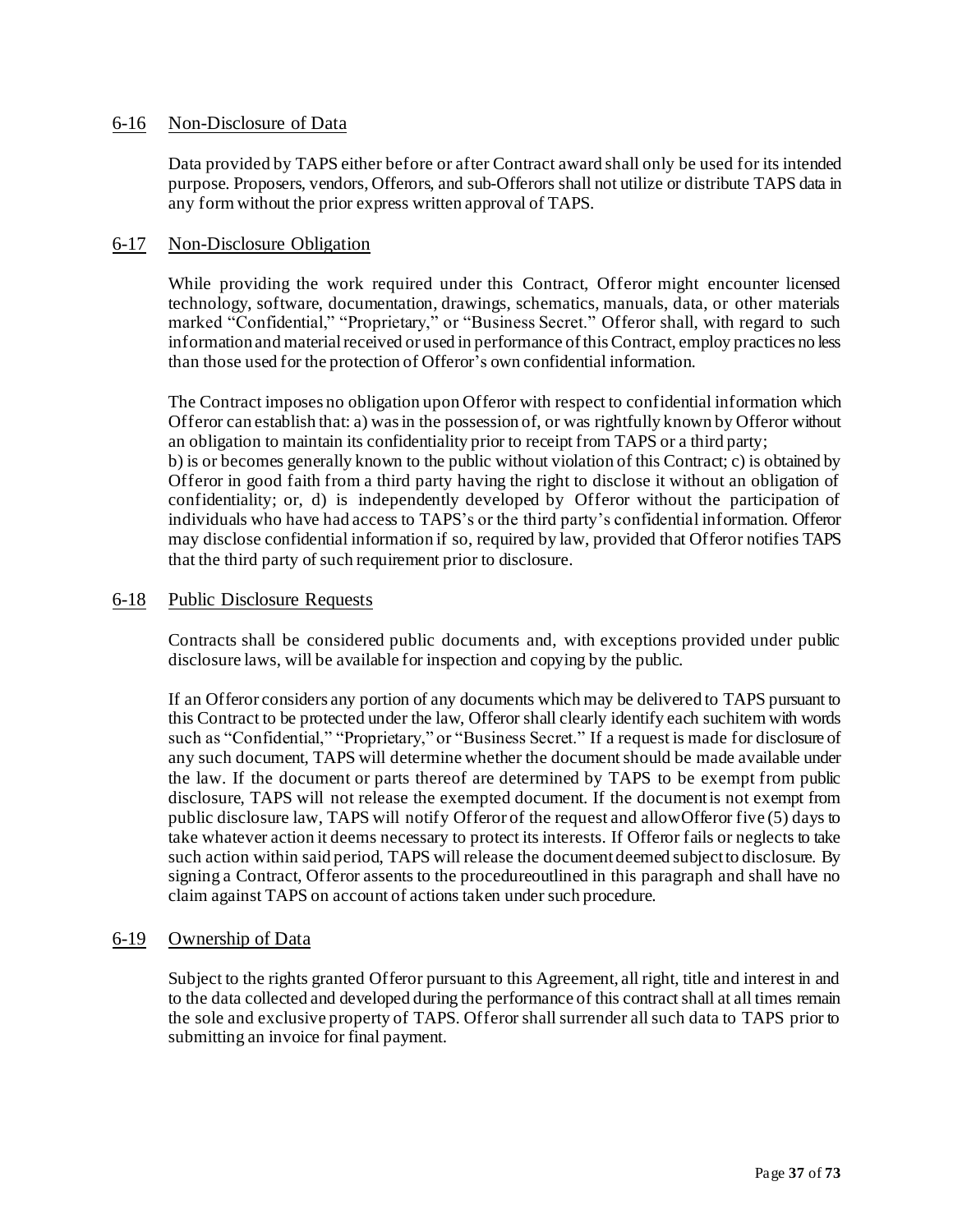## 6-16 Non-Disclosure of Data

Data provided by TAPS either before or after Contract award shall only be used for its intended purpose. Proposers, vendors, Offerors, and sub-Offerors shall not utilize or distribute TAPS data in any form without the prior express written approval of TAPS.

## 6-17 Non-Disclosure Obligation

While providing the work required under this Contract, Offeror might encounter licensed technology, software, documentation, drawings, schematics, manuals, data, or other materials marked "Confidential," "Proprietary," or "Business Secret." Offeror shall, with regard to such information and material received or used in performance of this Contract, employ practices no less than those used for the protection of Offeror's own confidential information.

The Contract imposes no obligation upon Offeror with respect to confidential information which Offeror can establish that: a) was in the possession of, or was rightfully known by Offeror without an obligation to maintain its confidentiality prior to receipt from TAPS or a third party;
b) is or becomes generally known to the public without violation of this Contract; c) is obtained by Offeror in good faith from a third party having the right to disclose it without an obligation of confidentiality; or, d) is independently developed by Offeror without the participation of individuals who have had access to TAPS's or the third party's confidential information. Offeror may disclose confidential information if so, required by law, provided that Offeror notifies TAPS that the third party of such requirement prior to disclosure.

## 6-18 Public Disclosure Requests

Contracts shall be considered public documents and, with exceptions provided under public disclosure laws, will be available for inspection and copying by the public.

If an Offeror considers any portion of any documents which may be delivered to TAPS pursuant to this Contract to be protected under the law, Offeror shall clearly identify each suchitem with words such as "Confidential," "Proprietary," or "Business Secret." If a request is made for disclosure of any such document, TAPS will determine whether the document should be made available under the law. If the document or parts thereof are determined by TAPS to be exempt from public disclosure, TAPS will not release the exempted document. If the document is not exempt from public disclosure law, TAPS will notify Offeror of the request and allowOfferor five (5) days to take whatever action it deems necessary to protect its interests. If Offeror fails or neglects to take such action within said period, TAPS will release the document deemed subject to disclosure. By signing a Contract, Offeror assents to the procedureoutlined in this paragraph and shall have no claim against TAPS on account of actions taken under such procedure.

## 6-19 Ownership of Data

Subject to the rights granted Offeror pursuant to this Agreement, all right, title and interest in and to the data collected and developed during the performance of this contract shall at all times remain the sole and exclusive property of TAPS. Offeror shall surrender all such data to TAPS prior to submitting an invoice for final payment.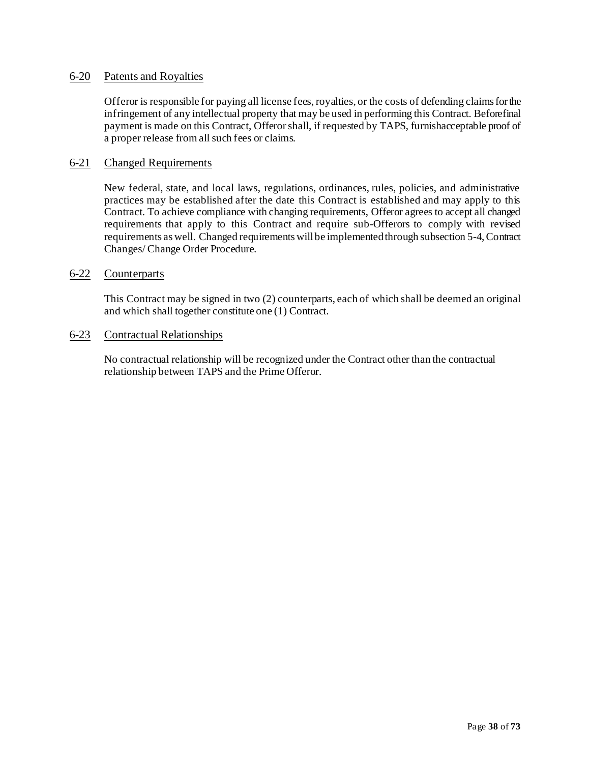## 6-20 Patents and Royalties

Offeror is responsible for paying all license fees, royalties, or the costs of defending claims for the infringement of any intellectual property that may be used in performing this Contract. Before final payment is made on this Contract, Offeror shall, if requested by TAPS, furnish acceptable proof of a proper release from all such fees or claims.

## 6-21 Changed Requirements

New federal, state, and local laws, regulations, ordinances, rules, policies, and administrative practices may be established after the date this Contract is established and may apply to this Contract. To achieve compliance with changing requirements, Offeror agrees to accept all changed requirements that apply to this Contract and require sub-Offerors to comply with revised requirements as well. Changed requirements will be implemented through subsection 5-4, Contract Changes/ Change Order Procedure.

## 6-22 Counterparts

This Contract may be signed in two (2) counterparts, each of which shall be deemed an original and which shall together constitute one (1) Contract.

## 6-23 Contractual Relationships

No contractual relationship will be recognized under the Contract other than the contractual relationship between TAPS and the Prime Offeror.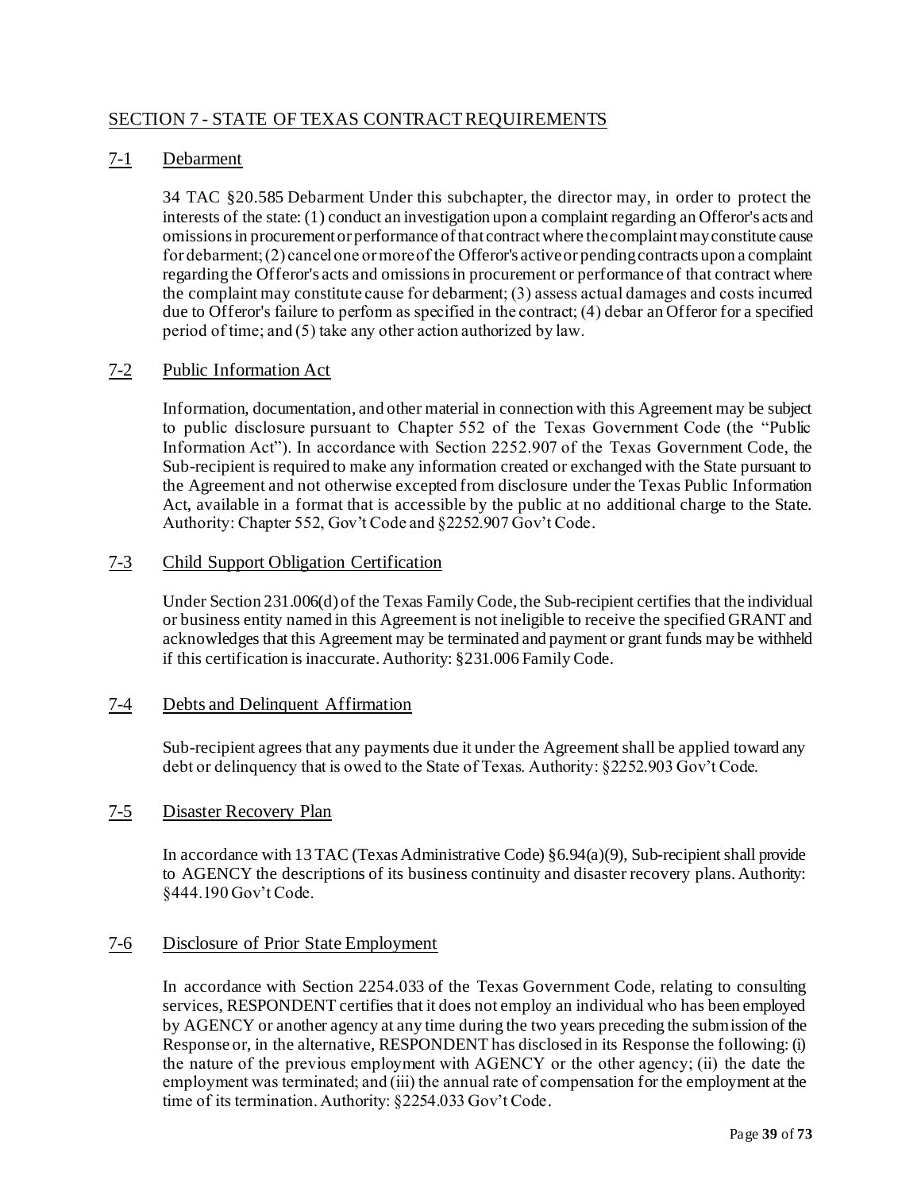## SECTION 7 - STATE OF TEXAS CONTRACT REQUIREMENTS

### 7-1 Debarment

34 TAC §20.585 Debarment Under this subchapter, the director may, in order to protect the interests of the state: (1) conduct an investigation upon a complaint regarding an Offeror's acts and omissions in procurement or performance of that contract where the complaint may constitute cause for debarment; (2) cancel one or more of the Offeror's active or pending contracts upon a complaint regarding the Offeror's acts and omissions in procurement or performance of that contract where the complaint may constitute cause for debarment; (3) assess actual damages and costs incurred due to Offeror's failure to perform as specified in the contract; (4) debar an Offeror for a specified period of time; and (5) take any other action authorized by law.

### 7-2 Public Information Act

Information, documentation, and other material in connection with this Agreement may be subject to public disclosure pursuant to Chapter 552 of the Texas Government Code (the "Public Information Act"). In accordance with Section 2252.907 of the Texas Government Code, the Sub-recipient is required to make any information created or exchanged with the State pursuant to the Agreement and not otherwise excepted from disclosure under the Texas Public Information Act, available in a format that is accessible by the public at no additional charge to the State. Authority: Chapter 552, Gov't Code and §2252.907 Gov't Code.

### 7-3 Child Support Obligation Certification

Under Section 231.006(d) of the Texas Family Code, the Sub-recipient certifies that the individual or business entity named in this Agreement is not ineligible to receive the specified GRANT and acknowledges that this Agreement may be terminated and payment or grant funds may be withheld if this certification is inaccurate. Authority: §231.006 Family Code.

### 7-4 Debts and Delinquent Affirmation

Sub-recipient agrees that any payments due it under the Agreement shall be applied toward any debt or delinquency that is owed to the State of Texas. Authority: §2252.903 Gov't Code.

### 7-5 Disaster Recovery Plan

In accordance with 13 TAC (Texas Administrative Code) §6.94(a)(9), Sub-recipient shall provide to AGENCY the descriptions of its business continuity and disaster recovery plans. Authority: §444.190 Gov't Code.

### 7-6 Disclosure of Prior State Employment

In accordance with Section 2254.033 of the Texas Government Code, relating to consulting services, RESPONDENT certifies that it does not employ an individual who has been employed by AGENCY or another agency at any time during the two years preceding the submission of the Response or, in the alternative, RESPONDENT has disclosed in its Response the following: (i) the nature of the previous employment with AGENCY or the other agency; (ii) the date the employment was terminated; and (iii) the annual rate of compensation for the employment at the time of its termination. Authority: §2254.033 Gov't Code.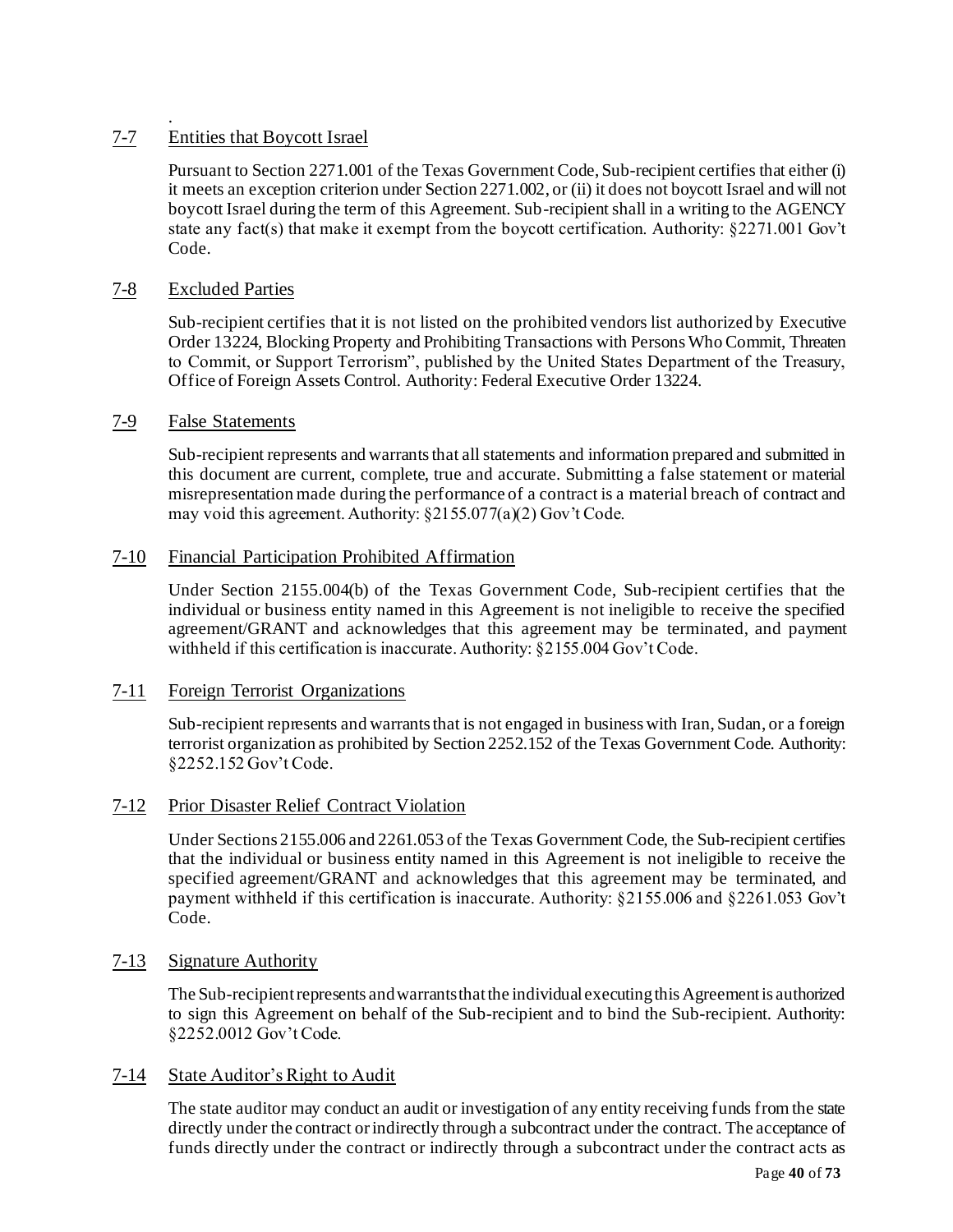.

## 7-7 Entities that Boycott Israel

Pursuant to Section 2271.001 of the Texas Government Code, Sub-recipient certifies that either (i) it meets an exception criterion under Section 2271.002, or (ii) it does not boycott Israel and will not boycott Israel during the term of this Agreement. Sub-recipient shall in a writing to the AGENCY state any fact(s) that make it exempt from the boycott certification. Authority: §2271.001 Gov't Code.

## 7-8 Excluded Parties

Sub-recipient certifies that it is not listed on the prohibited vendors list authorized by Executive Order 13224, Blocking Property and Prohibiting Transactions with Persons Who Commit, Threaten to Commit, or Support Terrorism", published by the United States Department of the Treasury, Office of Foreign Assets Control. Authority: Federal Executive Order 13224.

## 7-9 False Statements

Sub-recipient represents and warrants that all statements and information prepared and submitted in this document are current, complete, true and accurate. Submitting a false statement or material misrepresentation made during the performance of a contract is a material breach of contract and may void this agreement. Authority: §2155.077(a)(2) Gov't Code.

## 7-10 Financial Participation Prohibited Affirmation

Under Section 2155.004(b) of the Texas Government Code, Sub-recipient certifies that the individual or business entity named in this Agreement is not ineligible to receive the specified agreement/GRANT and acknowledges that this agreement may be terminated, and payment withheld if this certification is inaccurate. Authority: §2155.004 Gov't Code.

## 7-11 Foreign Terrorist Organizations

Sub-recipient represents and warrants that is not engaged in business with Iran, Sudan, or a foreign terrorist organization as prohibited by Section 2252.152 of the Texas Government Code. Authority: §2252.152 Gov't Code.

## 7-12 Prior Disaster Relief Contract Violation

Under Sections 2155.006 and 2261.053 of the Texas Government Code, the Sub-recipient certifies that the individual or business entity named in this Agreement is not ineligible to receive the specified agreement/GRANT and acknowledges that this agreement may be terminated, and payment withheld if this certification is inaccurate. Authority: §2155.006 and §2261.053 Gov't Code.

## 7-13 Signature Authority

The Sub-recipient represents and warrants that the individual executing this Agreement is authorized to sign this Agreement on behalf of the Sub-recipient and to bind the Sub-recipient. Authority: §2252.0012 Gov't Code.

## 7-14 State Auditor's Right to Audit

The state auditor may conduct an audit or investigation of any entity receiving funds from the state directly under the contract or indirectly through a subcontract under the contract. The acceptance of funds directly under the contract or indirectly through a subcontract under the contract acts as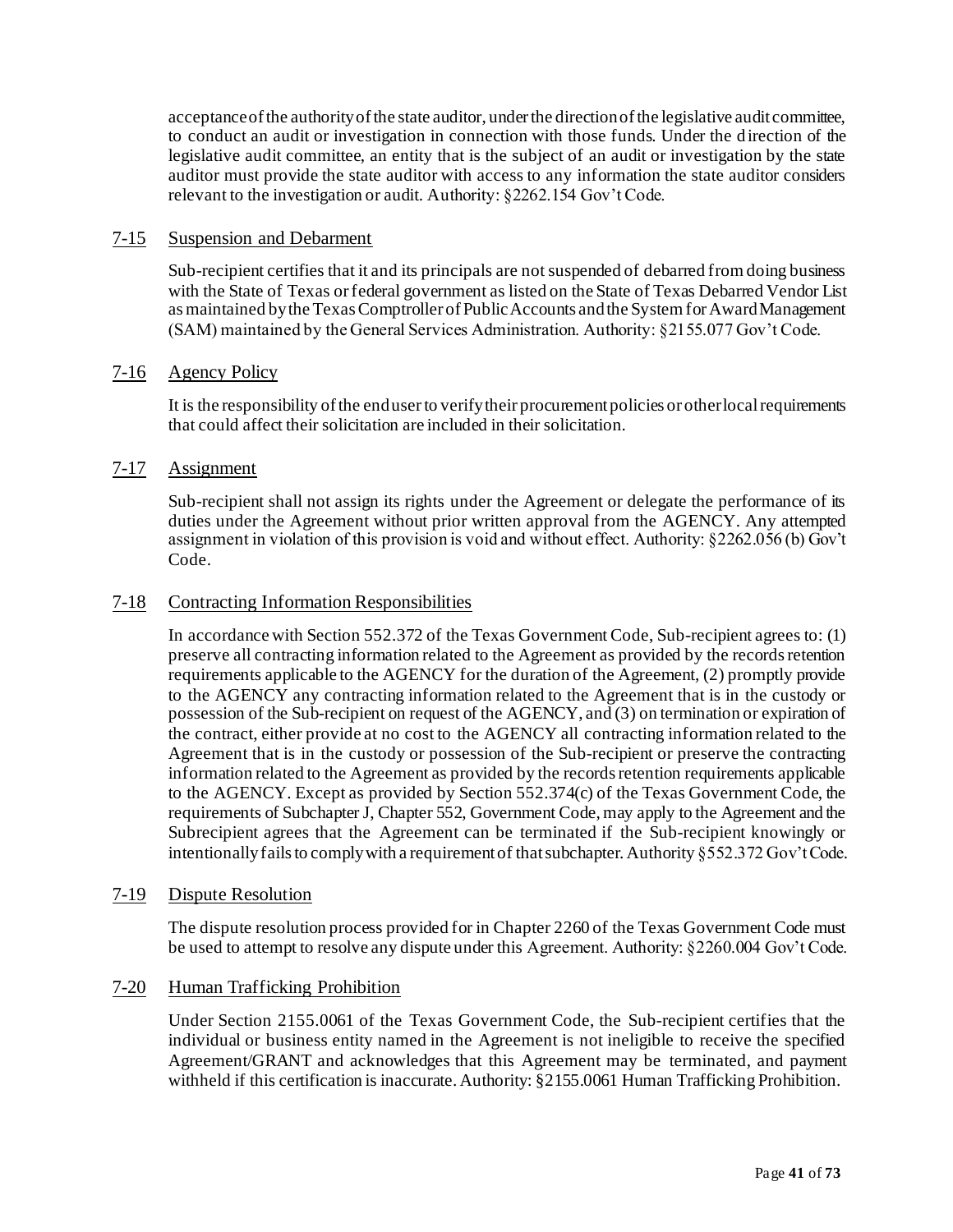acceptance of the authority of the state auditor, under the direction of the legislative audit committee, to conduct an audit or investigation in connection with those funds. Under the direction of the legislative audit committee, an entity that is the subject of an audit or investigation by the state auditor must provide the state auditor with access to any information the state auditor considers relevant to the investigation or audit. Authority: §2262.154 Gov't Code.

## 7-15 Suspension and Debarment

Sub-recipient certifies that it and its principals are not suspended of debarred from doing business with the State of Texas or federal government as listed on the State of Texas Debarred Vendor List as maintained by the Texas Comptroller of Public Accounts and the System for Award Management (SAM) maintained by the General Services Administration. Authority: §2155.077 Gov't Code.

## 7-16 Agency Policy

It is the responsibility of the end user to verify their procurement policies or other local requirements that could affect their solicitation are included in their solicitation.

## 7-17 Assignment

Sub-recipient shall not assign its rights under the Agreement or delegate the performance of its duties under the Agreement without prior written approval from the AGENCY. Any attempted assignment in violation of this provision is void and without effect. Authority: §2262.056 (b) Gov't Code.

## 7-18 Contracting Information Responsibilities

In accordance with Section 552.372 of the Texas Government Code, Sub-recipient agrees to: (1) preserve all contracting information related to the Agreement as provided by the records retention requirements applicable to the AGENCY for the duration of the Agreement, (2) promptly provide to the AGENCY any contracting information related to the Agreement that is in the custody or possession of the Sub-recipient on request of the AGENCY, and (3) on termination or expiration of the contract, either provide at no cost to the AGENCY all contracting information related to the Agreement that is in the custody or possession of the Sub-recipient or preserve the contracting information related to the Agreement as provided by the records retention requirements applicable to the AGENCY. Except as provided by Section 552.374(c) of the Texas Government Code, the requirements of Subchapter J, Chapter 552, Government Code, may apply to the Agreement and the Subrecipient agrees that the Agreement can be terminated if the Sub-recipient knowingly or intentionally fails to comply with a requirement of that subchapter. Authority §552.372 Gov't Code.

## 7-19 Dispute Resolution

The dispute resolution process provided for in Chapter 2260 of the Texas Government Code must be used to attempt to resolve any dispute under this Agreement. Authority: §2260.004 Gov't Code.

## 7-20 Human Trafficking Prohibition

Under Section 2155.0061 of the Texas Government Code, the Sub-recipient certifies that the individual or business entity named in the Agreement is not ineligible to receive the specified Agreement/GRANT and acknowledges that this Agreement may be terminated, and payment withheld if this certification is inaccurate. Authority: §2155.0061 Human Trafficking Prohibition.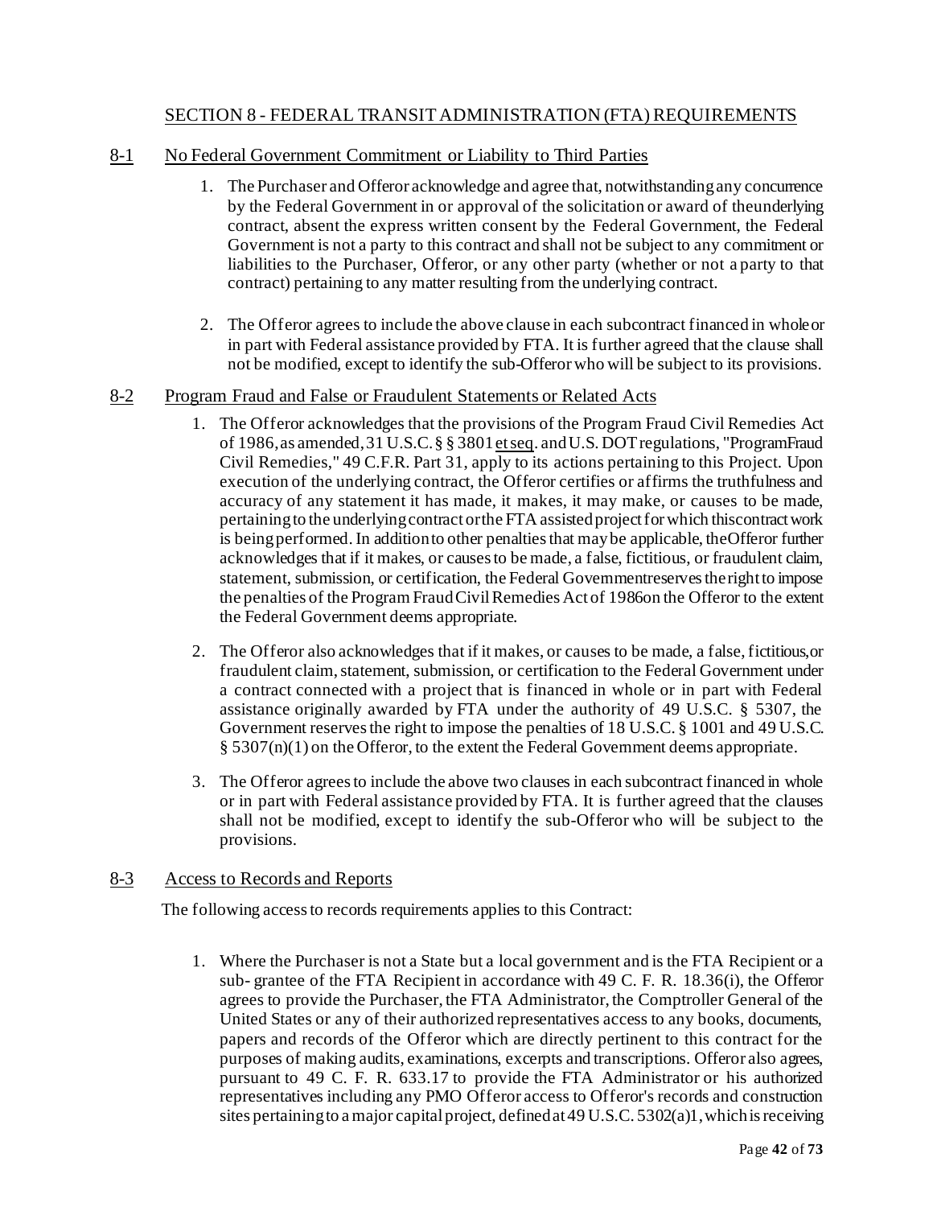## SECTION 8 - FEDERAL TRANSIT ADMINISTRATION (FTA) REQUIREMENTS

### 8-1 No Federal Government Commitment or Liability to Third Parties

1. The Purchaser and Offeror acknowledge and agree that, notwithstanding any concurrence by the Federal Government in or approval of the solicitation or award of the underlying contract, absent the express written consent by the Federal Government, the Federal Government is not a party to this contract and shall not be subject to any commitment or liabilities to the Purchaser, Offeror, or any other party (whether or not a party to that contract) pertaining to any matter resulting from the underlying contract.

2. The Offeror agrees to include the above clause in each subcontract financed in whole or in part with Federal assistance provided by FTA. It is further agreed that the clause shall not be modified, except to identify the sub-Offeror who will be subject to its provisions.

### 8-2 Program Fraud and False or Fraudulent Statements or Related Acts

1. The Offeror acknowledges that the provisions of the Program Fraud Civil Remedies Act of 1986, as amended, 31 U.S.C. § § 3801 et seq. and U.S. DOT regulations, "Program Fraud Civil Remedies," 49 C.F.R. Part 31, apply to its actions pertaining to this Project. Upon execution of the underlying contract, the Offeror certifies or affirms the truthfulness and accuracy of any statement it has made, it makes, it may make, or causes to be made, pertaining to the underlying contract or the FTA assisted project for which this contract work is being performed. In addition to other penalties that may be applicable, the Offeror further acknowledges that if it makes, or causes to be made, a false, fictitious, or fraudulent claim, statement, submission, or certification, the Federal Government reserves the right to impose the penalties of the Program Fraud Civil Remedies Act of 1986 on the Offeror to the extent the Federal Government deems appropriate.

2. The Offeror also acknowledges that if it makes, or causes to be made, a false, fictitious, or fraudulent claim, statement, submission, or certification to the Federal Government under a contract connected with a project that is financed in whole or in part with Federal assistance originally awarded by FTA under the authority of 49 U.S.C. § 5307, the Government reserves the right to impose the penalties of 18 U.S.C. § 1001 and 49 U.S.C. § 5307(n)(1) on the Offeror, to the extent the Federal Government deems appropriate.

3. The Offeror agrees to include the above two clauses in each subcontract financed in whole or in part with Federal assistance provided by FTA. It is further agreed that the clauses shall not be modified, except to identify the sub-Offeror who will be subject to the provisions.

### 8-3 Access to Records and Reports

The following access to records requirements applies to this Contract:

1. Where the Purchaser is not a State but a local government and is the FTA Recipient or a sub- grantee of the FTA Recipient in accordance with 49 C. F. R. 18.36(i), the Offeror agrees to provide the Purchaser, the FTA Administrator, the Comptroller General of the United States or any of their authorized representatives access to any books, documents, papers and records of the Offeror which are directly pertinent to this contract for the purposes of making audits, examinations, excerpts and transcriptions. Offeror also agrees, pursuant to 49 C. F. R. 633.17 to provide the FTA Administrator or his authorized representatives including any PMO Offeror access to Offeror's records and construction sites pertaining to a major capital project, defined at 49 U.S.C. 5302(a)1, which is receiving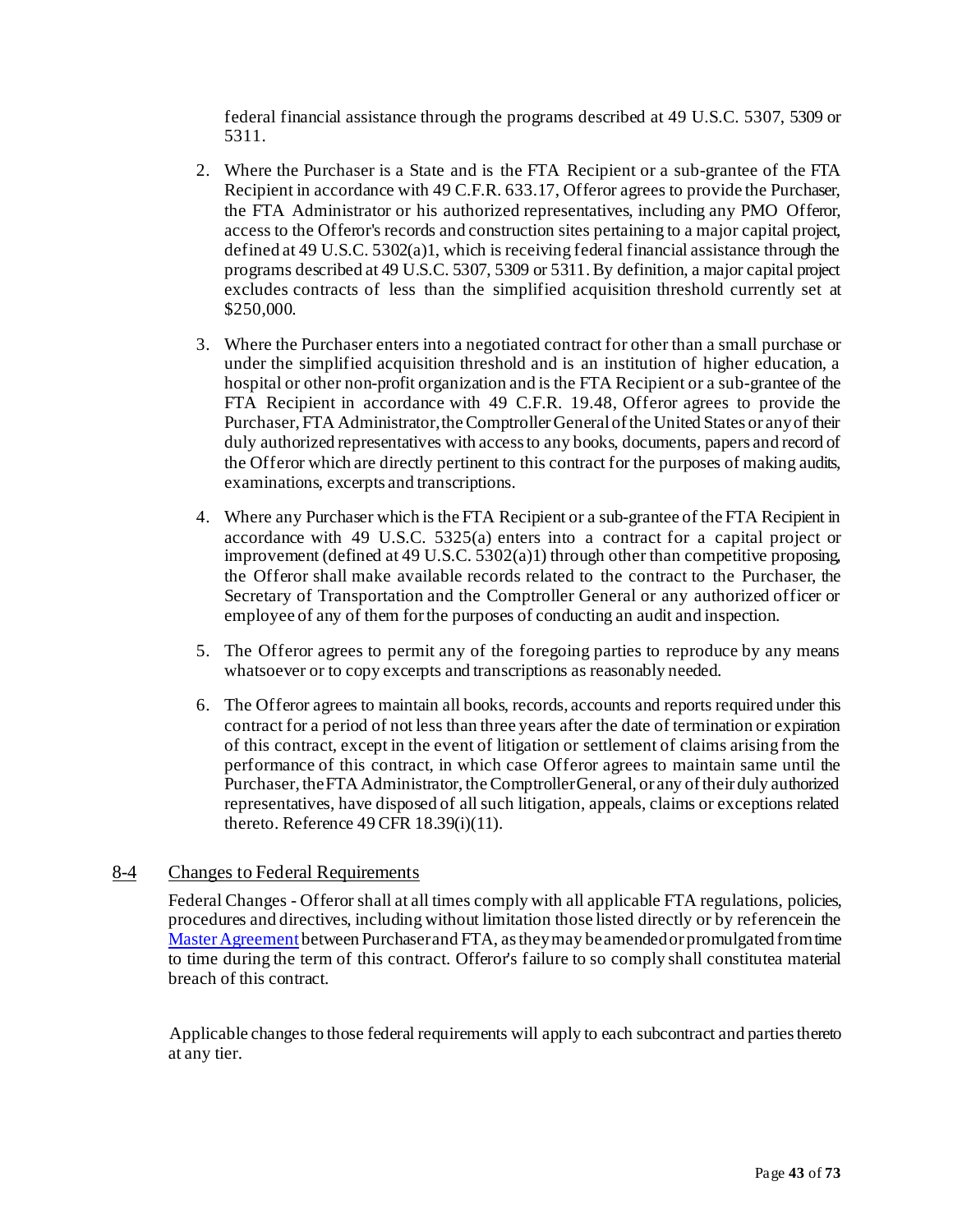federal financial assistance through the programs described at 49 U.S.C. 5307, 5309 or 5311.

2. Where the Purchaser is a State and is the FTA Recipient or a sub-grantee of the FTA Recipient in accordance with 49 C.F.R. 633.17, Offeror agrees to provide the Purchaser, the FTA Administrator or his authorized representatives, including any PMO Offeror, access to the Offeror's records and construction sites pertaining to a major capital project, defined at 49 U.S.C. 5302(a)1, which is receiving federal financial assistance through the programs described at 49 U.S.C. 5307, 5309 or 5311. By definition, a major capital project excludes contracts of less than the simplified acquisition threshold currently set at $250,000.

3. Where the Purchaser enters into a negotiated contract for other than a small purchase or under the simplified acquisition threshold and is an institution of higher education, a hospital or other non-profit organization and is the FTA Recipient or a sub-grantee of the FTA Recipient in accordance with 49 C.F.R. 19.48, Offeror agrees to provide the Purchaser, FTA Administrator, the Comptroller General of the United States or any of their duly authorized representatives with access to any books, documents, papers and record of the Offeror which are directly pertinent to this contract for the purposes of making audits, examinations, excerpts and transcriptions.

4. Where any Purchaser which is the FTA Recipient or a sub-grantee of the FTA Recipient in accordance with 49 U.S.C. 5325(a) enters into a contract for a capital project or improvement (defined at 49 U.S.C. 5302(a)1) through other than competitive proposing, the Offeror shall make available records related to the contract to the Purchaser, the Secretary of Transportation and the Comptroller General or any authorized officer or employee of any of them for the purposes of conducting an audit and inspection.

5. The Offeror agrees to permit any of the foregoing parties to reproduce by any means whatsoever or to copy excerpts and transcriptions as reasonably needed.

6. The Offeror agrees to maintain all books, records, accounts and reports required under this contract for a period of not less than three years after the date of termination or expiration of this contract, except in the event of litigation or settlement of claims arising from the performance of this contract, in which case Offeror agrees to maintain same until the Purchaser, the FTA Administrator, the Comptroller General, or any of their duly authorized representatives, have disposed of all such litigation, appeals, claims or exceptions related thereto. Reference 49 CFR 18.39(i)(11).

## 8-4 Changes to Federal Requirements

Federal Changes - Offeror shall at all times comply with all applicable FTA regulations, policies, procedures and directives, including without limitation those listed directly or by reference in the Master Agreement between Purchaser and FTA, as they may be amended or promulgated from time to time during the term of this contract. Offeror's failure to so comply shall constitute a material breach of this contract.

Applicable changes to those federal requirements will apply to each subcontract and parties thereto at any tier.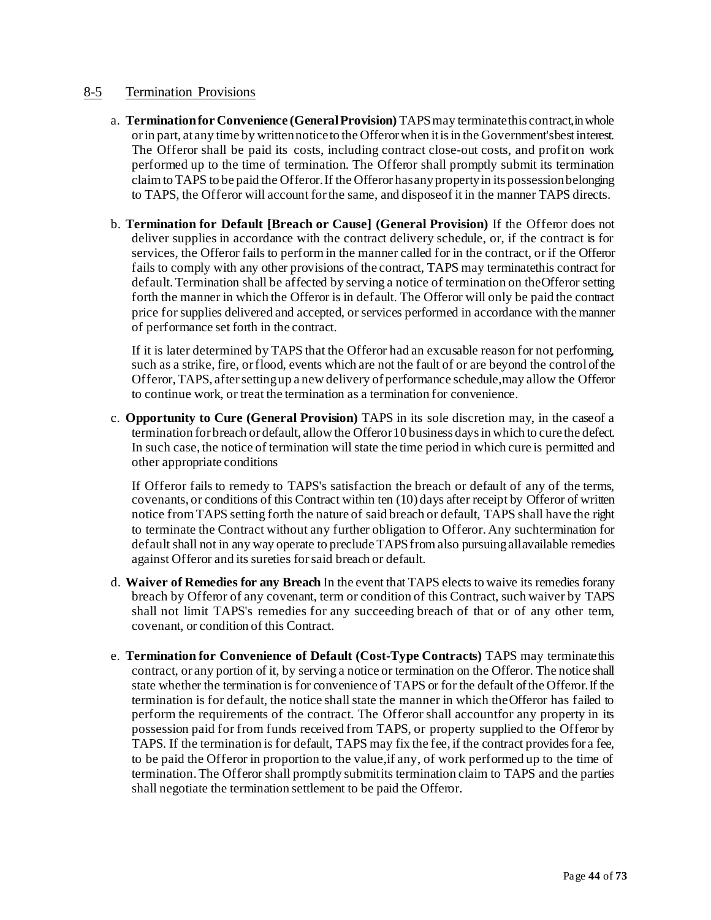## 8-5 Termination Provisions

a. **Termination for Convenience (General Provision)** TAPS may terminate this contract, in whole or in part, at any time by written notice to the Offeror when it is in the Government's best interest. The Offeror shall be paid its costs, including contract close-out costs, and profit on work performed up to the time of termination. The Offeror shall promptly submit its termination claim to TAPS to be paid the Offeror. If the Offeror has any property in its possession belonging to TAPS, the Offeror will account for the same, and dispose of it in the manner TAPS directs.

b. **Termination for Default [Breach or Cause] (General Provision)** If the Offeror does not deliver supplies in accordance with the contract delivery schedule, or, if the contract is for services, the Offeror fails to perform in the manner called for in the contract, or if the Offeror fails to comply with any other provisions of the contract, TAPS may terminate this contract for default. Termination shall be affected by serving a notice of termination on the Offeror setting forth the manner in which the Offeror is in default. The Offeror will only be paid the contract price for supplies delivered and accepted, or services performed in accordance with the manner of performance set forth in the contract.

   If it is later determined by TAPS that the Offeror had an excusable reason for not performing, such as a strike, fire, or flood, events which are not the fault of or are beyond the control of the Offeror, TAPS, after setting up a new delivery of performance schedule, may allow the Offeror to continue work, or treat the termination as a termination for convenience.

c. **Opportunity to Cure (General Provision)** TAPS in its sole discretion may, in the case of a termination for breach or default, allow the Offeror 10 business days in which to cure the defect. In such case, the notice of termination will state the time period in which cure is permitted and other appropriate conditions

   If Offeror fails to remedy to TAPS's satisfaction the breach or default of any of the terms, covenants, or conditions of this Contract within ten (10) days after receipt by Offeror of written notice from TAPS setting forth the nature of said breach or default, TAPS shall have the right to terminate the Contract without any further obligation to Offeror. Any such termination for default shall not in any way operate to preclude TAPS from also pursuing all available remedies against Offeror and its sureties for said breach or default.

d. **Waiver of Remedies for any Breach** In the event that TAPS elects to waive its remedies for any breach by Offeror of any covenant, term or condition of this Contract, such waiver by TAPS shall not limit TAPS's remedies for any succeeding breach of that or of any other term, covenant, or condition of this Contract.

e. **Termination for Convenience of Default (Cost-Type Contracts)** TAPS may terminate this contract, or any portion of it, by serving a notice or termination on the Offeror. The notice shall state whether the termination is for convenience of TAPS or for the default of the Offeror. If the termination is for default, the notice shall state the manner in which the Offeror has failed to perform the requirements of the contract. The Offeror shall account for any property in its possession paid for from funds received from TAPS, or property supplied to the Offeror by TAPS. If the termination is for default, TAPS may fix the fee, if the contract provides for a fee, to be paid the Offeror in proportion to the value, if any, of work performed up to the time of termination. The Offeror shall promptly submit its termination claim to TAPS and the parties shall negotiate the termination settlement to be paid the Offeror.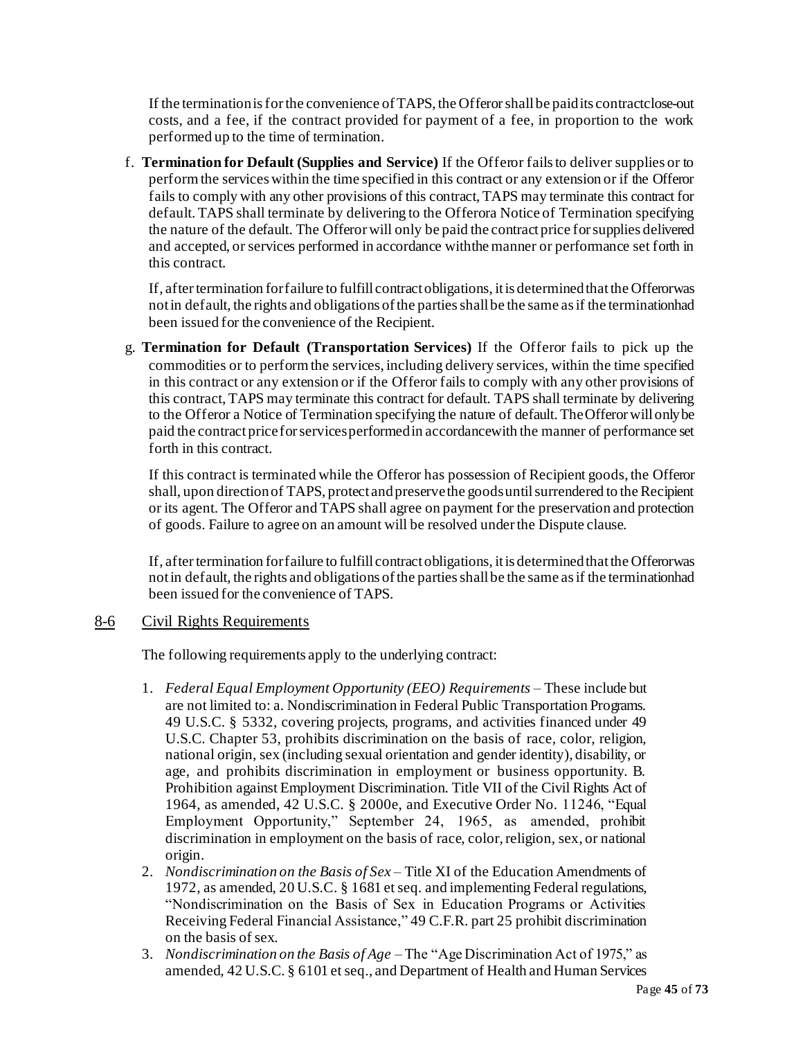If the termination is for the convenience of TAPS, the Offeror shall be paid its contract close-out costs, and a fee, if the contract provided for payment of a fee, in proportion to the work performed up to the time of termination.

f. **Termination for Default (Supplies and Service)** If the Offeror fails to deliver supplies or to perform the services within the time specified in this contract or any extension or if the Offeror fails to comply with any other provisions of this contract, TAPS may terminate this contract for default. TAPS shall terminate by delivering to the Offerora Notice of Termination specifying the nature of the default. The Offeror will only be paid the contract price for supplies delivered and accepted, or services performed in accordance withthe manner or performance set forth in this contract.

   If, after termination for failure to fulfill contract obligations, it is determined that the Offerorwas not in default, the rights and obligations of the parties shall be the same as if the terminationhad been issued for the convenience of the Recipient.

g. **Termination for Default (Transportation Services)** If the Offeror fails to pick up the commodities or to perform the services, including delivery services, within the time specified in this contract or any extension or if the Offeror fails to comply with any other provisions of this contract, TAPS may terminate this contract for default. TAPS shall terminate by delivering to the Offeror a Notice of Termination specifying the nature of default. The Offeror will only be paid the contract price for services performed in accordancewith the manner of performance set forth in this contract.

   If this contract is terminated while the Offeror has possession of Recipient goods, the Offeror shall, upon direction of TAPS, protect and preserve the goods until surrendered to the Recipient or its agent. The Offeror and TAPS shall agree on payment for the preservation and protection of goods. Failure to agree on an amount will be resolved under the Dispute clause.

   If, after termination for failure to fulfill contract obligations, it is determined that the Offerorwas not in default, the rights and obligations of the parties shall be the same as if the terminationhad been issued for the convenience of TAPS.

## 8-6 Civil Rights Requirements

The following requirements apply to the underlying contract:

1. *Federal Equal Employment Opportunity (EEO) Requirements* – These include but are not limited to: a. Nondiscrimination in Federal Public Transportation Programs. 49 U.S.C. § 5332, covering projects, programs, and activities financed under 49 U.S.C. Chapter 53, prohibits discrimination on the basis of race, color, religion, national origin, sex (including sexual orientation and gender identity), disability, or age, and prohibits discrimination in employment or business opportunity. B. Prohibition against Employment Discrimination. Title VII of the Civil Rights Act of 1964, as amended, 42 U.S.C. § 2000e, and Executive Order No. 11246, "Equal Employment Opportunity," September 24, 1965, as amended, prohibit discrimination in employment on the basis of race, color, religion, sex, or national origin.
2. *Nondiscrimination on the Basis of Sex* – Title XI of the Education Amendments of 1972, as amended, 20 U.S.C. § 1681 et seq. and implementing Federal regulations, "Nondiscrimination on the Basis of Sex in Education Programs or Activities Receiving Federal Financial Assistance," 49 C.F.R. part 25 prohibit discrimination on the basis of sex.
3. *Nondiscrimination on the Basis of Age* – The "Age Discrimination Act of 1975," as amended, 42 U.S.C. § 6101 et seq., and Department of Health and Human Services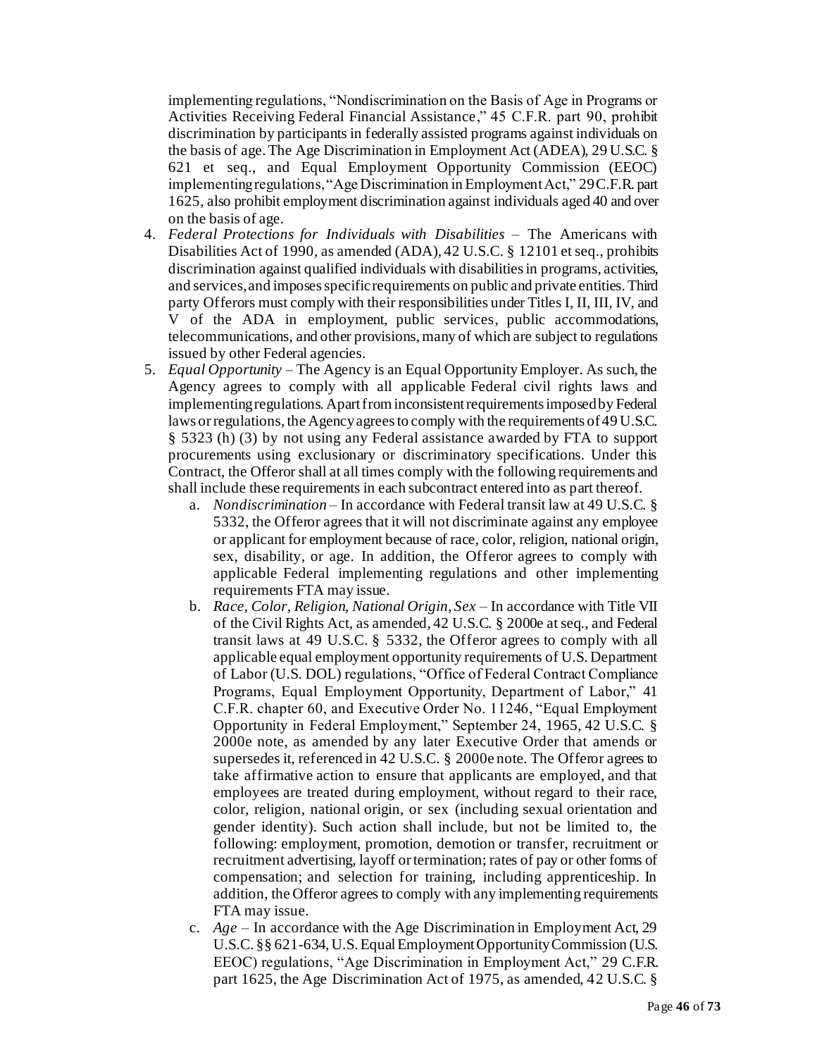implementing regulations, "Nondiscrimination on the Basis of Age in Programs or Activities Receiving Federal Financial Assistance," 45 C.F.R. part 90, prohibit discrimination by participants in federally assisted programs against individuals on the basis of age. The Age Discrimination in Employment Act (ADEA), 29 U.S.C. § 621 et seq., and Equal Employment Opportunity Commission (EEOC) implementing regulations, "Age Discrimination in Employment Act," 29 C.F.R. part 1625, also prohibit employment discrimination against individuals aged 40 and over on the basis of age.

4. *Federal Protections for Individuals with Disabilities* – The Americans with Disabilities Act of 1990, as amended (ADA), 42 U.S.C. § 12101 et seq., prohibits discrimination against qualified individuals with disabilities in programs, activities, and services, and imposes specific requirements on public and private entities. Third party Offerors must comply with their responsibilities under Titles I, II, III, IV, and V of the ADA in employment, public services, public accommodations, telecommunications, and other provisions, many of which are subject to regulations issued by other Federal agencies.
5. *Equal Opportunity* – The Agency is an Equal Opportunity Employer. As such, the Agency agrees to comply with all applicable Federal civil rights laws and implementing regulations. Apart from inconsistent requirements imposed by Federal laws or regulations, the Agency agrees to comply with the requirements of 49 U.S.C. § 5323 (h) (3) by not using any Federal assistance awarded by FTA to support procurements using exclusionary or discriminatory specifications. Under this Contract, the Offeror shall at all times comply with the following requirements and shall include these requirements in each subcontract entered into as part thereof.
   a. *Nondiscrimination* – In accordance with Federal transit law at 49 U.S.C. § 5332, the Offeror agrees that it will not discriminate against any employee or applicant for employment because of race, color, religion, national origin, sex, disability, or age. In addition, the Offeror agrees to comply with applicable Federal implementing regulations and other implementing requirements FTA may issue.
   b. *Race, Color, Religion, National Origin, Sex* – In accordance with Title VII of the Civil Rights Act, as amended, 42 U.S.C. § 2000e at seq., and Federal transit laws at 49 U.S.C. § 5332, the Offeror agrees to comply with all applicable equal employment opportunity requirements of U.S. Department of Labor (U.S. DOL) regulations, "Office of Federal Contract Compliance Programs, Equal Employment Opportunity, Department of Labor," 41 C.F.R. chapter 60, and Executive Order No. 11246, "Equal Employment Opportunity in Federal Employment," September 24, 1965, 42 U.S.C. § 2000e note, as amended by any later Executive Order that amends or supersedes it, referenced in 42 U.S.C. § 2000e note. The Offeror agrees to take affirmative action to ensure that applicants are employed, and that employees are treated during employment, without regard to their race, color, religion, national origin, or sex (including sexual orientation and gender identity). Such action shall include, but not be limited to, the following: employment, promotion, demotion or transfer, recruitment or recruitment advertising, layoff or termination; rates of pay or other forms of compensation; and selection for training, including apprenticeship. In addition, the Offeror agrees to comply with any implementing requirements FTA may issue.
   c. *Age* – In accordance with the Age Discrimination in Employment Act, 29 U.S.C. §§ 621-634, U.S. Equal Employment Opportunity Commission (U.S. EEOC) regulations, "Age Discrimination in Employment Act," 29 C.F.R. part 1625, the Age Discrimination Act of 1975, as amended, 42 U.S.C. §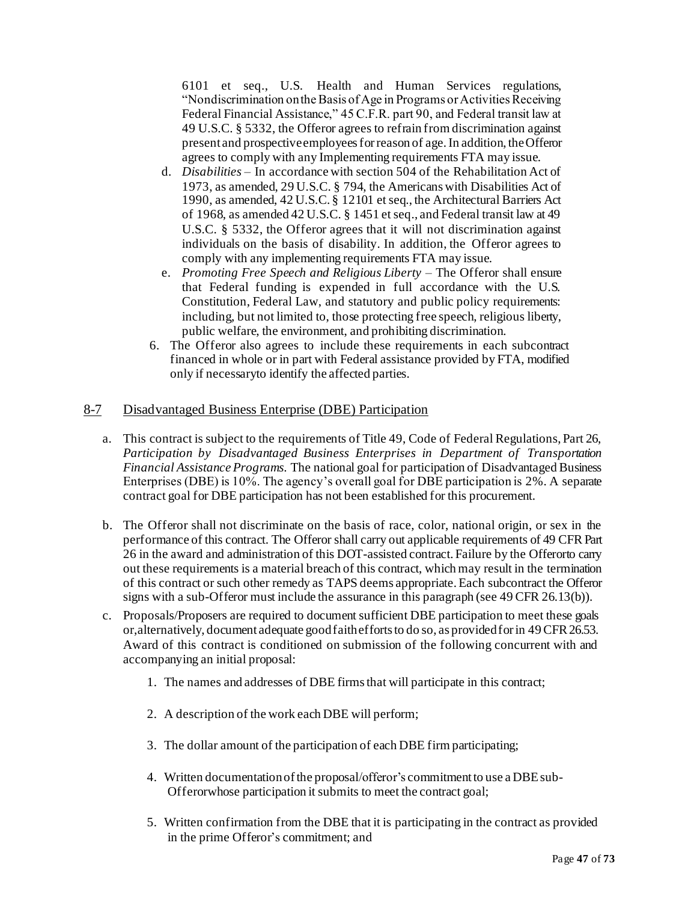6101 et seq., U.S. Health and Human Services regulations, "Nondiscrimination on the Basis of Age in Programs or Activities Receiving Federal Financial Assistance," 45 C.F.R. part 90, and Federal transit law at 49 U.S.C. § 5332, the Offeror agrees to refrain from discrimination against present and prospective employees for reason of age. In addition, the Offeror agrees to comply with any Implementing requirements FTA may issue.

d. *Disabilities* – In accordance with section 504 of the Rehabilitation Act of 1973, as amended, 29 U.S.C. § 794, the Americans with Disabilities Act of 1990, as amended, 42 U.S.C. § 12101 et seq., the Architectural Barriers Act of 1968, as amended 42 U.S.C. § 1451 et seq., and Federal transit law at 49 U.S.C. § 5332, the Offeror agrees that it will not discrimination against individuals on the basis of disability. In addition, the Offeror agrees to comply with any implementing requirements FTA may issue.

e. *Promoting Free Speech and Religious Liberty* – The Offeror shall ensure that Federal funding is expended in full accordance with the U.S. Constitution, Federal Law, and statutory and public policy requirements: including, but not limited to, those protecting free speech, religious liberty, public welfare, the environment, and prohibiting discrimination.

6. The Offeror also agrees to include these requirements in each subcontract financed in whole or in part with Federal assistance provided by FTA, modified only if necessaryto identify the affected parties.

## 8-7 Disadvantaged Business Enterprise (DBE) Participation

a. This contract is subject to the requirements of Title 49, Code of Federal Regulations, Part 26, *Participation by Disadvantaged Business Enterprises in Department of Transportation Financial Assistance Programs.* The national goal for participation of Disadvantaged Business Enterprises (DBE) is 10%. The agency's overall goal for DBE participation is 2%. A separate contract goal for DBE participation has not been established for this procurement.

b. The Offeror shall not discriminate on the basis of race, color, national origin, or sex in the performance of this contract. The Offeror shall carry out applicable requirements of 49 CFR Part 26 in the award and administration of this DOT-assisted contract. Failure by the Offerorto carry out these requirements is a material breach of this contract, which may result in the termination of this contract or such other remedy as TAPS deems appropriate. Each subcontract the Offeror signs with a sub-Offeror must include the assurance in this paragraph (see 49 CFR 26.13(b)).

c. Proposals/Proposers are required to document sufficient DBE participation to meet these goals or,alternatively, document adequate good faith efforts to do so, as provided for in 49 CFR 26.53. Award of this contract is conditioned on submission of the following concurrent with and accompanying an initial proposal:

   1. The names and addresses of DBE firms that will participate in this contract;

   2. A description of the work each DBE will perform;

   3. The dollar amount of the participation of each DBE firm participating;

   4. Written documentation of the proposal/offeror's commitment to use a DBE sub-Offerorwhose participation it submits to meet the contract goal;

   5. Written confirmation from the DBE that it is participating in the contract as provided in the prime Offeror's commitment; and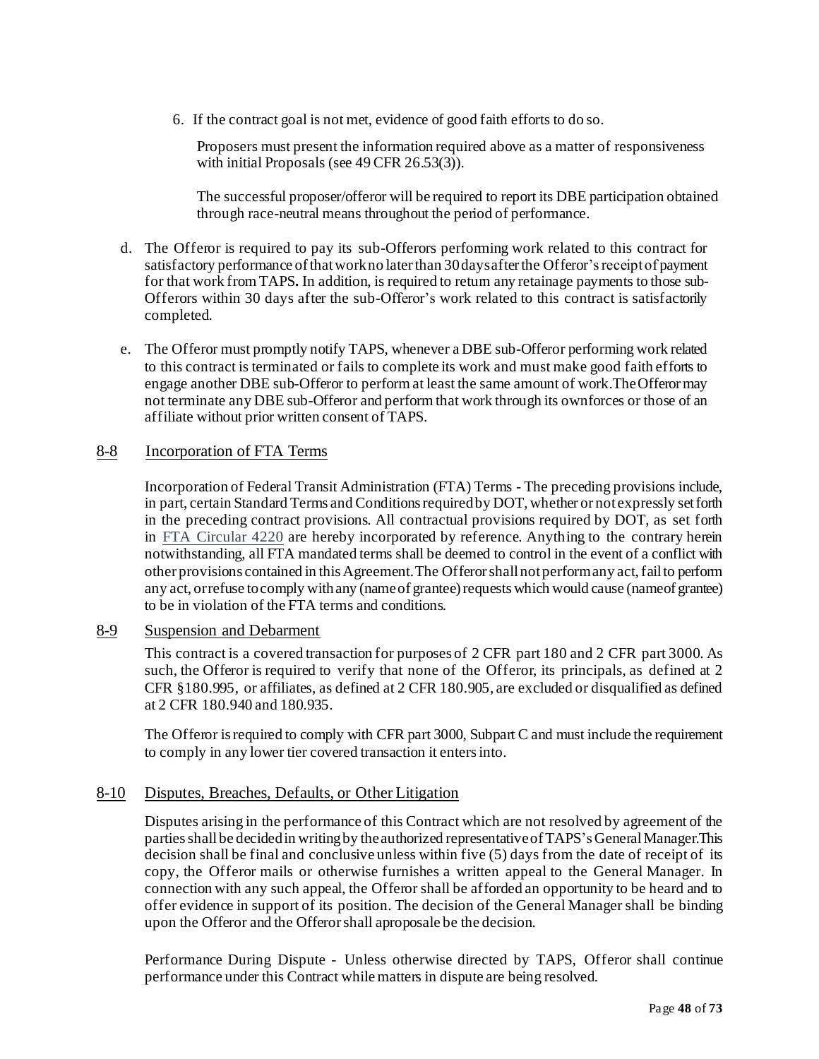6. If the contract goal is not met, evidence of good faith efforts to do so.

   Proposers must present the information required above as a matter of responsiveness with initial Proposals (see 49 CFR 26.53(3)).

   The successful proposer/offeror will be required to report its DBE participation obtained through race-neutral means throughout the period of performance.

d. The Offeror is required to pay its sub-Offerors performing work related to this contract for satisfactory performance of that work no later than 30 days after the Offeror's receipt of payment for that work from TAPS**.** In addition, is required to return any retainage payments to those sub-Offerors within 30 days after the sub-Offeror's work related to this contract is satisfactorily completed.

e. The Offeror must promptly notify TAPS, whenever a DBE sub-Offeror performing work related to this contract is terminated or fails to complete its work and must make good faith efforts to engage another DBE sub-Offeror to perform at least the same amount of work.The Offeror may not terminate any DBE sub-Offeror and perform that work through its ownforces or those of an affiliate without prior written consent of TAPS.

## 8-8 Incorporation of FTA Terms

Incorporation of Federal Transit Administration (FTA) Terms - The preceding provisions include, in part, certain Standard Terms and Conditions required by DOT, whether or not expressly set forth in the preceding contract provisions. All contractual provisions required by DOT, as set forth in FTA Circular 4220 are hereby incorporated by reference. Anything to the contrary herein notwithstanding, all FTA mandated terms shall be deemed to control in the event of a conflict with other provisions contained in this Agreement. The Offeror shall not perform any act, fail to perform any act, or refuse to comply with any (name of grantee) requests which would cause (name of grantee) to be in violation of the FTA terms and conditions.

## 8-9 Suspension and Debarment

This contract is a covered transaction for purposes of 2 CFR part 180 and 2 CFR part 3000. As such, the Offeror is required to verify that none of the Offeror, its principals, as defined at 2 CFR §180.995, or affiliates, as defined at 2 CFR 180.905, are excluded or disqualified as defined at 2 CFR 180.940 and 180.935.

The Offeror is required to comply with CFR part 3000, Subpart C and must include the requirement to comply in any lower tier covered transaction it enters into.

## 8-10 Disputes, Breaches, Defaults, or Other Litigation

Disputes arising in the performance of this Contract which are not resolved by agreement of the parties shall be decided in writing by the authorized representative of TAPS's General Manager.This decision shall be final and conclusive unless within five (5) days from the date of receipt of its copy, the Offeror mails or otherwise furnishes a written appeal to the General Manager. In connection with any such appeal, the Offeror shall be afforded an opportunity to be heard and to offer evidence in support of its position. The decision of the General Manager shall be binding upon the Offeror and the Offeror shall aproposale be the decision.

Performance During Dispute - Unless otherwise directed by TAPS, Offeror shall continue performance under this Contract while matters in dispute are being resolved.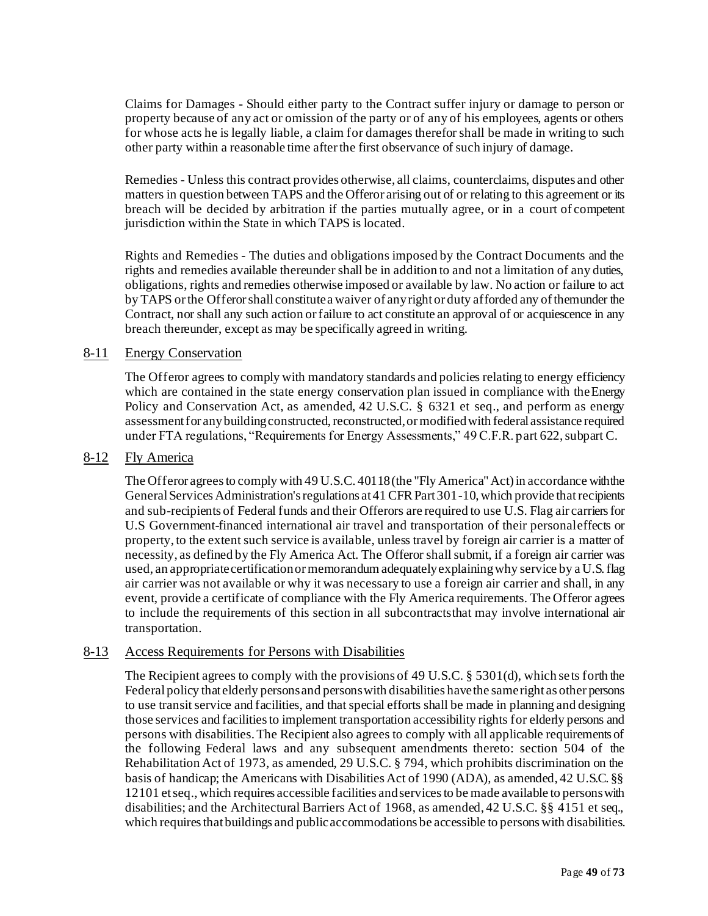Claims for Damages - Should either party to the Contract suffer injury or damage to person or property because of any act or omission of the party or of any of his employees, agents or others for whose acts he is legally liable, a claim for damages therefor shall be made in writing to such other party within a reasonable time after the first observance of such injury of damage.

Remedies - Unless this contract provides otherwise, all claims, counterclaims, disputes and other matters in question between TAPS and the Offeror arising out of or relating to this agreement or its breach will be decided by arbitration if the parties mutually agree, or in a court of competent jurisdiction within the State in which TAPS is located.

Rights and Remedies - The duties and obligations imposed by the Contract Documents and the rights and remedies available thereunder shall be in addition to and not a limitation of any duties, obligations, rights and remedies otherwise imposed or available by law. No action or failure to act by TAPS or the Offeror shall constitute a waiver of any right or duty afforded any of them under the Contract, nor shall any such action or failure to act constitute an approval of or acquiescence in any breach thereunder, except as may be specifically agreed in writing.

## 8-11 Energy Conservation

The Offeror agrees to comply with mandatory standards and policies relating to energy efficiency which are contained in the state energy conservation plan issued in compliance with the Energy Policy and Conservation Act, as amended, 42 U.S.C. § 6321 et seq., and perform as energy assessment for any building constructed, reconstructed, or modified with federal assistance required under FTA regulations, "Requirements for Energy Assessments," 49 C.F.R. part 622, subpart C.

## 8-12 Fly America

The Offeror agrees to comply with 49 U.S.C. 40118 (the "Fly America" Act) in accordance with the General Services Administration's regulations at 41 CFR Part 301-10, which provide that recipients and sub-recipients of Federal funds and their Offerors are required to use U.S. Flag air carriers for U.S Government-financed international air travel and transportation of their personal effects or property, to the extent such service is available, unless travel by foreign air carrier is a matter of necessity, as defined by the Fly America Act. The Offeror shall submit, if a foreign air carrier was used, an appropriate certification or memorandum adequately explaining why service by a U.S. flag air carrier was not available or why it was necessary to use a foreign air carrier and shall, in any event, provide a certificate of compliance with the Fly America requirements. The Offeror agrees to include the requirements of this section in all subcontracts that may involve international air transportation.

## 8-13 Access Requirements for Persons with Disabilities

The Recipient agrees to comply with the provisions of 49 U.S.C. § 5301(d), which sets forth the Federal policy that elderly persons and persons with disabilities have the same right as other persons to use transit service and facilities, and that special efforts shall be made in planning and designing those services and facilities to implement transportation accessibility rights for elderly persons and persons with disabilities. The Recipient also agrees to comply with all applicable requirements of the following Federal laws and any subsequent amendments thereto: section 504 of the Rehabilitation Act of 1973, as amended, 29 U.S.C. § 794, which prohibits discrimination on the basis of handicap; the Americans with Disabilities Act of 1990 (ADA), as amended, 42 U.S.C. §§ 12101 et seq., which requires accessible facilities and services to be made available to persons with disabilities; and the Architectural Barriers Act of 1968, as amended, 42 U.S.C. §§ 4151 et seq., which requires that buildings and public accommodations be accessible to persons with disabilities.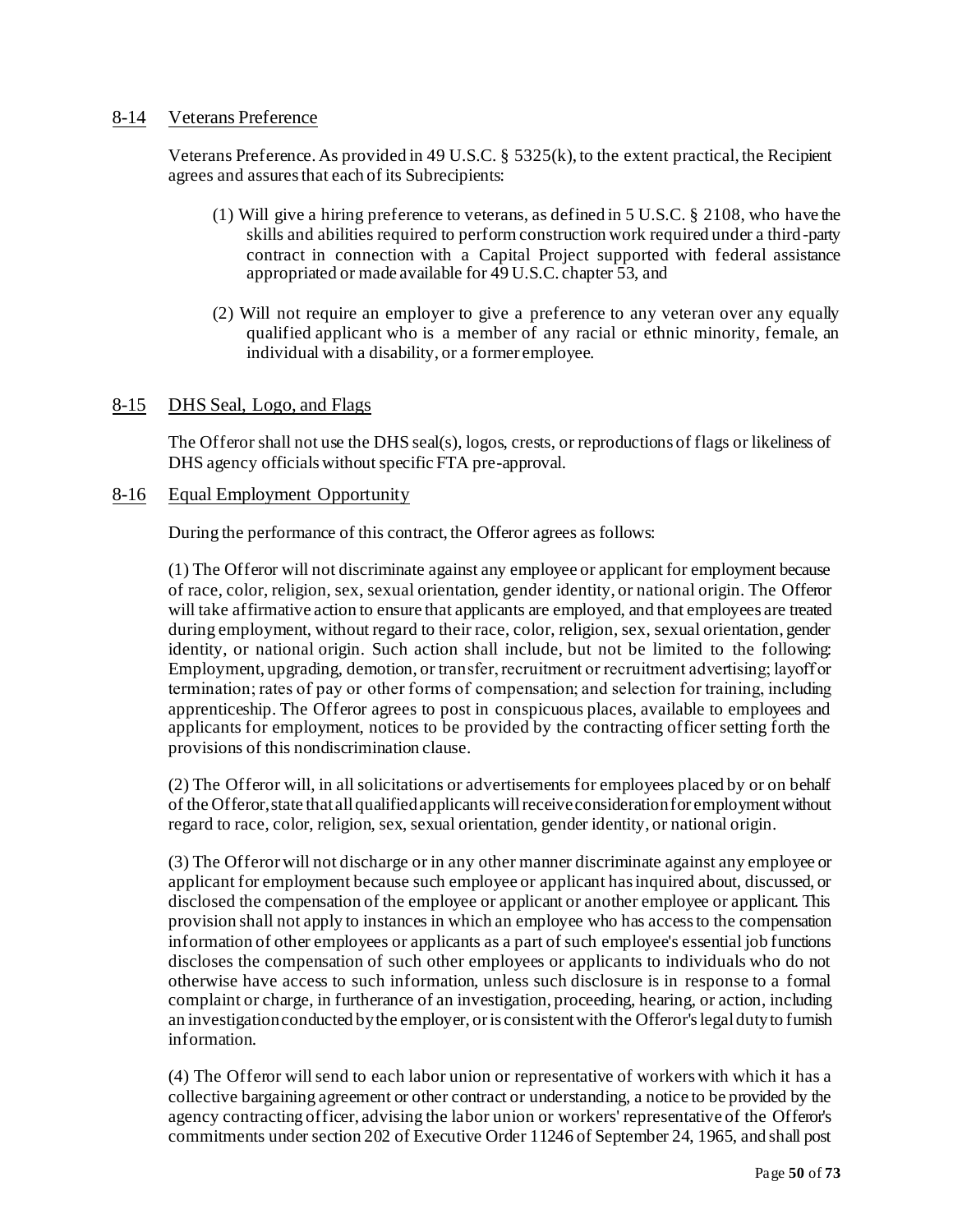## 8-14 Veterans Preference

Veterans Preference. As provided in 49 U.S.C. § 5325(k), to the extent practical, the Recipient agrees and assures that each of its Subrecipients:

(1) Will give a hiring preference to veterans, as defined in 5 U.S.C. § 2108, who have the skills and abilities required to perform construction work required under a third-party contract in connection with a Capital Project supported with federal assistance appropriated or made available for 49 U.S.C. chapter 53, and

(2) Will not require an employer to give a preference to any veteran over any equally qualified applicant who is a member of any racial or ethnic minority, female, an individual with a disability, or a former employee.

## 8-15 DHS Seal, Logo, and Flags

The Offeror shall not use the DHS seal(s), logos, crests, or reproductions of flags or likeliness of DHS agency officials without specific FTA pre-approval.

## 8-16 Equal Employment Opportunity

During the performance of this contract, the Offeror agrees as follows:

(1) The Offeror will not discriminate against any employee or applicant for employment because of race, color, religion, sex, sexual orientation, gender identity, or national origin. The Offeror will take affirmative action to ensure that applicants are employed, and that employees are treated during employment, without regard to their race, color, religion, sex, sexual orientation, gender identity, or national origin. Such action shall include, but not be limited to the following: Employment, upgrading, demotion, or transfer, recruitment or recruitment advertising; layoff or termination; rates of pay or other forms of compensation; and selection for training, including apprenticeship. The Offeror agrees to post in conspicuous places, available to employees and applicants for employment, notices to be provided by the contracting officer setting forth the provisions of this nondiscrimination clause.

(2) The Offeror will, in all solicitations or advertisements for employees placed by or on behalf of the Offeror, state that all qualified applicants will receive consideration for employment without regard to race, color, religion, sex, sexual orientation, gender identity, or national origin.

(3) The Offeror will not discharge or in any other manner discriminate against any employee or applicant for employment because such employee or applicant has inquired about, discussed, or disclosed the compensation of the employee or applicant or another employee or applicant. This provision shall not apply to instances in which an employee who has access to the compensation information of other employees or applicants as a part of such employee's essential job functions discloses the compensation of such other employees or applicants to individuals who do not otherwise have access to such information, unless such disclosure is in response to a formal complaint or charge, in furtherance of an investigation, proceeding, hearing, or action, including an investigation conducted by the employer, or is consistent with the Offeror's legal duty to furnish information.

(4) The Offeror will send to each labor union or representative of workers with which it has a collective bargaining agreement or other contract or understanding, a notice to be provided by the agency contracting officer, advising the labor union or workers' representative of the Offeror's commitments under section 202 of Executive Order 11246 of September 24, 1965, and shall post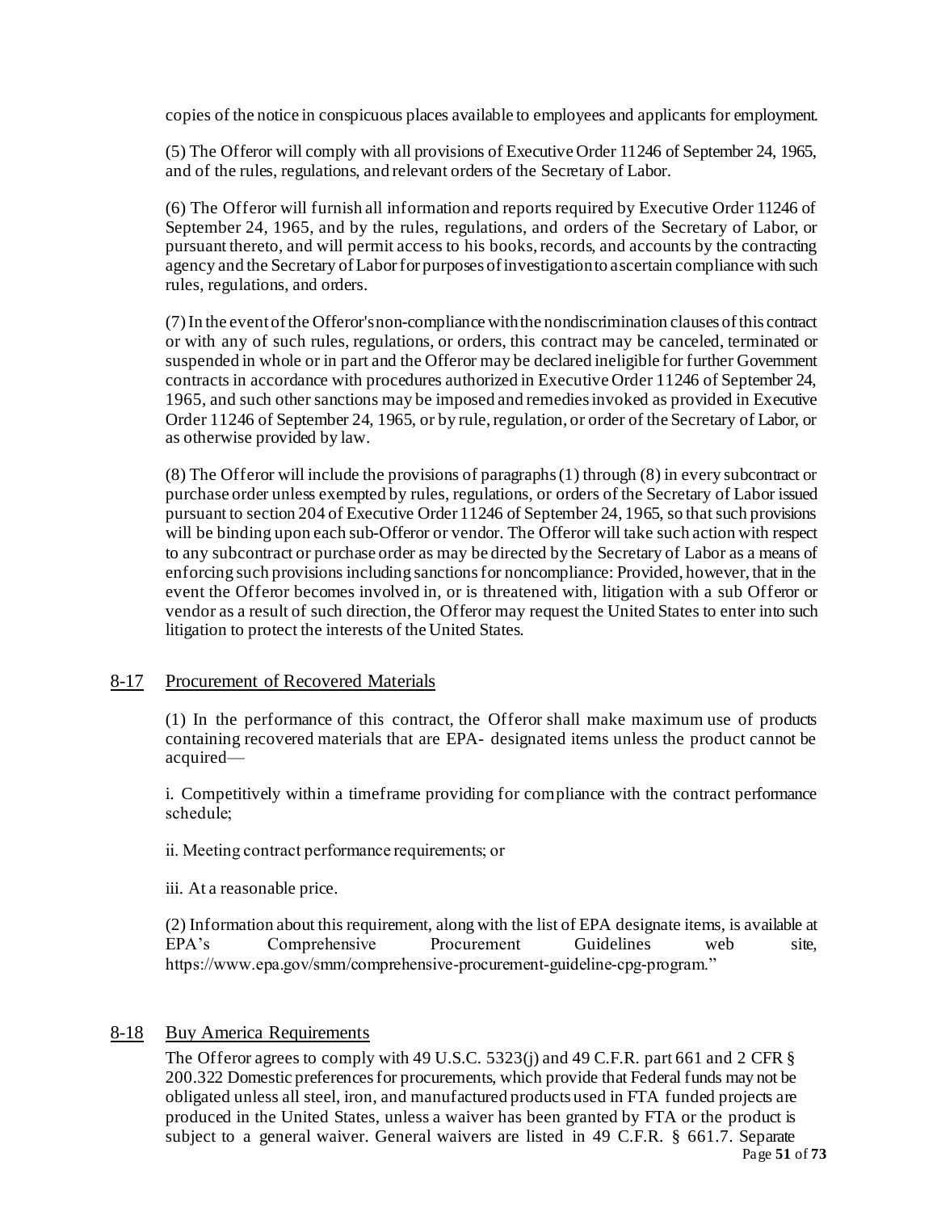copies of the notice in conspicuous places available to employees and applicants for employment.

(5) The Offeror will comply with all provisions of Executive Order 11246 of September 24, 1965, and of the rules, regulations, and relevant orders of the Secretary of Labor.

(6) The Offeror will furnish all information and reports required by Executive Order 11246 of September 24, 1965, and by the rules, regulations, and orders of the Secretary of Labor, or pursuant thereto, and will permit access to his books, records, and accounts by the contracting agency and the Secretary of Labor for purposes of investigation to ascertain compliance with such rules, regulations, and orders.

(7) In the event of the Offeror's non-compliance with the nondiscrimination clauses of this contract or with any of such rules, regulations, or orders, this contract may be canceled, terminated or suspended in whole or in part and the Offeror may be declared ineligible for further Government contracts in accordance with procedures authorized in Executive Order 11246 of September 24, 1965, and such other sanctions may be imposed and remedies invoked as provided in Executive Order 11246 of September 24, 1965, or by rule, regulation, or order of the Secretary of Labor, or as otherwise provided by law.

(8) The Offeror will include the provisions of paragraphs (1) through (8) in every subcontract or purchase order unless exempted by rules, regulations, or orders of the Secretary of Labor issued pursuant to section 204 of Executive Order 11246 of September 24, 1965, so that such provisions will be binding upon each sub-Offeror or vendor. The Offeror will take such action with respect to any subcontract or purchase order as may be directed by the Secretary of Labor as a means of enforcing such provisions including sanctions for noncompliance: Provided, however, that in the event the Offeror becomes involved in, or is threatened with, litigation with a sub Offeror or vendor as a result of such direction, the Offeror may request the United States to enter into such litigation to protect the interests of the United States.

## 8-17 Procurement of Recovered Materials

(1) In the performance of this contract, the Offeror shall make maximum use of products containing recovered materials that are EPA- designated items unless the product cannot be acquired—

i. Competitively within a timeframe providing for compliance with the contract performance schedule;

ii. Meeting contract performance requirements; or

iii. At a reasonable price.

(2) Information about this requirement, along with the list of EPA designate items, is available at EPA's Comprehensive Procurement Guidelines web site, https://www.epa.gov/smm/comprehensive-procurement-guideline-cpg-program."

## 8-18 Buy America Requirements

The Offeror agrees to comply with 49 U.S.C. 5323(j) and 49 C.F.R. part 661 and 2 CFR § 200.322 Domestic preferences for procurements, which provide that Federal funds may not be obligated unless all steel, iron, and manufactured products used in FTA funded projects are produced in the United States, unless a waiver has been granted by FTA or the product is subject to a general waiver. General waivers are listed in 49 C.F.R. § 661.7. Separate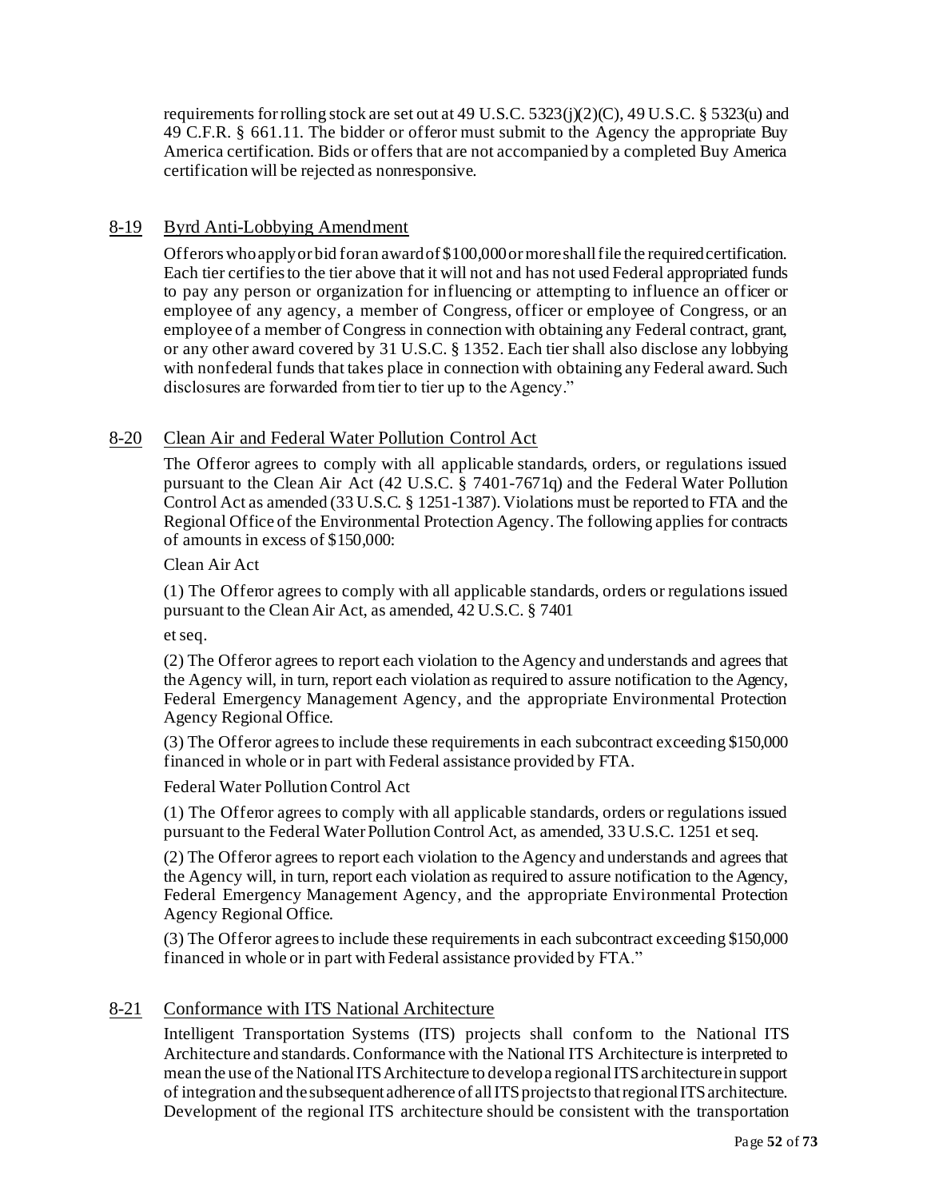requirements for rolling stock are set out at 49 U.S.C. 5323(j)(2)(C), 49 U.S.C. § 5323(u) and 49 C.F.R. § 661.11. The bidder or offeror must submit to the Agency the appropriate Buy America certification. Bids or offers that are not accompanied by a completed Buy America certification will be rejected as nonresponsive.

## 8-19 Byrd Anti-Lobbying Amendment

Offerors who apply or bid for an award of $100,000 or more shall file the required certification. Each tier certifies to the tier above that it will not and has not used Federal appropriated funds to pay any person or organization for influencing or attempting to influence an officer or employee of any agency, a member of Congress, officer or employee of Congress, or an employee of a member of Congress in connection with obtaining any Federal contract, grant, or any other award covered by 31 U.S.C. § 1352. Each tier shall also disclose any lobbying with nonfederal funds that takes place in connection with obtaining any Federal award. Such disclosures are forwarded from tier to tier up to the Agency."

## 8-20 Clean Air and Federal Water Pollution Control Act

The Offeror agrees to comply with all applicable standards, orders, or regulations issued pursuant to the Clean Air Act (42 U.S.C. § 7401-7671q) and the Federal Water Pollution Control Act as amended (33 U.S.C. § 1251-1387). Violations must be reported to FTA and the Regional Office of the Environmental Protection Agency. The following applies for contracts of amounts in excess of $150,000:

Clean Air Act

(1) The Offeror agrees to comply with all applicable standards, orders or regulations issued pursuant to the Clean Air Act, as amended, 42 U.S.C. § 7401

et seq.

(2) The Offeror agrees to report each violation to the Agency and understands and agrees that the Agency will, in turn, report each violation as required to assure notification to the Agency, Federal Emergency Management Agency, and the appropriate Environmental Protection Agency Regional Office.

(3) The Offeror agrees to include these requirements in each subcontract exceeding $150,000 financed in whole or in part with Federal assistance provided by FTA.

Federal Water Pollution Control Act

(1) The Offeror agrees to comply with all applicable standards, orders or regulations issued pursuant to the Federal Water Pollution Control Act, as amended, 33 U.S.C. 1251 et seq.

(2) The Offeror agrees to report each violation to the Agency and understands and agrees that the Agency will, in turn, report each violation as required to assure notification to the Agency, Federal Emergency Management Agency, and the appropriate Environmental Protection Agency Regional Office.

(3) The Offeror agrees to include these requirements in each subcontract exceeding $150,000 financed in whole or in part with Federal assistance provided by FTA."

## 8-21 Conformance with ITS National Architecture

Intelligent Transportation Systems (ITS) projects shall conform to the National ITS Architecture and standards. Conformance with the National ITS Architecture is interpreted to mean the use of the National ITS Architecture to develop a regional ITS architecture in support of integration and the subsequent adherence of all ITS projects to that regional ITS architecture. Development of the regional ITS architecture should be consistent with the transportation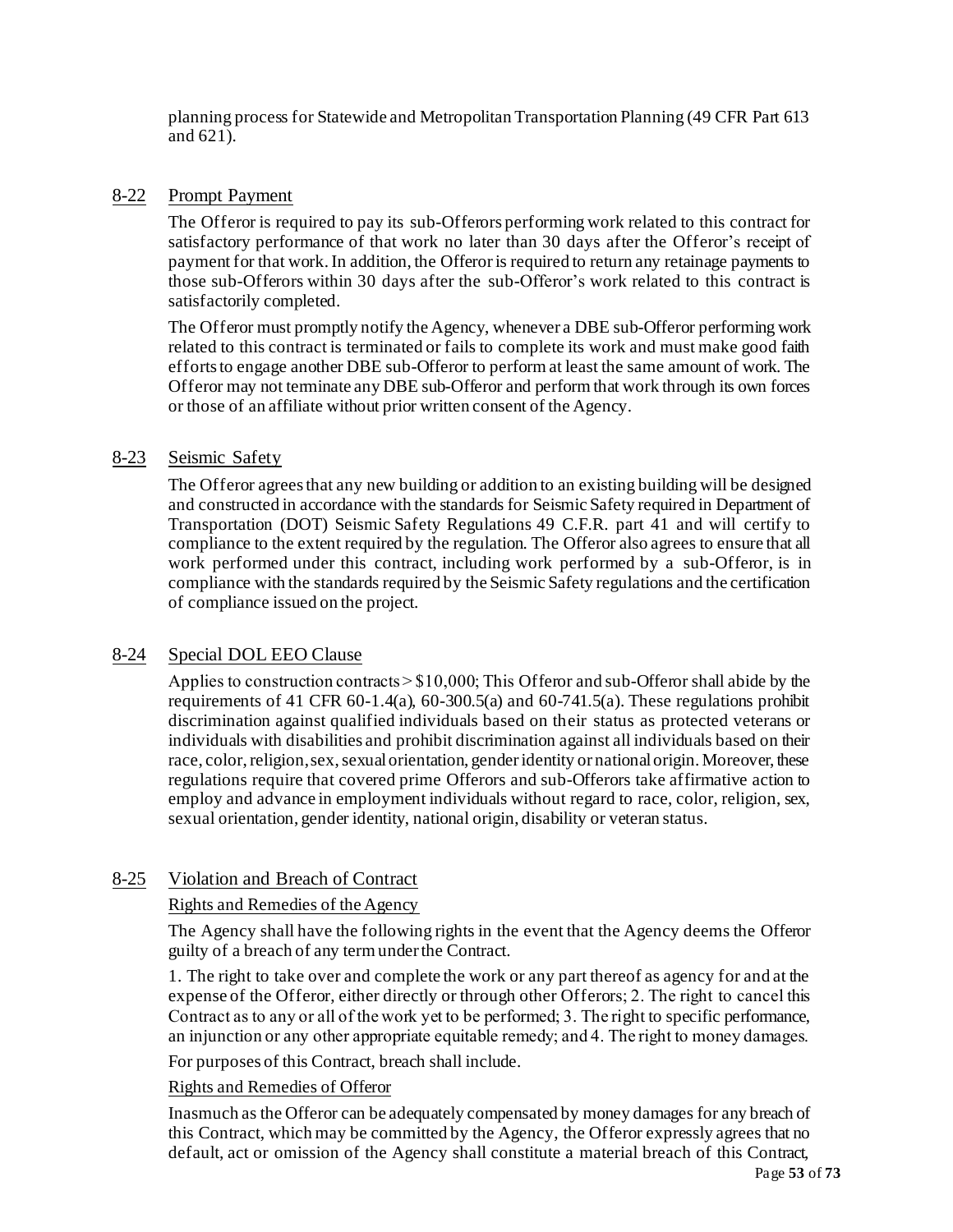planning process for Statewide and Metropolitan Transportation Planning (49 CFR Part 613 and 621).

## 8-22 Prompt Payment

The Offeror is required to pay its sub-Offerors performing work related to this contract for satisfactory performance of that work no later than 30 days after the Offeror's receipt of payment for that work. In addition, the Offeror is required to return any retainage payments to those sub-Offerors within 30 days after the sub-Offeror's work related to this contract is satisfactorily completed.

The Offeror must promptly notify the Agency, whenever a DBE sub-Offeror performing work related to this contract is terminated or fails to complete its work and must make good faith efforts to engage another DBE sub-Offeror to perform at least the same amount of work. The Offeror may not terminate any DBE sub-Offeror and perform that work through its own forces or those of an affiliate without prior written consent of the Agency.

## 8-23 Seismic Safety

The Offeror agrees that any new building or addition to an existing building will be designed and constructed in accordance with the standards for Seismic Safety required in Department of Transportation (DOT) Seismic Safety Regulations 49 C.F.R. part 41 and will certify to compliance to the extent required by the regulation. The Offeror also agrees to ensure that all work performed under this contract, including work performed by a sub-Offeror, is in compliance with the standards required by the Seismic Safety regulations and the certification of compliance issued on the project.

## 8-24 Special DOL EEO Clause

Applies to construction contracts > $10,000; This Offeror and sub-Offeror shall abide by the requirements of 41 CFR 60-1.4(a), 60-300.5(a) and 60-741.5(a). These regulations prohibit discrimination against qualified individuals based on their status as protected veterans or individuals with disabilities and prohibit discrimination against all individuals based on their race, color, religion, sex, sexual orientation, gender identity or national origin. Moreover, these regulations require that covered prime Offerors and sub-Offerors take affirmative action to employ and advance in employment individuals without regard to race, color, religion, sex, sexual orientation, gender identity, national origin, disability or veteran status.

## 8-25 Violation and Breach of Contract

### Rights and Remedies of the Agency

The Agency shall have the following rights in the event that the Agency deems the Offeror guilty of a breach of any term under the Contract.

1. The right to take over and complete the work or any part thereof as agency for and at the expense of the Offeror, either directly or through other Offerors; 2. The right to cancel this Contract as to any or all of the work yet to be performed; 3. The right to specific performance, an injunction or any other appropriate equitable remedy; and 4. The right to money damages.

For purposes of this Contract, breach shall include.

### Rights and Remedies of Offeror

Inasmuch as the Offeror can be adequately compensated by money damages for any breach of this Contract, which may be committed by the Agency, the Offeror expressly agrees that no default, act or omission of the Agency shall constitute a material breach of this Contract,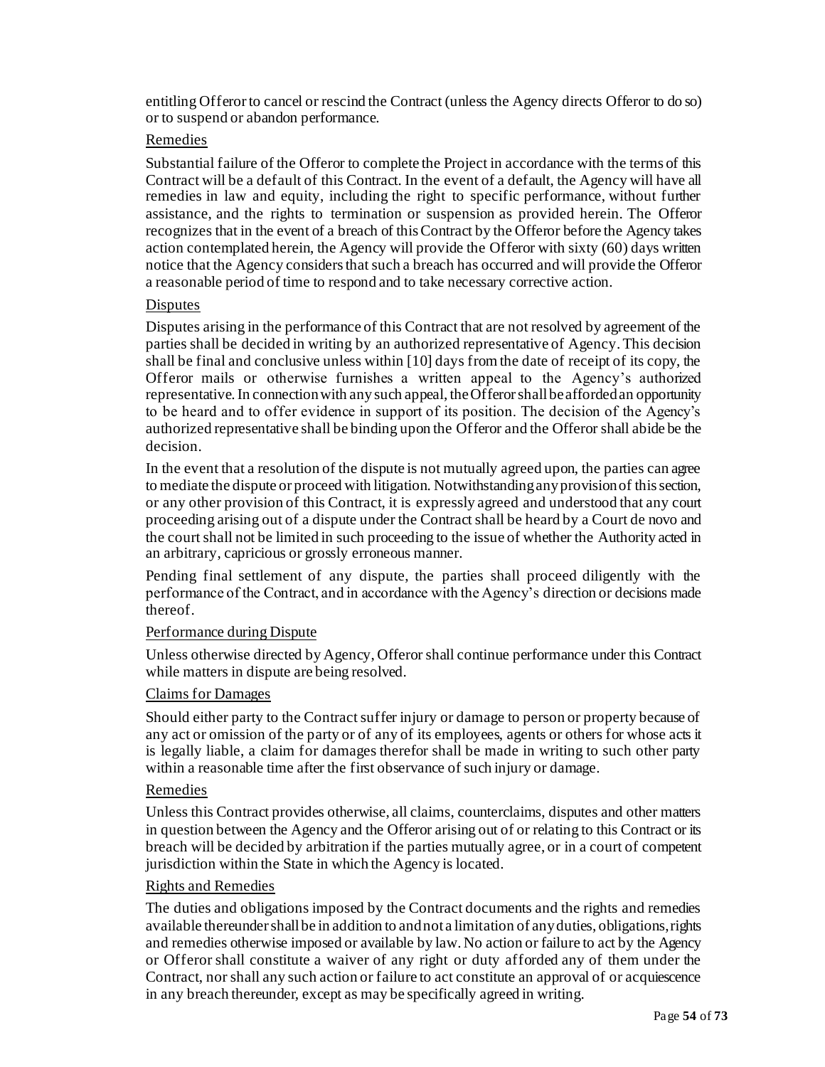entitling Offeror to cancel or rescind the Contract (unless the Agency directs Offeror to do so) or to suspend or abandon performance.

### Remedies

Substantial failure of the Offeror to complete the Project in accordance with the terms of this Contract will be a default of this Contract. In the event of a default, the Agency will have all remedies in law and equity, including the right to specific performance, without further assistance, and the rights to termination or suspension as provided herein. The Offeror recognizes that in the event of a breach of this Contract by the Offeror before the Agency takes action contemplated herein, the Agency will provide the Offeror with sixty (60) days written notice that the Agency considers that such a breach has occurred and will provide the Offeror a reasonable period of time to respond and to take necessary corrective action.

### Disputes

Disputes arising in the performance of this Contract that are not resolved by agreement of the parties shall be decided in writing by an authorized representative of Agency. This decision shall be final and conclusive unless within [10] days from the date of receipt of its copy, the Offeror mails or otherwise furnishes a written appeal to the Agency's authorized representative. In connection with any such appeal, the Offeror shall be afforded an opportunity to be heard and to offer evidence in support of its position. The decision of the Agency's authorized representative shall be binding upon the Offeror and the Offeror shall abide be the decision.

In the event that a resolution of the dispute is not mutually agreed upon, the parties can agree to mediate the dispute or proceed with litigation. Notwithstanding any provision of this section, or any other provision of this Contract, it is expressly agreed and understood that any court proceeding arising out of a dispute under the Contract shall be heard by a Court de novo and the court shall not be limited in such proceeding to the issue of whether the Authority acted in an arbitrary, capricious or grossly erroneous manner.

Pending final settlement of any dispute, the parties shall proceed diligently with the performance of the Contract, and in accordance with the Agency's direction or decisions made thereof.

### Performance during Dispute

Unless otherwise directed by Agency, Offeror shall continue performance under this Contract while matters in dispute are being resolved.

### Claims for Damages

Should either party to the Contract suffer injury or damage to person or property because of any act or omission of the party or of any of its employees, agents or others for whose acts it is legally liable, a claim for damages therefor shall be made in writing to such other party within a reasonable time after the first observance of such injury or damage.

### Remedies

Unless this Contract provides otherwise, all claims, counterclaims, disputes and other matters in question between the Agency and the Offeror arising out of or relating to this Contract or its breach will be decided by arbitration if the parties mutually agree, or in a court of competent jurisdiction within the State in which the Agency is located.

### Rights and Remedies

The duties and obligations imposed by the Contract documents and the rights and remedies available thereunder shall be in addition to and not a limitation of any duties, obligations, rights and remedies otherwise imposed or available by law. No action or failure to act by the Agency or Offeror shall constitute a waiver of any right or duty afforded any of them under the Contract, nor shall any such action or failure to act constitute an approval of or acquiescence in any breach thereunder, except as may be specifically agreed in writing.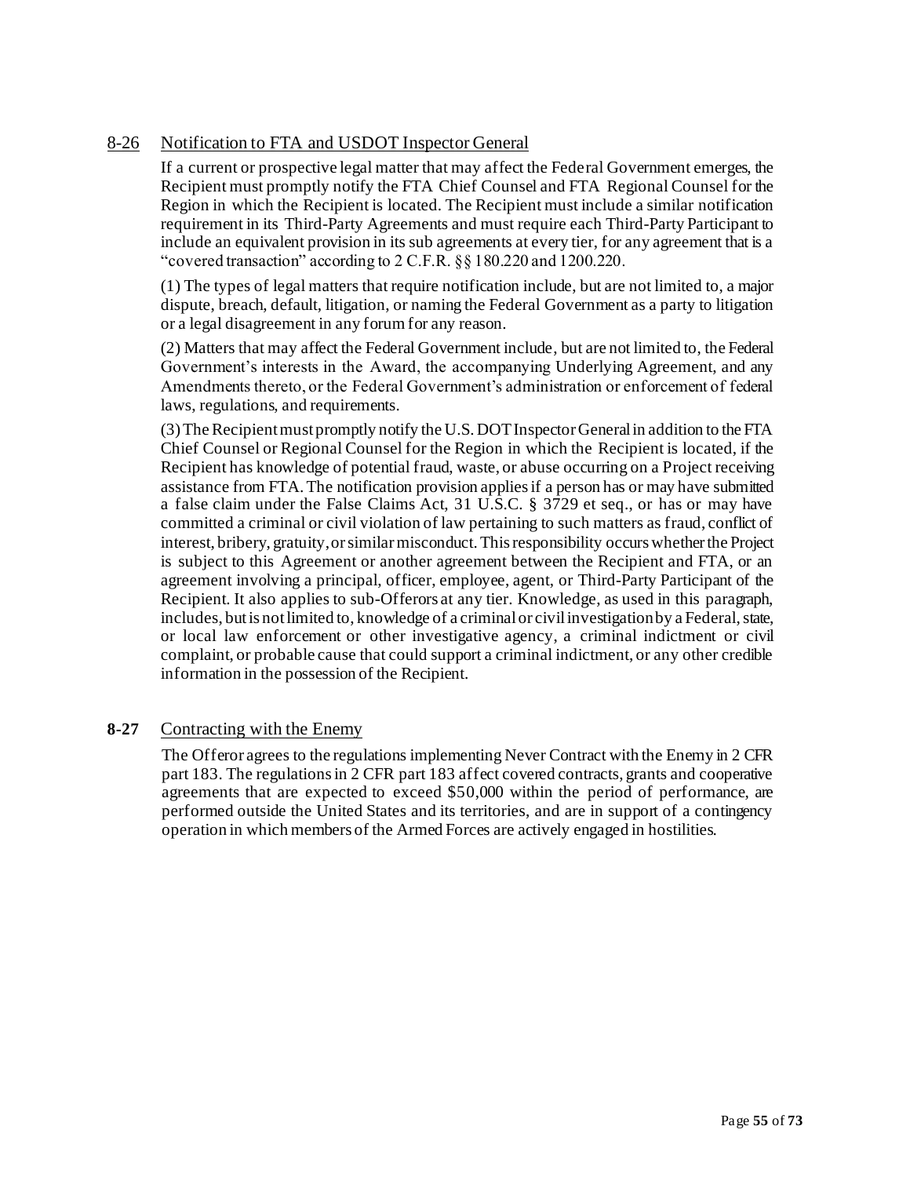## 8-26 Notification to FTA and USDOT Inspector General

If a current or prospective legal matter that may affect the Federal Government emerges, the Recipient must promptly notify the FTA Chief Counsel and FTA Regional Counsel for the Region in which the Recipient is located. The Recipient must include a similar notification requirement in its Third-Party Agreements and must require each Third-Party Participant to include an equivalent provision in its sub agreements at every tier, for any agreement that is a "covered transaction" according to 2 C.F.R. §§ 180.220 and 1200.220.

(1) The types of legal matters that require notification include, but are not limited to, a major dispute, breach, default, litigation, or naming the Federal Government as a party to litigation or a legal disagreement in any forum for any reason.

(2) Matters that may affect the Federal Government include, but are not limited to, the Federal Government's interests in the Award, the accompanying Underlying Agreement, and any Amendments thereto, or the Federal Government's administration or enforcement of federal laws, regulations, and requirements.

(3) The Recipient must promptly notify the U.S. DOT Inspector General in addition to the FTA Chief Counsel or Regional Counsel for the Region in which the Recipient is located, if the Recipient has knowledge of potential fraud, waste, or abuse occurring on a Project receiving assistance from FTA. The notification provision applies if a person has or may have submitted a false claim under the False Claims Act, 31 U.S.C. § 3729 et seq., or has or may have committed a criminal or civil violation of law pertaining to such matters as fraud, conflict of interest, bribery, gratuity, or similar misconduct. This responsibility occurs whether the Project is subject to this Agreement or another agreement between the Recipient and FTA, or an agreement involving a principal, officer, employee, agent, or Third-Party Participant of the Recipient. It also applies to sub-Offerors at any tier. Knowledge, as used in this paragraph, includes, but is not limited to, knowledge of a criminal or civil investigation by a Federal, state, or local law enforcement or other investigative agency, a criminal indictment or civil complaint, or probable cause that could support a criminal indictment, or any other credible information in the possession of the Recipient.

## 8-27 Contracting with the Enemy

The Offeror agrees to the regulations implementing Never Contract with the Enemy in 2 CFR part 183. The regulations in 2 CFR part 183 affect covered contracts, grants and cooperative agreements that are expected to exceed $50,000 within the period of performance, are performed outside the United States and its territories, and are in support of a contingency operation in which members of the Armed Forces are actively engaged in hostilities.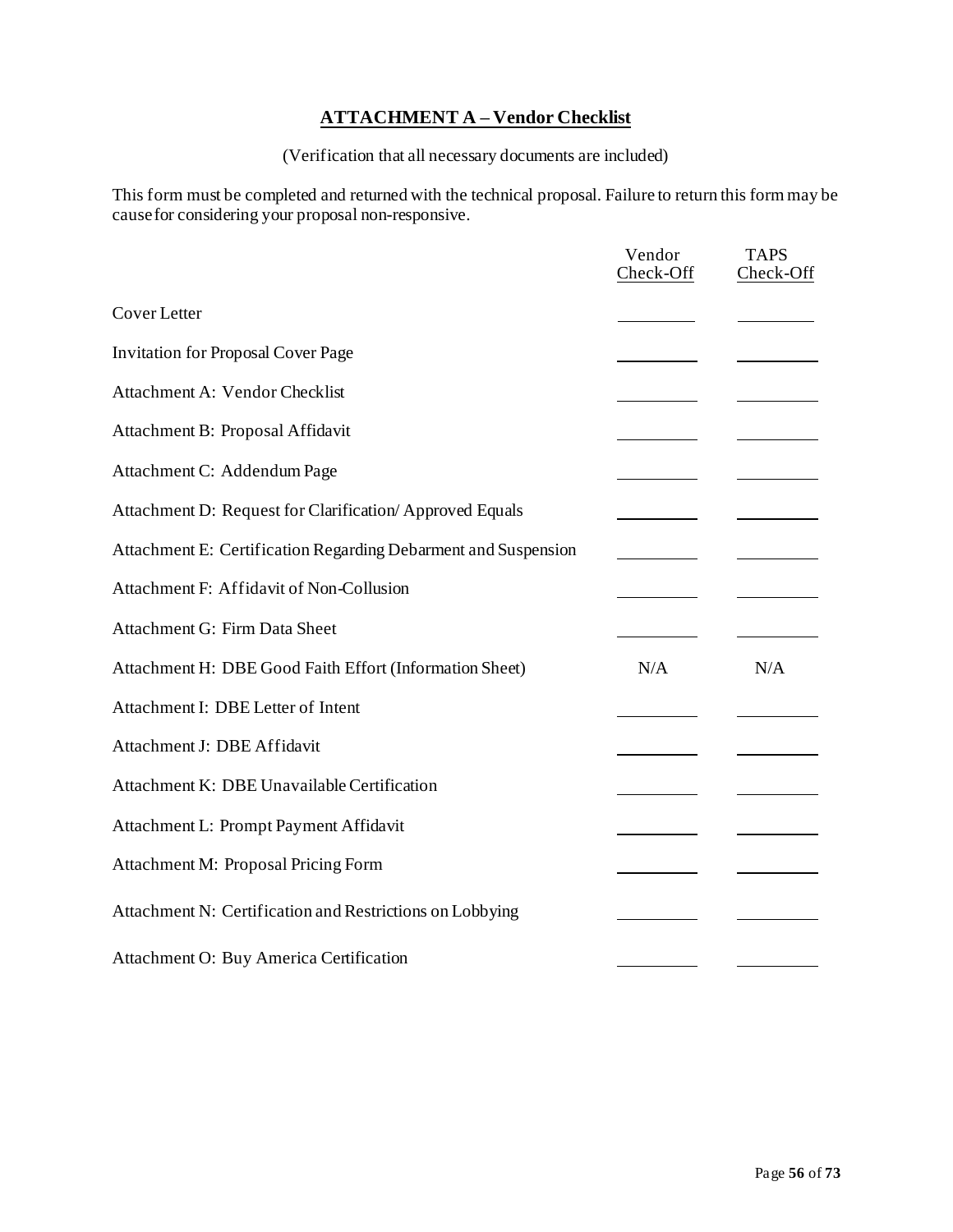## ATTACHMENT A – Vendor Checklist

(Verification that all necessary documents are included)

This form must be completed and returned with the technical proposal. Failure to return this form may be cause for considering your proposal non-responsive.

| | Vendor Check-Off | TAPS Check-Off |
|---|---|---|
| Cover Letter | ______ | ______ |
| Invitation for Proposal Cover Page | ______ | ______ |
| Attachment A: Vendor Checklist | ______ | ______ |
| Attachment B: Proposal Affidavit | ______ | ______ |
| Attachment C: Addendum Page | ______ | ______ |
| Attachment D: Request for Clarification/ Approved Equals | ______ | ______ |
| Attachment E: Certification Regarding Debarment and Suspension | ______ | ______ |
| Attachment F: Affidavit of Non-Collusion | ______ | ______ |
| Attachment G: Firm Data Sheet | ______ | ______ |
| Attachment H: DBE Good Faith Effort (Information Sheet) | N/A | N/A |
| Attachment I: DBE Letter of Intent | ______ | ______ |
| Attachment J: DBE Affidavit | ______ | ______ |
| Attachment K: DBE Unavailable Certification | ______ | ______ |
| Attachment L: Prompt Payment Affidavit | ______ | ______ |
| Attachment M: Proposal Pricing Form | ______ | ______ |
| Attachment N: Certification and Restrictions on Lobbying | ______ | ______ |
| Attachment O: Buy America Certification | ______ | ______ |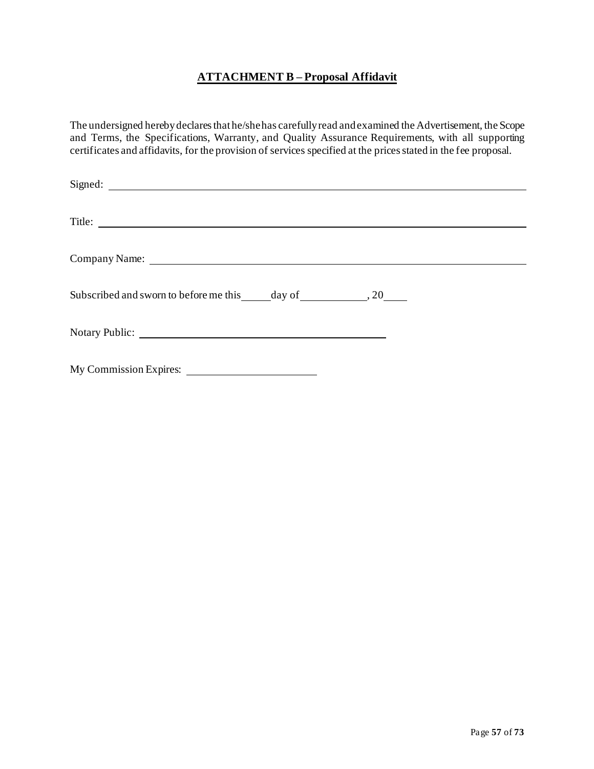## **ATTACHMENT B – Proposal Affidavit**

The undersigned hereby declares that he/she has carefully read and examined the Advertisement, the Scope and Terms, the Specifications, Warranty, and Quality Assurance Requirements, with all supporting certificates and affidavits, for the provision of services specified at the prices stated in the fee proposal.

Signed: ______________________________________________________________

Title: ______________________________________________________________

Company Name: ______________________________________________________

Subscribed and sworn to before me this _____ day of ____________, 20____

Notary Public: ____________________________________

My Commission Expires: ______________________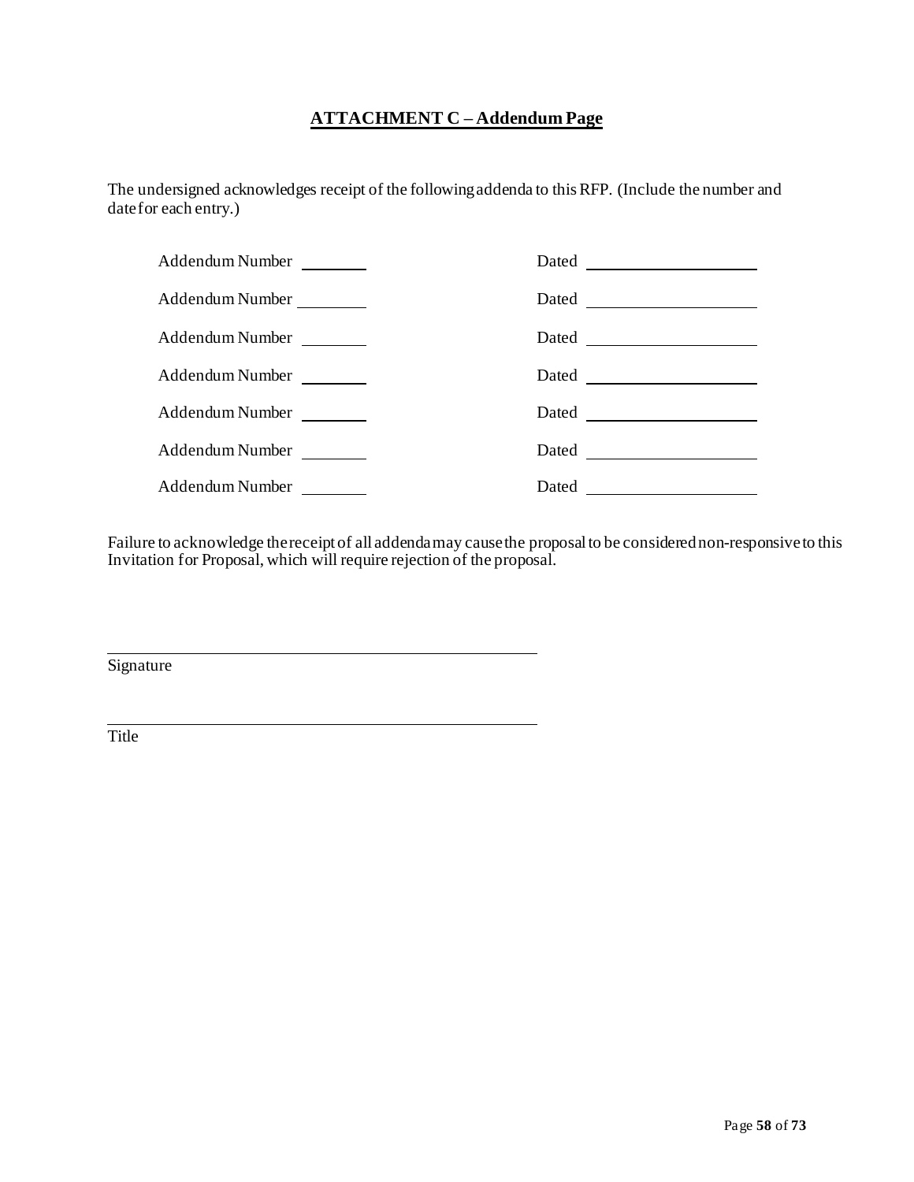## ATTACHMENT C – Addendum Page

The undersigned acknowledges receipt of the following addenda to this RFP. (Include the number and date for each entry.)

Addendum Number \_\_\_\_\_\_\_\_ Dated \_\_\_\_\_\_\_\_\_\_\_\_\_\_\_\_\_\_\_\_

Addendum Number \_\_\_\_\_\_\_\_ Dated \_\_\_\_\_\_\_\_\_\_\_\_\_\_\_\_\_\_\_\_

Addendum Number \_\_\_\_\_\_\_\_ Dated \_\_\_\_\_\_\_\_\_\_\_\_\_\_\_\_\_\_\_\_

Addendum Number \_\_\_\_\_\_\_\_ Dated \_\_\_\_\_\_\_\_\_\_\_\_\_\_\_\_\_\_\_\_

Addendum Number \_\_\_\_\_\_\_\_ Dated \_\_\_\_\_\_\_\_\_\_\_\_\_\_\_\_\_\_\_\_

Addendum Number \_\_\_\_\_\_\_\_ Dated \_\_\_\_\_\_\_\_\_\_\_\_\_\_\_\_\_\_\_\_

Addendum Number \_\_\_\_\_\_\_\_ Dated \_\_\_\_\_\_\_\_\_\_\_\_\_\_\_\_\_\_\_\_

Failure to acknowledge the receipt of all addenda may cause the proposal to be considered non-responsive to this Invitation for Proposal, which will require rejection of the proposal.

\_\_\_\_\_\_\_\_\_\_\_\_\_\_\_\_\_\_\_\_\_\_\_\_\_\_\_\_\_\_\_\_\_\_\_\_\_\_\_\_\_\_\_\_

Signature

\_\_\_\_\_\_\_\_\_\_\_\_\_\_\_\_\_\_\_\_\_\_\_\_\_\_\_\_\_\_\_\_\_\_\_\_\_\_\_\_\_\_\_\_

Title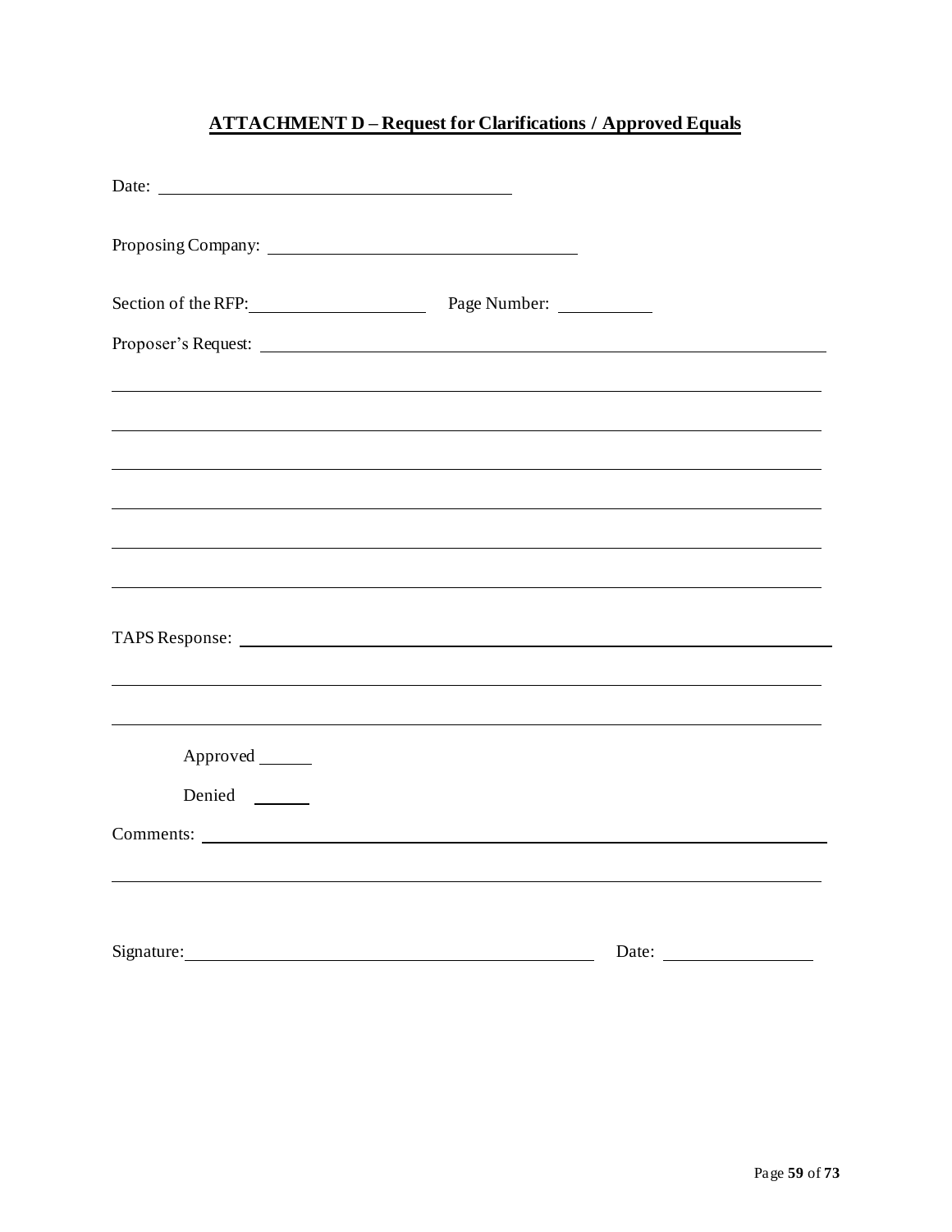## ATTACHMENT D – Request for Clarifications / Approved Equals

Date: ______________________________

Proposing Company: ______________________________

Section of the RFP: ____________________ Page Number: __________

Proposer's Request: ____________________________________________________________

____________________________________________________________

____________________________________________________________

____________________________________________________________

____________________________________________________________

____________________________________________________________

____________________________________________________________

TAPS Response: ____________________________________________________________

____________________________________________________________

____________________________________________________________

Approved ______

Denied ______

Comments: ____________________________________________________________

____________________________________________________________

Signature: ______________________________ Date: ______________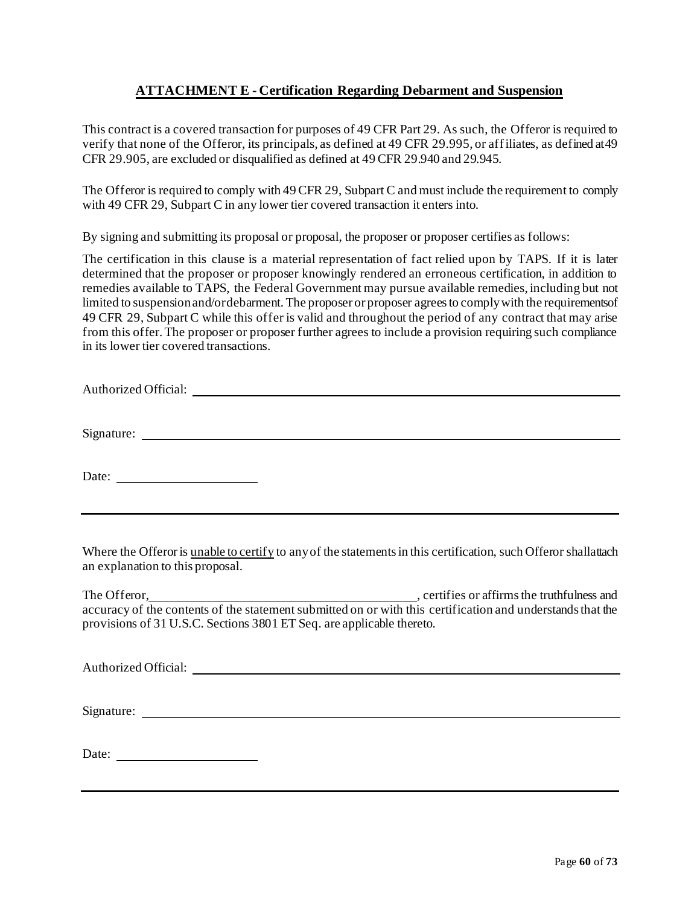## ATTACHMENT E - Certification Regarding Debarment and Suspension

This contract is a covered transaction for purposes of 49 CFR Part 29. As such, the Offeror is required to verify that none of the Offeror, its principals, as defined at 49 CFR 29.995, or affiliates, as defined at 49 CFR 29.905, are excluded or disqualified as defined at 49 CFR 29.940 and 29.945.

The Offeror is required to comply with 49 CFR 29, Subpart C and must include the requirement to comply with 49 CFR 29, Subpart C in any lower tier covered transaction it enters into.

By signing and submitting its proposal or proposal, the proposer or proposer certifies as follows:

The certification in this clause is a material representation of fact relied upon by TAPS. If it is later determined that the proposer or proposer knowingly rendered an erroneous certification, in addition to remedies available to TAPS, the Federal Government may pursue available remedies, including but not limited to suspension and/or debarment. The proposer or proposer agrees to comply with the requirements of 49 CFR 29, Subpart C while this offer is valid and throughout the period of any contract that may arise from this offer. The proposer or proposer further agrees to include a provision requiring such compliance in its lower tier covered transactions.

Authorized Official: ______________________________________________

Signature: ______________________________________________

Date: ____________________

---

Where the Offeror is unable to certify to any of the statements in this certification, such Offeror shall attach an explanation to this proposal.

The Offeror, ________________________________, certifies or affirms the truthfulness and accuracy of the contents of the statement submitted on or with this certification and understands that the provisions of 31 U.S.C. Sections 3801 ET Seq. are applicable thereto.

Authorized Official: ______________________________________________

Signature: ______________________________________________

Date: ____________________

---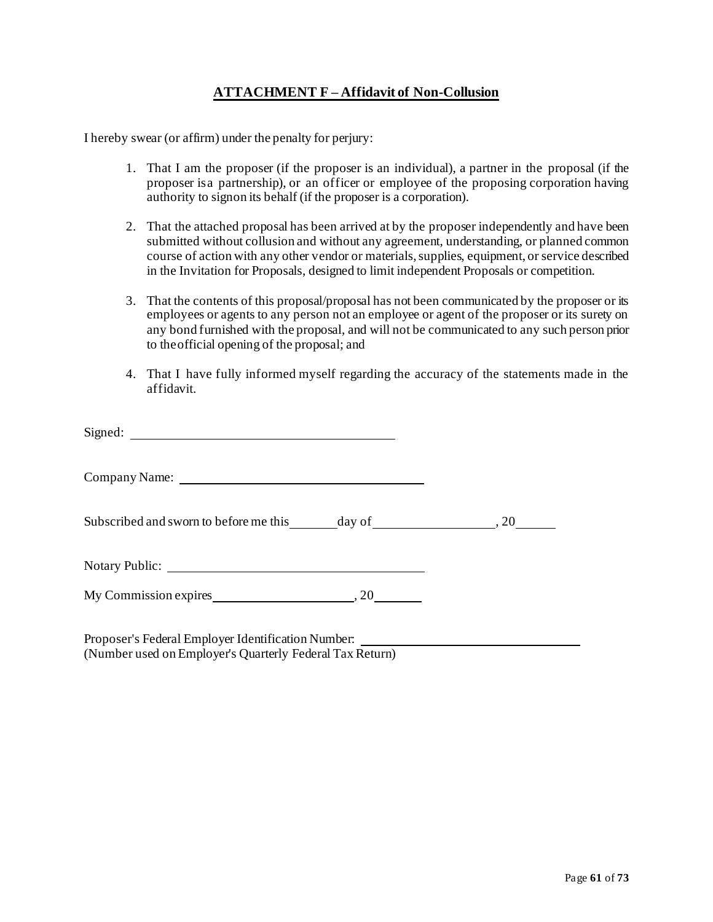## ATTACHMENT F – Affidavit of Non-Collusion

I hereby swear (or affirm) under the penalty for perjury:

1. That I am the proposer (if the proposer is an individual), a partner in the proposal (if the proposer is a partnership), or an officer or employee of the proposing corporation having authority to sign on its behalf (if the proposer is a corporation).

2. That the attached proposal has been arrived at by the proposer independently and have been submitted without collusion and without any agreement, understanding, or planned common course of action with any other vendor or materials, supplies, equipment, or service described in the Invitation for Proposals, designed to limit independent Proposals or competition.

3. That the contents of this proposal/proposal has not been communicated by the proposer or its employees or agents to any person not an employee or agent of the proposer or its surety on any bond furnished with the proposal, and will not be communicated to any such person prior to the official opening of the proposal; and

4. That I have fully informed myself regarding the accuracy of the statements made in the affidavit.

Signed: ______________________________

Company Name: ______________________________

Subscribed and sworn to before me this ______ day of ______________, 20_____

Notary Public: ______________________________

My Commission expires ________________, 20______

Proposer's Federal Employer Identification Number: ______________________________
(Number used on Employer's Quarterly Federal Tax Return)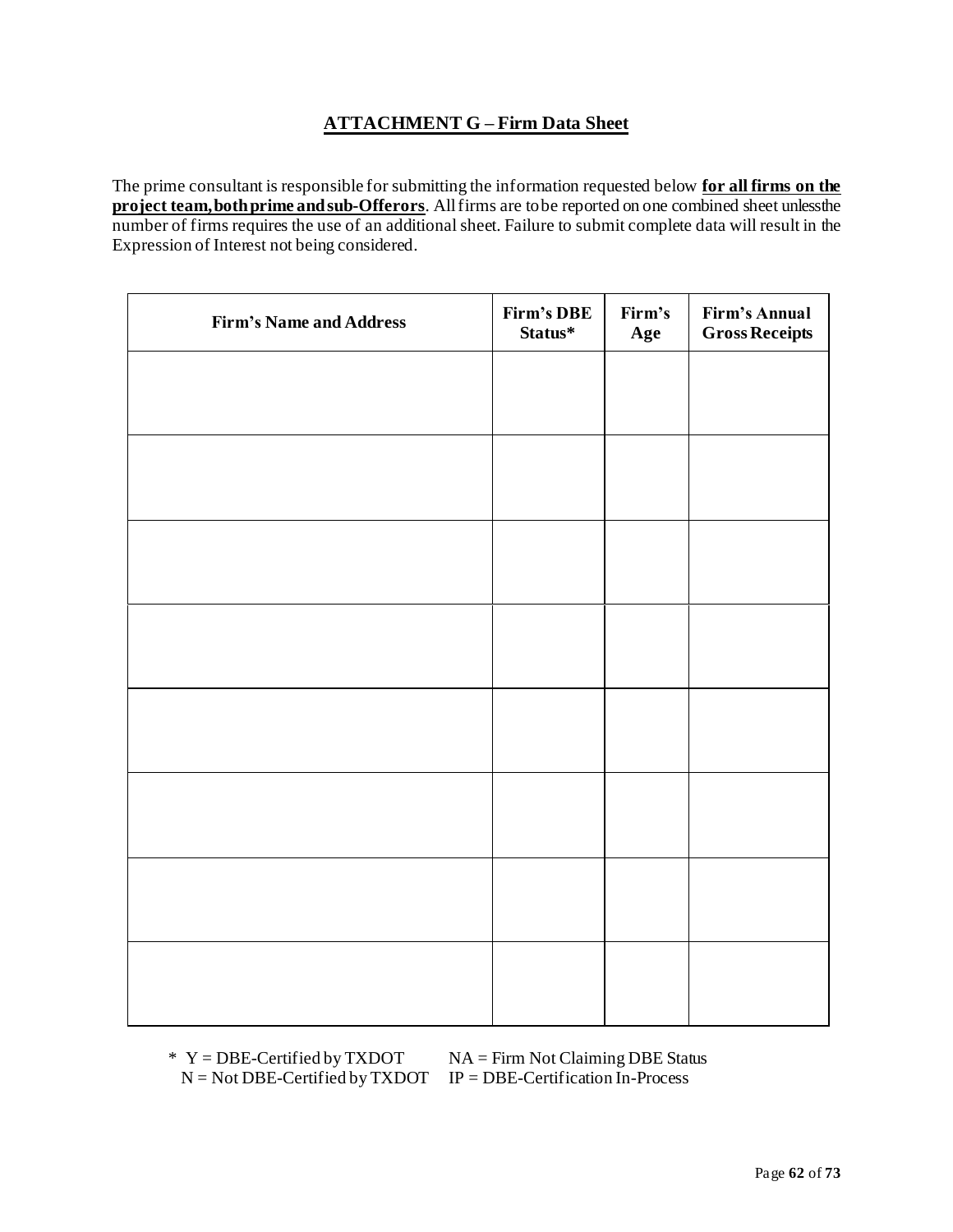## ATTACHMENT G – Firm Data Sheet

The prime consultant is responsible for submitting the information requested below **for all firms on the project team, both prime and sub-Offerors**. All firms are to be reported on one combined sheet unless the number of firms requires the use of an additional sheet. Failure to submit complete data will result in the Expression of Interest not being considered.

| Firm's Name and Address | Firm's DBE Status* | Firm's Age | Firm's Annual Gross Receipts |
|---|---|---|---|
| | | | |
| | | | |
| | | | |
| | | | |
| | | | |
| | | | |
| | | | |
| | | | |

\* Y = DBE-Certified by TXDOT  NA = Firm Not Claiming DBE Status
N = Not DBE-Certified by TXDOT  IP = DBE-Certification In-Process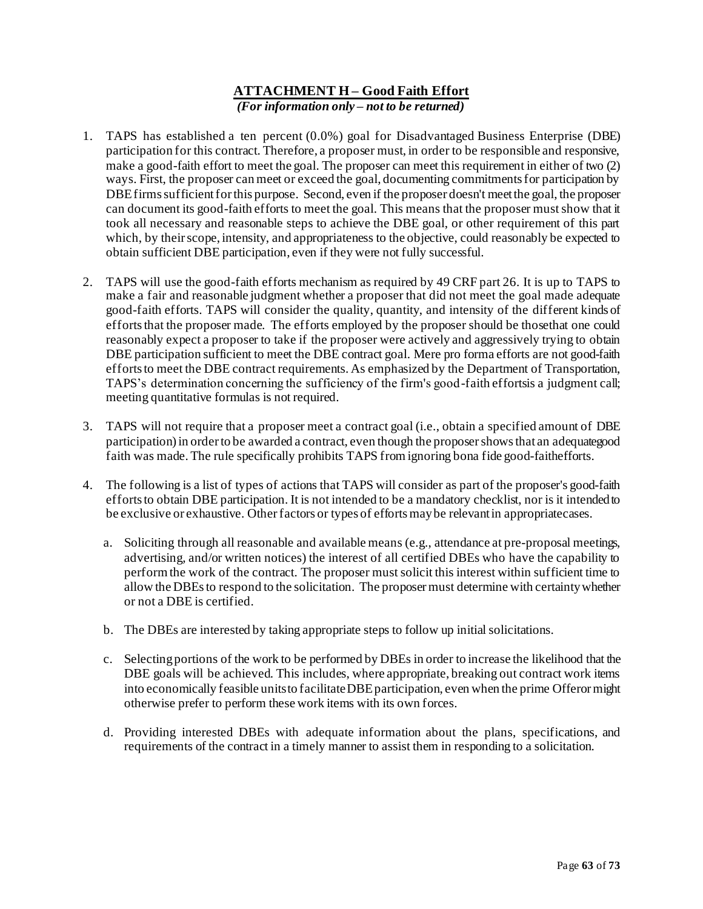# ATTACHMENT H – Good Faith Effort

*(For information only – not to be returned)*

1. TAPS has established a ten percent (0.0%) goal for Disadvantaged Business Enterprise (DBE) participation for this contract. Therefore, a proposer must, in order to be responsible and responsive, make a good-faith effort to meet the goal. The proposer can meet this requirement in either of two (2) ways. First, the proposer can meet or exceed the goal, documenting commitments for participation by DBE firms sufficient for this purpose. Second, even if the proposer doesn't meet the goal, the proposer can document its good-faith efforts to meet the goal. This means that the proposer must show that it took all necessary and reasonable steps to achieve the DBE goal, or other requirement of this part which, by their scope, intensity, and appropriateness to the objective, could reasonably be expected to obtain sufficient DBE participation, even if they were not fully successful.

2. TAPS will use the good-faith efforts mechanism as required by 49 CRF part 26. It is up to TAPS to make a fair and reasonable judgment whether a proposer that did not meet the goal made adequate good-faith efforts. TAPS will consider the quality, quantity, and intensity of the different kinds of efforts that the proposer made. The efforts employed by the proposer should be thosethat one could reasonably expect a proposer to take if the proposer were actively and aggressively trying to obtain DBE participation sufficient to meet the DBE contract goal. Mere pro forma efforts are not good-faith efforts to meet the DBE contract requirements. As emphasized by the Department of Transportation, TAPS's determination concerning the sufficiency of the firm's good-faith effortsis a judgment call; meeting quantitative formulas is not required.

3. TAPS will not require that a proposer meet a contract goal (i.e., obtain a specified amount of DBE participation) in order to be awarded a contract, even though the proposer shows that an adequategood faith was made. The rule specifically prohibits TAPS from ignoring bona fide good-faithefforts.

4. The following is a list of types of actions that TAPS will consider as part of the proposer's good-faith efforts to obtain DBE participation. It is not intended to be a mandatory checklist, nor is it intended to be exclusive or exhaustive. Other factors or types of efforts may be relevant in appropriatecases.

   a. Soliciting through all reasonable and available means (e.g., attendance at pre-proposal meetings, advertising, and/or written notices) the interest of all certified DBEs who have the capability to perform the work of the contract. The proposer must solicit this interest within sufficient time to allow the DBEs to respond to the solicitation. The proposer must determine with certainty whether or not a DBE is certified.

   b. The DBEs are interested by taking appropriate steps to follow up initial solicitations.

   c. Selecting portions of the work to be performed by DBEs in order to increase the likelihood that the DBE goals will be achieved. This includes, where appropriate, breaking out contract work items into economically feasible units to facilitate DBE participation, even when the prime Offeror might otherwise prefer to perform these work items with its own forces.

   d. Providing interested DBEs with adequate information about the plans, specifications, and requirements of the contract in a timely manner to assist them in responding to a solicitation.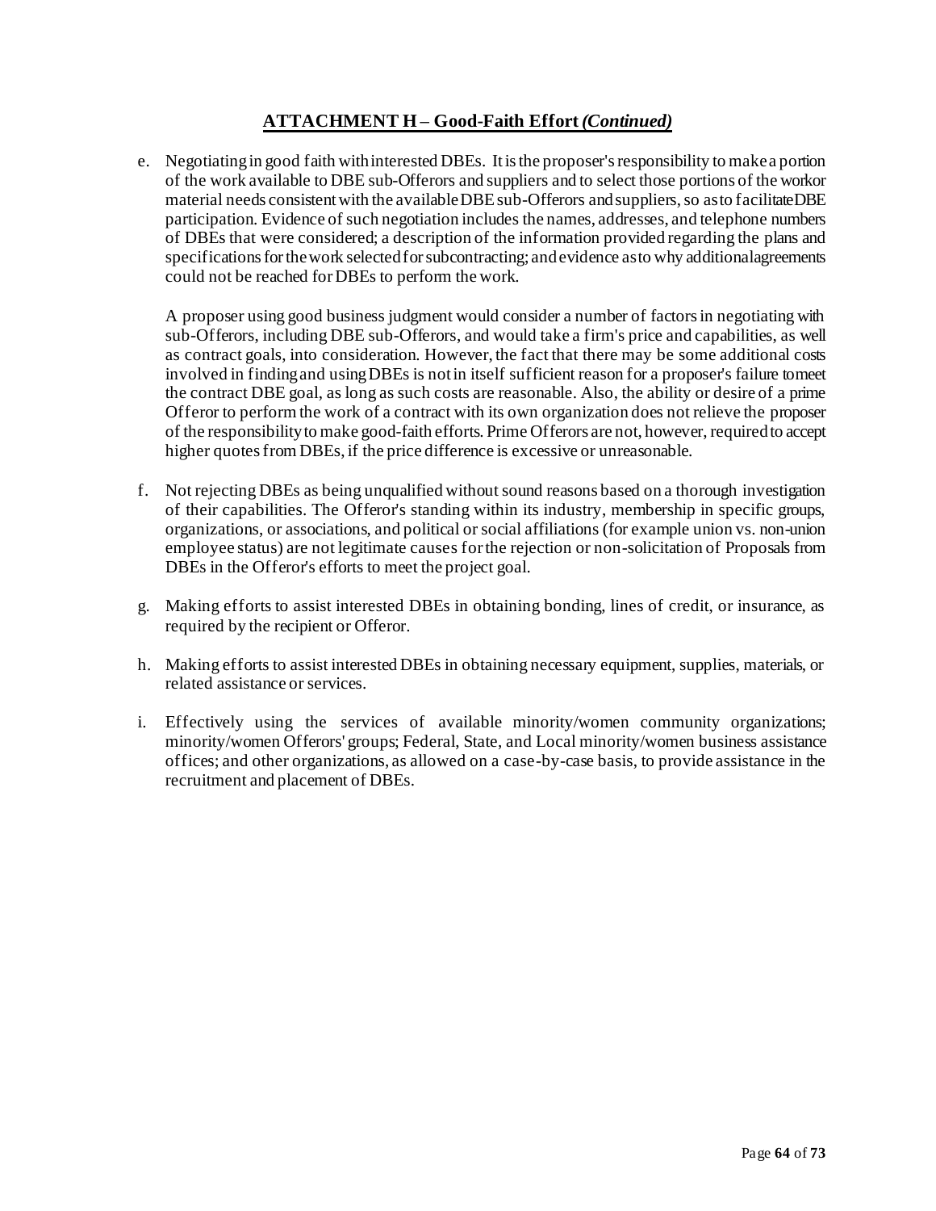## ATTACHMENT H – Good-Faith Effort *(Continued)*

e. Negotiating in good faith with interested DBEs. It is the proposer's responsibility to make a portion of the work available to DBE sub-Offerors and suppliers and to select those portions of the work or material needs consistent with the available DBE sub-Offerors and suppliers, so as to facilitate DBE participation. Evidence of such negotiation includes the names, addresses, and telephone numbers of DBEs that were considered; a description of the information provided regarding the plans and specifications for the work selected for subcontracting; and evidence as to why additional agreements could not be reached for DBEs to perform the work.

   A proposer using good business judgment would consider a number of factors in negotiating with sub-Offerors, including DBE sub-Offerors, and would take a firm's price and capabilities, as well as contract goals, into consideration. However, the fact that there may be some additional costs involved in finding and using DBEs is not in itself sufficient reason for a proposer's failure to meet the contract DBE goal, as long as such costs are reasonable. Also, the ability or desire of a prime Offeror to perform the work of a contract with its own organization does not relieve the proposer of the responsibility to make good-faith efforts. Prime Offerors are not, however, required to accept higher quotes from DBEs, if the price difference is excessive or unreasonable.

f. Not rejecting DBEs as being unqualified without sound reasons based on a thorough investigation of their capabilities. The Offeror's standing within its industry, membership in specific groups, organizations, or associations, and political or social affiliations (for example union vs. non-union employee status) are not legitimate causes for the rejection or non-solicitation of Proposals from DBEs in the Offeror's efforts to meet the project goal.

g. Making efforts to assist interested DBEs in obtaining bonding, lines of credit, or insurance, as required by the recipient or Offeror.

h. Making efforts to assist interested DBEs in obtaining necessary equipment, supplies, materials, or related assistance or services.

i. Effectively using the services of available minority/women community organizations; minority/women Offerors' groups; Federal, State, and Local minority/women business assistance offices; and other organizations, as allowed on a case-by-case basis, to provide assistance in the recruitment and placement of DBEs.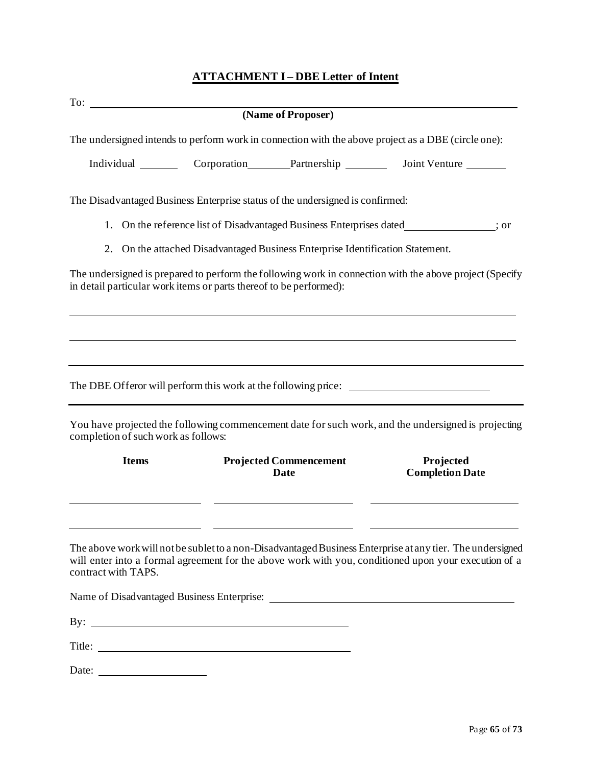## ATTACHMENT I – DBE Letter of Intent

To: ______________________________________________________________
**(Name of Proposer)**

The undersigned intends to perform work in connection with the above project as a DBE (circle one):

Individual _______ Corporation_______ Partnership _______ Joint Venture _______

The Disadvantaged Business Enterprise status of the undersigned is confirmed:

1. On the reference list of Disadvantaged Business Enterprises dated_______________; or
2. On the attached Disadvantaged Business Enterprise Identification Statement.

The undersigned is prepared to perform the following work in connection with the above project (Specify in detail particular work items or parts thereof to be performed):

______________________________________________________________

______________________________________________________________

______________________________________________________________

The DBE Offeror will perform this work at the following price: ______________________

You have projected the following commencement date for such work, and the undersigned is projecting completion of such work as follows:

| Items | Projected Commencement Date | Projected Completion Date |
|---|---|---|
| | | |
| | | |

The above work will not be sublet to a non-Disadvantaged Business Enterprise at any tier. The undersigned will enter into a formal agreement for the above work with you, conditioned upon your execution of a contract with TAPS.

Name of Disadvantaged Business Enterprise: ______________________________

By: ______________________________

Title: ______________________________

Date: ____________________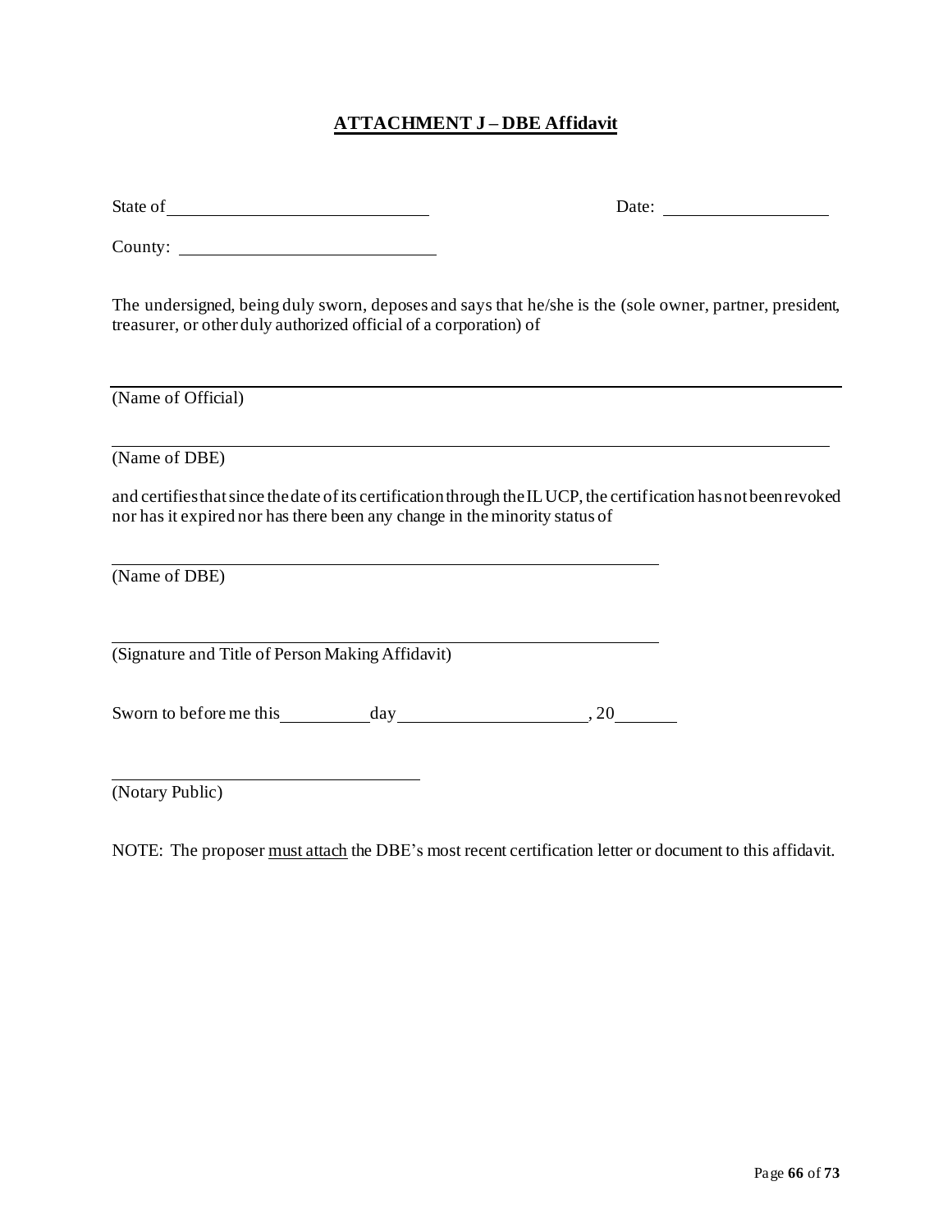## ATTACHMENT J – DBE Affidavit

State of \_\_\_\_\_\_\_\_\_\_\_\_\_\_\_\_\_\_\_\_\_\_\_\_\_\_\_\_ Date: \_\_\_\_\_\_\_\_\_\_\_\_\_\_\_\_\_\_

County: \_\_\_\_\_\_\_\_\_\_\_\_\_\_\_\_\_\_\_\_\_\_\_\_\_\_\_\_

The undersigned, being duly sworn, deposes and says that he/she is the (sole owner, partner, president, treasurer, or other duly authorized official of a corporation) of

\_\_\_\_\_\_\_\_\_\_\_\_\_\_\_\_\_\_\_\_\_\_\_\_\_\_\_\_\_\_\_\_\_\_\_\_\_\_\_\_\_\_\_\_\_\_\_\_\_\_\_\_\_\_\_\_\_\_\_\_\_\_\_\_\_\_\_\_\_\_\_\_\_\_\_\_
(Name of Official)

\_\_\_\_\_\_\_\_\_\_\_\_\_\_\_\_\_\_\_\_\_\_\_\_\_\_\_\_\_\_\_\_\_\_\_\_\_\_\_\_\_\_\_\_\_\_\_\_\_\_\_\_\_\_\_\_\_\_\_\_\_\_\_\_\_\_\_\_\_\_\_\_\_\_\_\_
(Name of DBE)

and certifies that since the date of its certification through the IL UCP, the certification has not been revoked nor has it expired nor has there been any change in the minority status of

\_\_\_\_\_\_\_\_\_\_\_\_\_\_\_\_\_\_\_\_\_\_\_\_\_\_\_\_\_\_\_\_\_\_\_\_\_\_\_\_\_\_\_\_\_\_\_\_\_\_\_\_\_\_\_\_
(Name of DBE)

\_\_\_\_\_\_\_\_\_\_\_\_\_\_\_\_\_\_\_\_\_\_\_\_\_\_\_\_\_\_\_\_\_\_\_\_\_\_\_\_\_\_\_\_\_\_\_\_\_\_\_\_\_\_\_\_
(Signature and Title of Person Making Affidavit)

Sworn to before me this \_\_\_\_\_\_\_\_\_\_ day \_\_\_\_\_\_\_\_\_\_\_\_\_\_\_\_\_\_\_\_, 20\_\_\_\_\_\_\_

\_\_\_\_\_\_\_\_\_\_\_\_\_\_\_\_\_\_\_\_\_\_\_\_\_\_\_\_\_\_\_\_\_\_
(Notary Public)

NOTE: The proposer must attach the DBE's most recent certification letter or document to this affidavit.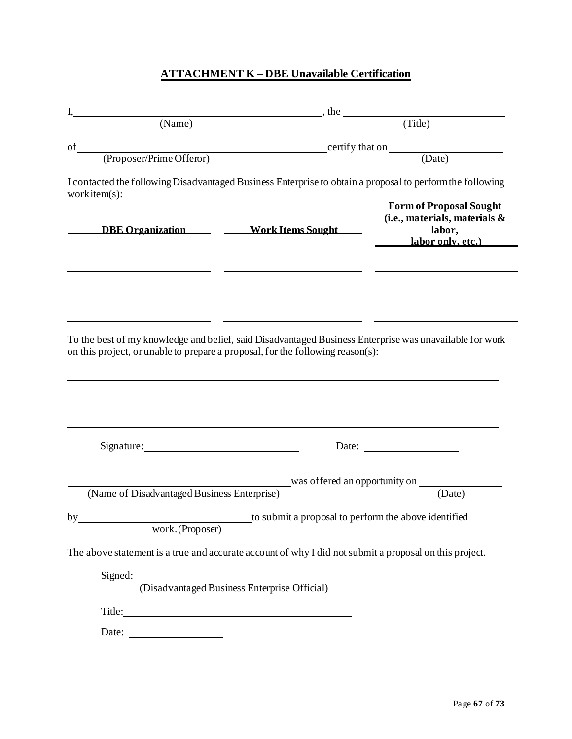## ATTACHMENT K – DBE Unavailable Certification

I, \_\_\_\_\_\_\_\_\_\_\_\_\_\_\_\_\_\_\_\_\_\_\_\_\_\_\_\_\_\_ (Name), the \_\_\_\_\_\_\_\_\_\_\_\_\_\_\_\_\_\_\_\_ (Title)

of \_\_\_\_\_\_\_\_\_\_\_\_\_\_\_\_\_\_\_\_\_\_\_\_\_\_\_\_\_\_ (Proposer/Prime Offeror) certify that on \_\_\_\_\_\_\_\_\_\_\_\_\_\_\_\_\_\_\_\_ (Date)

I contacted the following Disadvantaged Business Enterprise to obtain a proposal to perform the following work item(s):

| DBE Organization | Work Items Sought | Form of Proposal Sought (i.e., materials, materials & labor, labor only, etc.) |
|---|---|---|
| | | |
| | | |
| | | |

To the best of my knowledge and belief, said Disadvantaged Business Enterprise was unavailable for work on this project, or unable to prepare a proposal, for the following reason(s):

\_\_\_\_\_\_\_\_\_\_\_\_\_\_\_\_\_\_\_\_\_\_\_\_\_\_\_\_\_\_\_\_\_\_\_\_\_\_\_\_\_\_\_\_\_\_\_\_\_\_\_\_\_\_\_\_

\_\_\_\_\_\_\_\_\_\_\_\_\_\_\_\_\_\_\_\_\_\_\_\_\_\_\_\_\_\_\_\_\_\_\_\_\_\_\_\_\_\_\_\_\_\_\_\_\_\_\_\_\_\_\_\_

\_\_\_\_\_\_\_\_\_\_\_\_\_\_\_\_\_\_\_\_\_\_\_\_\_\_\_\_\_\_\_\_\_\_\_\_\_\_\_\_\_\_\_\_\_\_\_\_\_\_\_\_\_\_\_\_

Signature: \_\_\_\_\_\_\_\_\_\_\_\_\_\_\_\_\_\_\_\_\_\_\_\_\_\_ Date: \_\_\_\_\_\_\_\_\_\_\_\_\_\_\_\_

\_\_\_\_\_\_\_\_\_\_\_\_\_\_\_\_\_\_\_\_\_\_\_\_\_\_\_\_\_\_ (Name of Disadvantaged Business Enterprise) was offered an opportunity on \_\_\_\_\_\_\_\_\_\_\_\_\_\_ (Date)

by \_\_\_\_\_\_\_\_\_\_\_\_\_\_\_\_\_\_\_\_\_\_\_\_\_\_ (Proposer) to submit a proposal to perform the above identified work.

The above statement is a true and accurate account of why I did not submit a proposal on this project.

Signed: \_\_\_\_\_\_\_\_\_\_\_\_\_\_\_\_\_\_\_\_\_\_\_\_\_\_\_\_\_\_\_\_\_\_\_\_
(Disadvantaged Business Enterprise Official)

Title: \_\_\_\_\_\_\_\_\_\_\_\_\_\_\_\_\_\_\_\_\_\_\_\_\_\_\_\_\_\_\_\_\_\_\_\_

Date: \_\_\_\_\_\_\_\_\_\_\_\_\_\_\_\_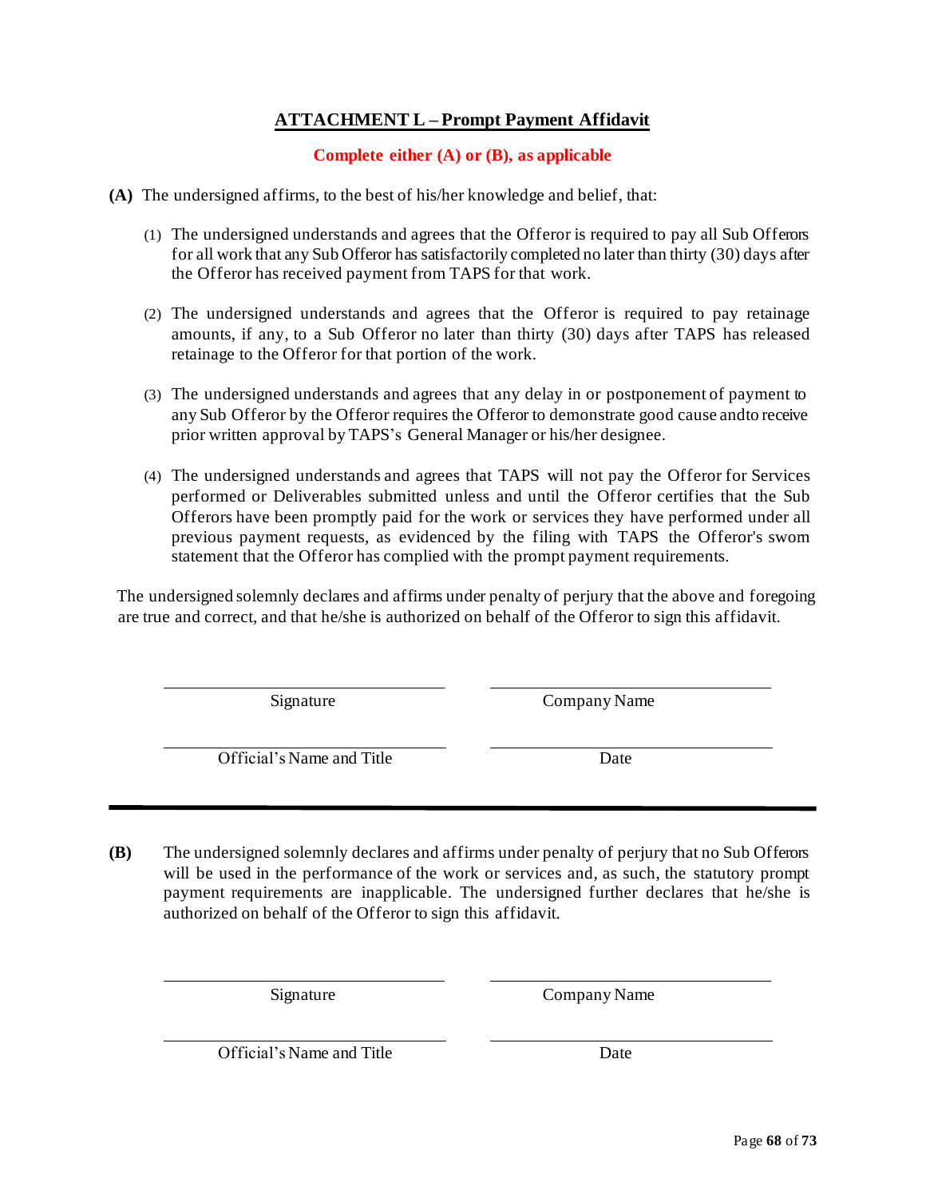## ATTACHMENT L – Prompt Payment Affidavit

**Complete either (A) or (B), as applicable**

**(A)** The undersigned affirms, to the best of his/her knowledge and belief, that:

(1) The undersigned understands and agrees that the Offeror is required to pay all Sub Offerors for all work that any Sub Offeror has satisfactorily completed no later than thirty (30) days after the Offeror has received payment from TAPS for that work.

(2) The undersigned understands and agrees that the Offeror is required to pay retainage amounts, if any, to a Sub Offeror no later than thirty (30) days after TAPS has released retainage to the Offeror for that portion of the work.

(3) The undersigned understands and agrees that any delay in or postponement of payment to any Sub Offeror by the Offeror requires the Offeror to demonstrate good cause andto receive prior written approval by TAPS's General Manager or his/her designee.

(4) The undersigned understands and agrees that TAPS will not pay the Offeror for Services performed or Deliverables submitted unless and until the Offeror certifies that the Sub Offerors have been promptly paid for the work or services they have performed under all previous payment requests, as evidenced by the filing with TAPS the Offeror's sworn statement that the Offeror has complied with the prompt payment requirements.

The undersigned solemnly declares and affirms under penalty of perjury that the above and foregoing are true and correct, and that he/she is authorized on behalf of the Offeror to sign this affidavit.

| | |
|---|---|
| ______________________ | ______________________ |
| Signature | Company Name |
| ______________________ | ______________________ |
| Official's Name and Title | Date |

---

**(B)** The undersigned solemnly declares and affirms under penalty of perjury that no Sub Offerors will be used in the performance of the work or services and, as such, the statutory prompt payment requirements are inapplicable. The undersigned further declares that he/she is authorized on behalf of the Offeror to sign this affidavit.

| | |
|---|---|
| ______________________ | ______________________ |
| Signature | Company Name |
| ______________________ | ______________________ |
| Official's Name and Title | Date |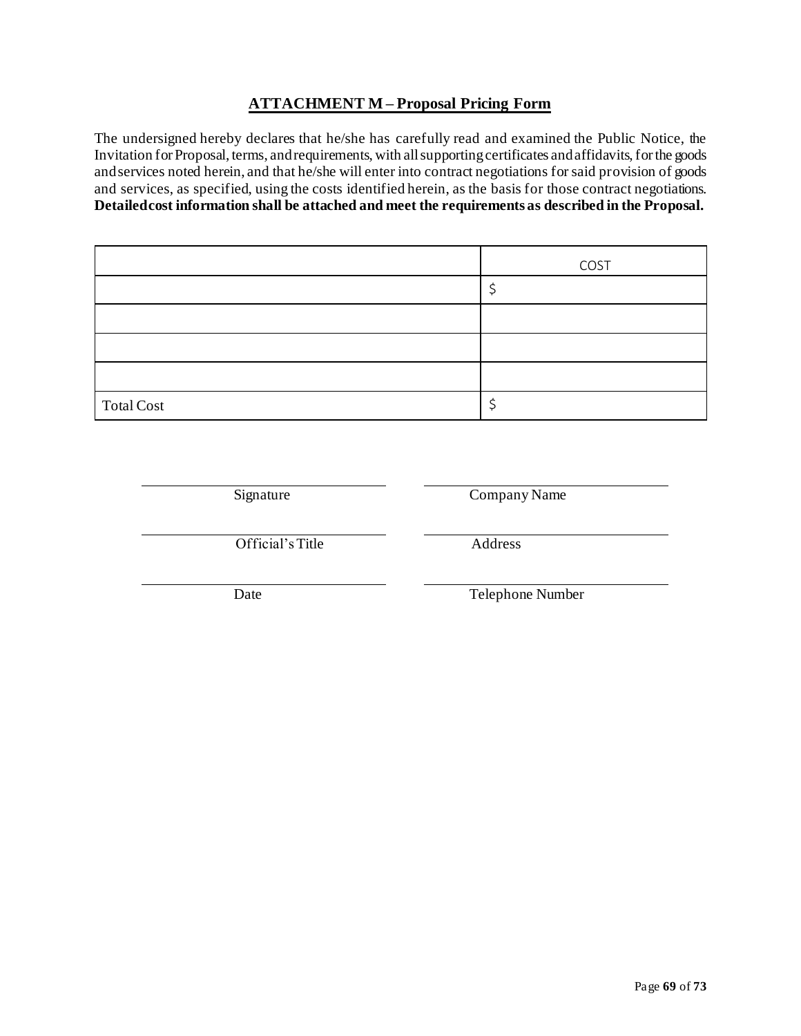## ATTACHMENT M – Proposal Pricing Form

The undersigned hereby declares that he/she has carefully read and examined the Public Notice, the Invitation for Proposal, terms, and requirements, with all supporting certificates and affidavits, for the goods and services noted herein, and that he/she will enter into contract negotiations for said provision of goods and services, as specified, using the costs identified herein, as the basis for those contract negotiations. **Detailed cost information shall be attached and meet the requirements as described in the Proposal.**

| | COST |
|---|---|
| | $ |
| | |
| | |
| | |
| Total Cost | $ |

| | |
|---|---|
| \_\_\_\_\_\_\_\_\_\_\_\_\_\_\_\_\_\_\_\_\_\_\_\_ | \_\_\_\_\_\_\_\_\_\_\_\_\_\_\_\_\_\_\_\_\_\_\_\_ |
| Signature | Company Name |
| \_\_\_\_\_\_\_\_\_\_\_\_\_\_\_\_\_\_\_\_\_\_\_\_ | \_\_\_\_\_\_\_\_\_\_\_\_\_\_\_\_\_\_\_\_\_\_\_\_ |
| Official's Title | Address |
| \_\_\_\_\_\_\_\_\_\_\_\_\_\_\_\_\_\_\_\_\_\_\_\_ | \_\_\_\_\_\_\_\_\_\_\_\_\_\_\_\_\_\_\_\_\_\_\_\_ |
| Date | Telephone Number |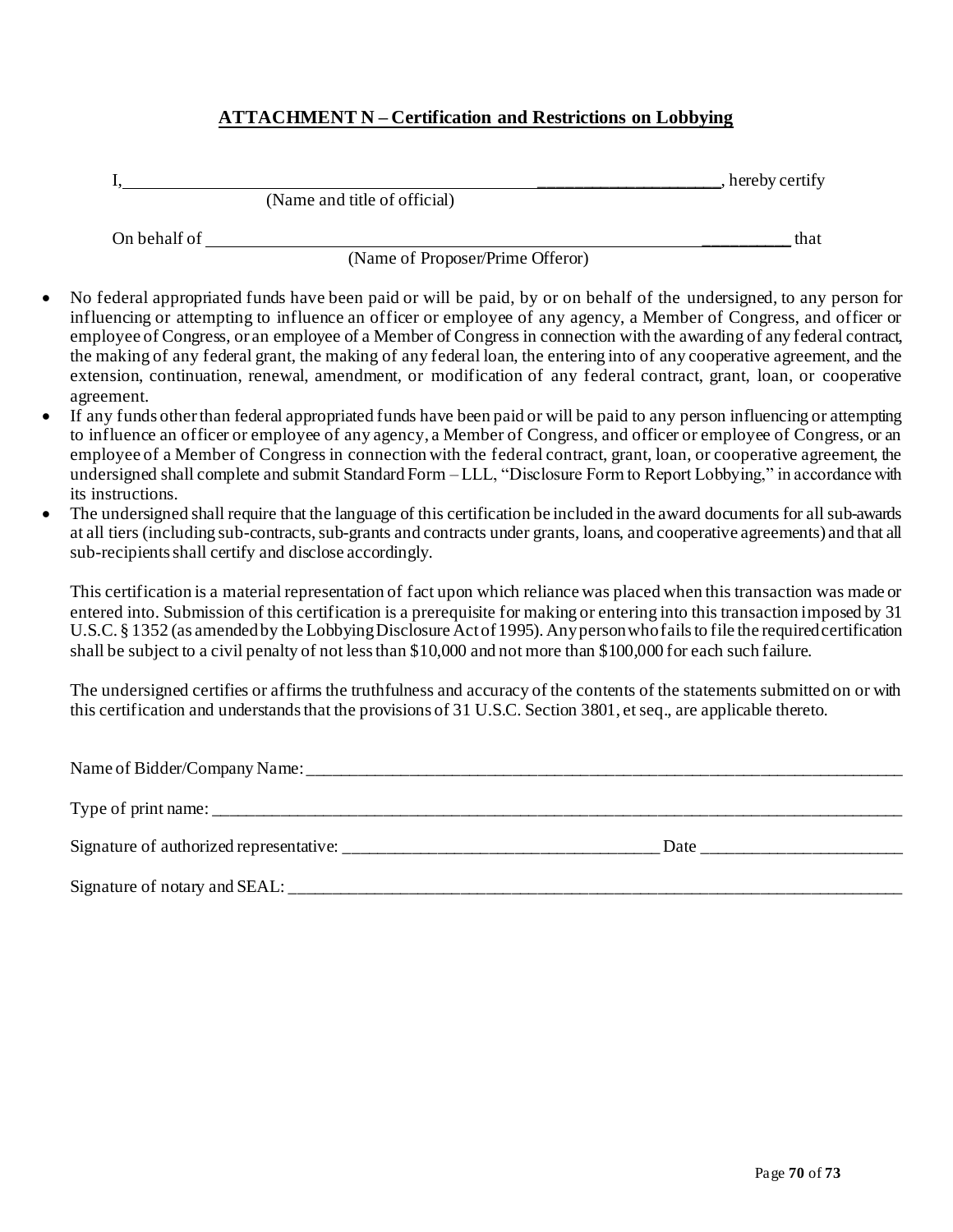## ATTACHMENT N – Certification and Restrictions on Lobbying

I, ______________________________________________________________________, hereby certify
(Name and title of official)

On behalf of ____________________________________________________________ that
(Name of Proposer/Prime Offeror)

- No federal appropriated funds have been paid or will be paid, by or on behalf of the undersigned, to any person for influencing or attempting to influence an officer or employee of any agency, a Member of Congress, and officer or employee of Congress, or an employee of a Member of Congress in connection with the awarding of any federal contract, the making of any federal grant, the making of any federal loan, the entering into of any cooperative agreement, and the extension, continuation, renewal, amendment, or modification of any federal contract, grant, loan, or cooperative agreement.
- If any funds other than federal appropriated funds have been paid or will be paid to any person influencing or attempting to influence an officer or employee of any agency, a Member of Congress, and officer or employee of Congress, or an employee of a Member of Congress in connection with the federal contract, grant, loan, or cooperative agreement, the undersigned shall complete and submit Standard Form – LLL, "Disclosure Form to Report Lobbying," in accordance with its instructions.
- The undersigned shall require that the language of this certification be included in the award documents for all sub-awards at all tiers (including sub-contracts, sub-grants and contracts under grants, loans, and cooperative agreements) and that all sub-recipients shall certify and disclose accordingly.

This certification is a material representation of fact upon which reliance was placed when this transaction was made or entered into. Submission of this certification is a prerequisite for making or entering into this transaction imposed by 31 U.S.C. § 1352 (as amended by the Lobbying Disclosure Act of 1995). Any person who fails to file the required certification shall be subject to a civil penalty of not less than $10,000 and not more than $100,000 for each such failure.

The undersigned certifies or affirms the truthfulness and accuracy of the contents of the statements submitted on or with this certification and understands that the provisions of 31 U.S.C. Section 3801, et seq., are applicable thereto.

Name of Bidder/Company Name: ______________________________________________________________

Type of print name: ______________________________________________________________________

Signature of authorized representative: ___________________________________ Date ______________________

Signature of notary and SEAL: ______________________________________________________________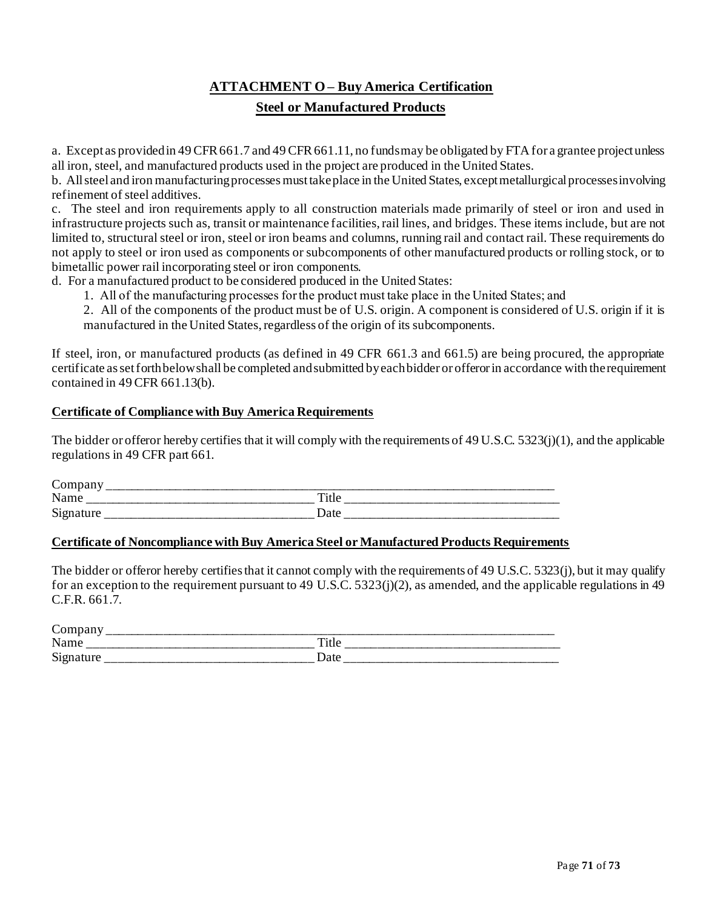## ATTACHMENT O – Buy America Certification

## Steel or Manufactured Products

a. Except as provided in 49 CFR 661.7 and 49 CFR 661.11, no funds may be obligated by FTA for a grantee project unless all iron, steel, and manufactured products used in the project are produced in the United States.
b. All steel and iron manufacturing processes must take place in the United States, except metallurgical processes involving refinement of steel additives.
c. The steel and iron requirements apply to all construction materials made primarily of steel or iron and used in infrastructure projects such as, transit or maintenance facilities, rail lines, and bridges. These items include, but are not limited to, structural steel or iron, steel or iron beams and columns, running rail and contact rail. These requirements do not apply to steel or iron used as components or subcomponents of other manufactured products or rolling stock, or to bimetallic power rail incorporating steel or iron components.
d. For a manufactured product to be considered produced in the United States:

1. All of the manufacturing processes for the product must take place in the United States; and
2. All of the components of the product must be of U.S. origin. A component is considered of U.S. origin if it is manufactured in the United States, regardless of the origin of its subcomponents.

If steel, iron, or manufactured products (as defined in 49 CFR 661.3 and 661.5) are being procured, the appropriate certificate as set forth below shall be completed and submitted by each bidder or offeror in accordance with the requirement contained in 49 CFR 661.13(b).

**Certificate of Compliance with Buy America Requirements**

The bidder or offeror hereby certifies that it will comply with the requirements of 49 U.S.C. 5323(j)(1), and the applicable regulations in 49 CFR part 661.

Company ___________________________________________________________________________
Name ___________________________________ Title ___________________________________
Signature ________________________________ Date ___________________________________

**Certificate of Noncompliance with Buy America Steel or Manufactured Products Requirements**

The bidder or offeror hereby certifies that it cannot comply with the requirements of 49 U.S.C. 5323(j), but it may qualify for an exception to the requirement pursuant to 49 U.S.C. 5323(j)(2), as amended, and the applicable regulations in 49 C.F.R. 661.7.

Company ___________________________________________________________________________
Name ___________________________________ Title ___________________________________
Signature ________________________________ Date ___________________________________